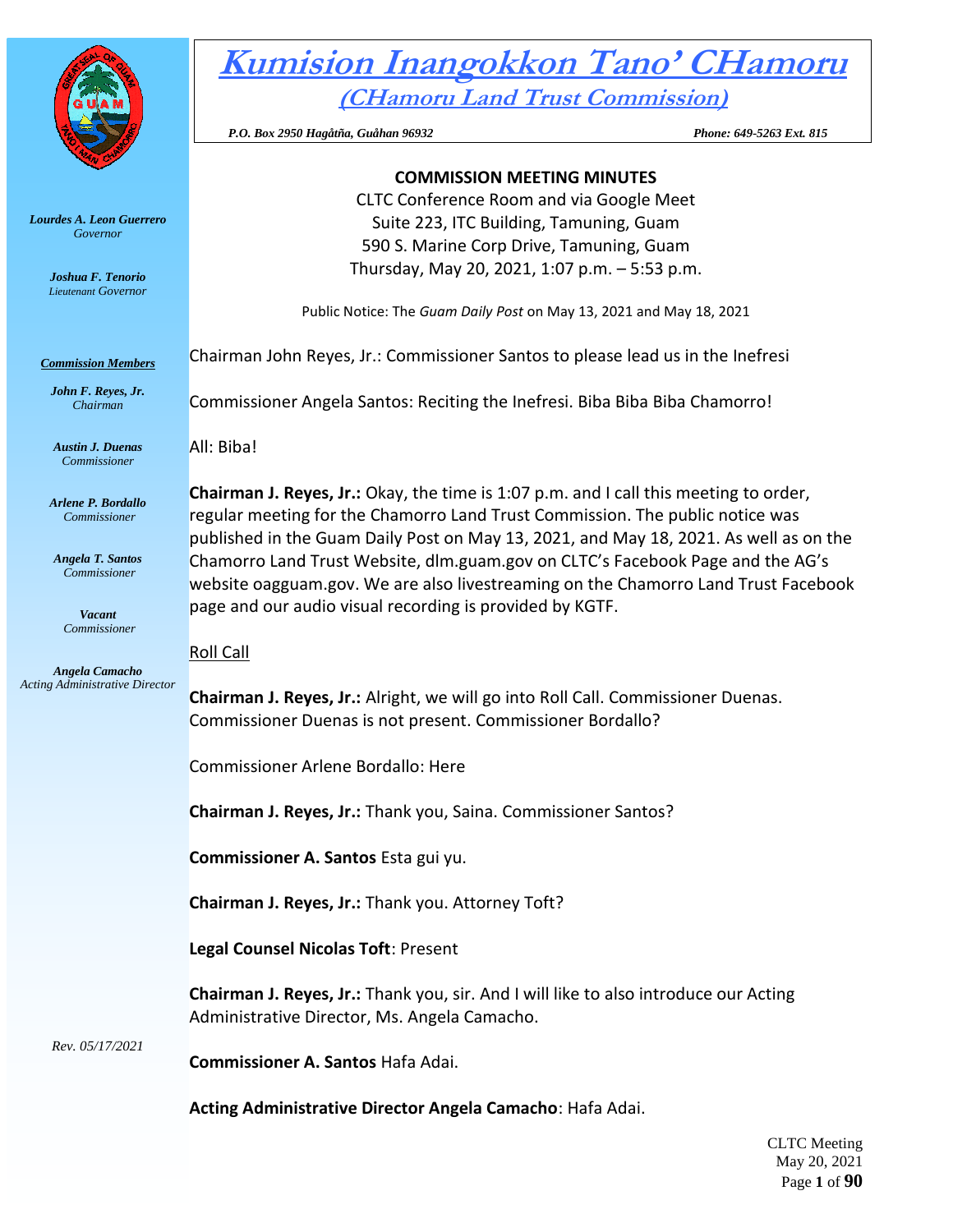# Kumision Inangokkon Tano' CHamoru

## (CHamoru Land Trust Commission)

*P.O. Box 2950 Hagåtña, Guåhan 96932* *Phone: 649-5263 Ext. 815*

*Lourdes A. Leon Guerrero*
*Governor*

*Joshua F. Tenorio*
*Lieutenant Governor*

***Commission Members***

*John F. Reyes, Jr.*
*Chairman*

*Austin J. Duenas*
*Commissioner*

*Arlene P. Bordallo*
*Commissioner*

*Angela T. Santos*
*Commissioner*

*Vacant*
*Commissioner*

*Angela Camacho*
*Acting Administrative Director*

*Rev. 05/17/2021*

**COMMISSION MEETING MINUTES**

CLTC Conference Room and via Google Meet
Suite 223, ITC Building, Tamuning, Guam
590 S. Marine Corp Drive, Tamuning, Guam
Thursday, May 20, 2021, 1:07 p.m. – 5:53 p.m.

Public Notice: The *Guam Daily Post* on May 13, 2021 and May 18, 2021

Chairman John Reyes, Jr.: Commissioner Santos to please lead us in the Inefresi

Commissioner Angela Santos: Reciting the Inefresi. Biba Biba Biba Chamorro!

All: Biba!

**Chairman J. Reyes, Jr.:** Okay, the time is 1:07 p.m. and I call this meeting to order, regular meeting for the Chamorro Land Trust Commission. The public notice was published in the Guam Daily Post on May 13, 2021, and May 18, 2021. As well as on the Chamorro Land Trust Website, dlm.guam.gov on CLTC's Facebook Page and the AG's website oagguam.gov. We are also livestreaming on the Chamorro Land Trust Facebook page and our audio visual recording is provided by KGTF.

Roll Call

**Chairman J. Reyes, Jr.:** Alright, we will go into Roll Call. Commissioner Duenas. Commissioner Duenas is not present. Commissioner Bordallo?

Commissioner Arlene Bordallo: Here

**Chairman J. Reyes, Jr.:** Thank you, Saina. Commissioner Santos?

**Commissioner A. Santos** Esta gui yu.

**Chairman J. Reyes, Jr.:** Thank you. Attorney Toft?

**Legal Counsel Nicolas Toft**: Present

**Chairman J. Reyes, Jr.:** Thank you, sir. And I will like to also introduce our Acting Administrative Director, Ms. Angela Camacho.

**Commissioner A. Santos** Hafa Adai.

**Acting Administrative Director Angela Camacho**: Hafa Adai.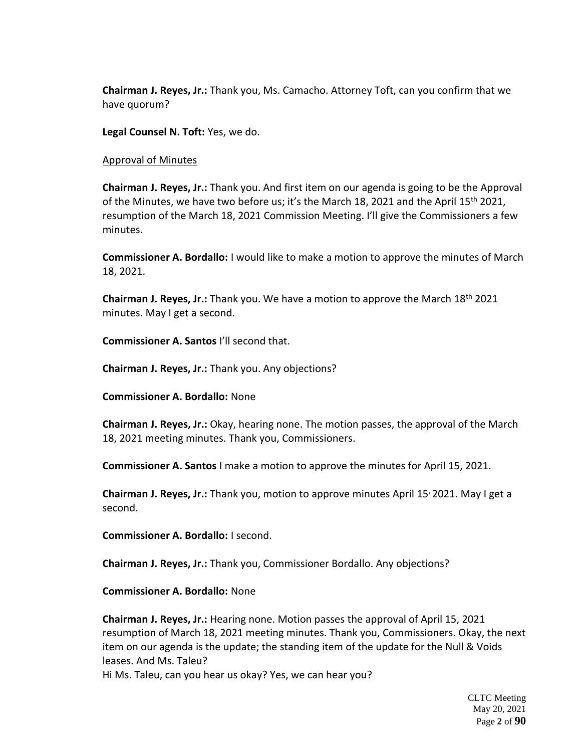**Chairman J. Reyes, Jr.:** Thank you, Ms. Camacho. Attorney Toft, can you confirm that we have quorum?

**Legal Counsel N. Toft:** Yes, we do.

Approval of Minutes

**Chairman J. Reyes, Jr.:** Thank you. And first item on our agenda is going to be the Approval of the Minutes, we have two before us; it's the March 18, 2021 and the April 15th 2021, resumption of the March 18, 2021 Commission Meeting. I'll give the Commissioners a few minutes.

**Commissioner A. Bordallo:** I would like to make a motion to approve the minutes of March 18, 2021.

**Chairman J. Reyes, Jr.:** Thank you. We have a motion to approve the March 18th 2021 minutes. May I get a second.

**Commissioner A. Santos** I'll second that.

**Chairman J. Reyes, Jr.:** Thank you. Any objections?

**Commissioner A. Bordallo:** None

**Chairman J. Reyes, Jr.:** Okay, hearing none. The motion passes, the approval of the March 18, 2021 meeting minutes. Thank you, Commissioners.

**Commissioner A. Santos** I make a motion to approve the minutes for April 15, 2021.

**Chairman J. Reyes, Jr.:** Thank you, motion to approve minutes April 15, 2021. May I get a second.

**Commissioner A. Bordallo:** I second.

**Chairman J. Reyes, Jr.:** Thank you, Commissioner Bordallo. Any objections?

**Commissioner A. Bordallo:** None

**Chairman J. Reyes, Jr.:** Hearing none. Motion passes the approval of April 15, 2021 resumption of March 18, 2021 meeting minutes. Thank you, Commissioners. Okay, the next item on our agenda is the update; the standing item of the update for the Null & Voids leases. And Ms. Taleu?
Hi Ms. Taleu, can you hear us okay? Yes, we can hear you?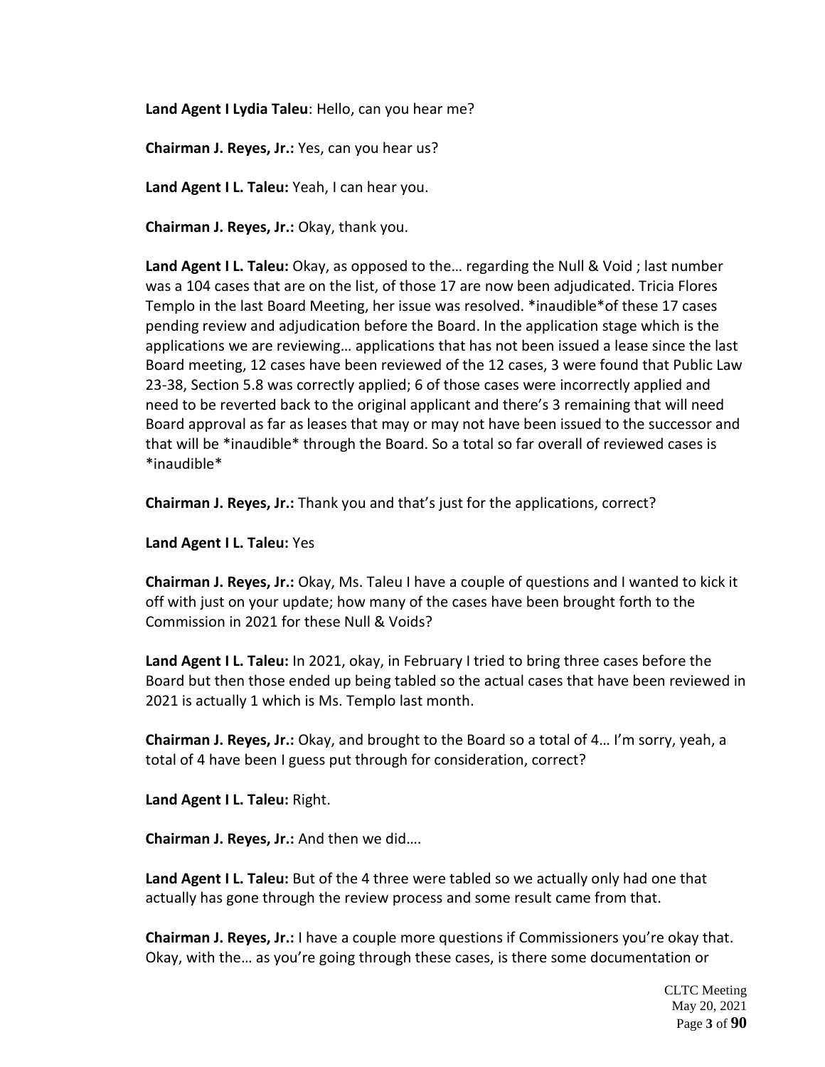**Land Agent I Lydia Taleu**: Hello, can you hear me?

**Chairman J. Reyes, Jr.:** Yes, can you hear us?

**Land Agent I L. Taleu:** Yeah, I can hear you.

**Chairman J. Reyes, Jr.:** Okay, thank you.

**Land Agent I L. Taleu:** Okay, as opposed to the… regarding the Null & Void ; last number was a 104 cases that are on the list, of those 17 are now been adjudicated. Tricia Flores Templo in the last Board Meeting, her issue was resolved. *inaudible*of these 17 cases pending review and adjudication before the Board. In the application stage which is the applications we are reviewing… applications that has not been issued a lease since the last Board meeting, 12 cases have been reviewed of the 12 cases, 3 were found that Public Law 23-38, Section 5.8 was correctly applied; 6 of those cases were incorrectly applied and need to be reverted back to the original applicant and there's 3 remaining that will need Board approval as far as leases that may or may not have been issued to the successor and that will be *inaudible* through the Board. So a total so far overall of reviewed cases is *inaudible*

**Chairman J. Reyes, Jr.:** Thank you and that's just for the applications, correct?

**Land Agent I L. Taleu:** Yes

**Chairman J. Reyes, Jr.:** Okay, Ms. Taleu I have a couple of questions and I wanted to kick it off with just on your update; how many of the cases have been brought forth to the Commission in 2021 for these Null & Voids?

**Land Agent I L. Taleu:** In 2021, okay, in February I tried to bring three cases before the Board but then those ended up being tabled so the actual cases that have been reviewed in 2021 is actually 1 which is Ms. Templo last month.

**Chairman J. Reyes, Jr.:** Okay, and brought to the Board so a total of 4… I'm sorry, yeah, a total of 4 have been I guess put through for consideration, correct?

**Land Agent I L. Taleu:** Right.

**Chairman J. Reyes, Jr.:** And then we did….

**Land Agent I L. Taleu:** But of the 4 three were tabled so we actually only had one that actually has gone through the review process and some result came from that.

**Chairman J. Reyes, Jr.:** I have a couple more questions if Commissioners you're okay that. Okay, with the… as you're going through these cases, is there some documentation or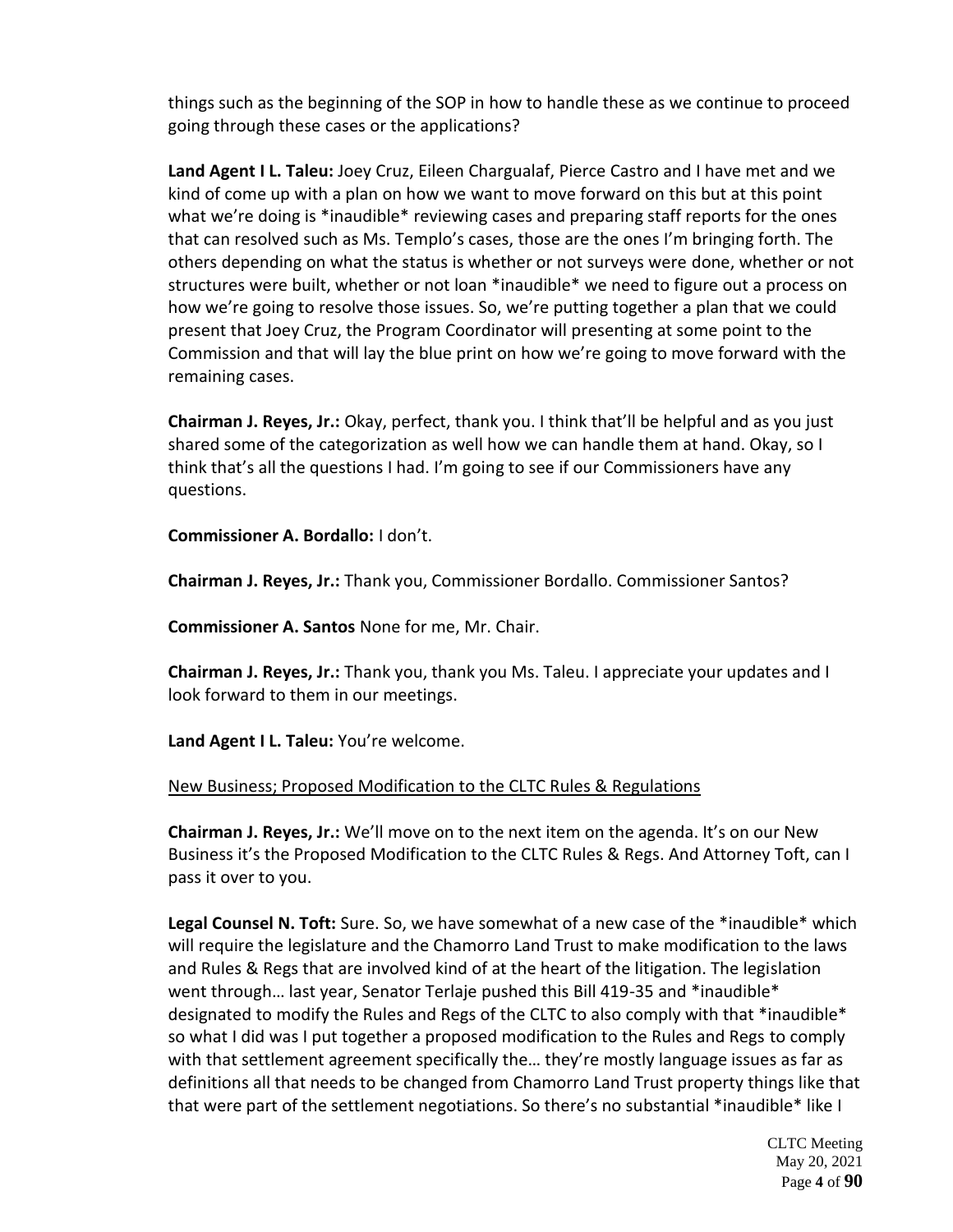things such as the beginning of the SOP in how to handle these as we continue to proceed going through these cases or the applications?

**Land Agent I L. Taleu:** Joey Cruz, Eileen Chargualaf, Pierce Castro and I have met and we kind of come up with a plan on how we want to move forward on this but at this point what we're doing is *inaudible* reviewing cases and preparing staff reports for the ones that can resolved such as Ms. Templo's cases, those are the ones I'm bringing forth. The others depending on what the status is whether or not surveys were done, whether or not structures were built, whether or not loan *inaudible* we need to figure out a process on how we're going to resolve those issues. So, we're putting together a plan that we could present that Joey Cruz, the Program Coordinator will presenting at some point to the Commission and that will lay the blue print on how we're going to move forward with the remaining cases.

**Chairman J. Reyes, Jr.:** Okay, perfect, thank you. I think that'll be helpful and as you just shared some of the categorization as well how we can handle them at hand. Okay, so I think that's all the questions I had. I'm going to see if our Commissioners have any questions.

**Commissioner A. Bordallo:** I don't.

**Chairman J. Reyes, Jr.:** Thank you, Commissioner Bordallo. Commissioner Santos?

**Commissioner A. Santos** None for me, Mr. Chair.

**Chairman J. Reyes, Jr.:** Thank you, thank you Ms. Taleu. I appreciate your updates and I look forward to them in our meetings.

**Land Agent I L. Taleu:** You're welcome.

<u>New Business; Proposed Modification to the CLTC Rules & Regulations</u>

**Chairman J. Reyes, Jr.:** We'll move on to the next item on the agenda. It's on our New Business it's the Proposed Modification to the CLTC Rules & Regs. And Attorney Toft, can I pass it over to you.

**Legal Counsel N. Toft:** Sure. So, we have somewhat of a new case of the *inaudible* which will require the legislature and the Chamorro Land Trust to make modification to the laws and Rules & Regs that are involved kind of at the heart of the litigation. The legislation went through… last year, Senator Terlaje pushed this Bill 419-35 and *inaudible* designated to modify the Rules and Regs of the CLTC to also comply with that *inaudible* so what I did was I put together a proposed modification to the Rules and Regs to comply with that settlement agreement specifically the… they're mostly language issues as far as definitions all that needs to be changed from Chamorro Land Trust property things like that that were part of the settlement negotiations. So there's no substantial *inaudible* like I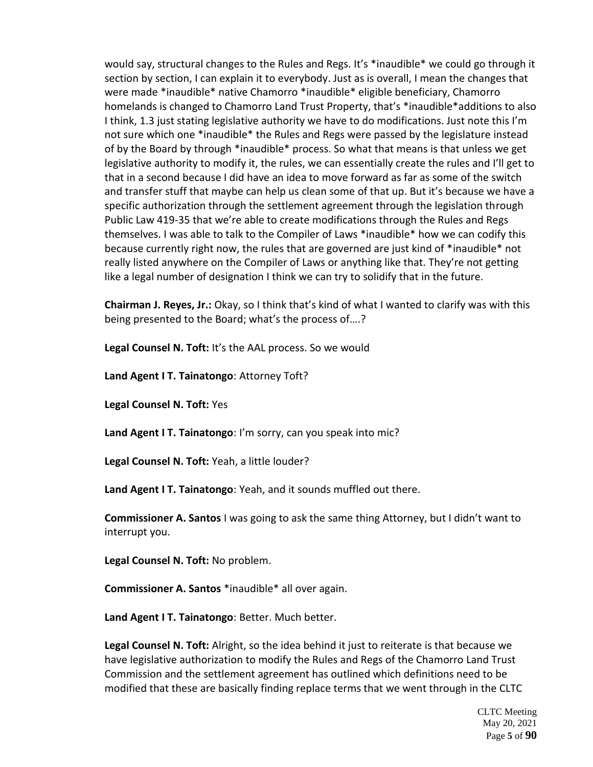would say, structural changes to the Rules and Regs. It's *inaudible* we could go through it section by section, I can explain it to everybody. Just as is overall, I mean the changes that were made *inaudible* native Chamorro *inaudible* eligible beneficiary, Chamorro homelands is changed to Chamorro Land Trust Property, that's *inaudible*additions to also I think, 1.3 just stating legislative authority we have to do modifications. Just note this I'm not sure which one *inaudible* the Rules and Regs were passed by the legislature instead of by the Board by through *inaudible* process. So what that means is that unless we get legislative authority to modify it, the rules, we can essentially create the rules and I'll get to that in a second because I did have an idea to move forward as far as some of the switch and transfer stuff that maybe can help us clean some of that up. But it's because we have a specific authorization through the settlement agreement through the legislation through Public Law 419-35 that we're able to create modifications through the Rules and Regs themselves. I was able to talk to the Compiler of Laws *inaudible* how we can codify this because currently right now, the rules that are governed are just kind of *inaudible* not really listed anywhere on the Compiler of Laws or anything like that. They're not getting like a legal number of designation I think we can try to solidify that in the future.

**Chairman J. Reyes, Jr.:** Okay, so I think that's kind of what I wanted to clarify was with this being presented to the Board; what's the process of….?

**Legal Counsel N. Toft:** It's the AAL process. So we would

**Land Agent I T. Tainatongo**: Attorney Toft?

**Legal Counsel N. Toft:** Yes

**Land Agent I T. Tainatongo**: I'm sorry, can you speak into mic?

**Legal Counsel N. Toft:** Yeah, a little louder?

**Land Agent I T. Tainatongo**: Yeah, and it sounds muffled out there.

**Commissioner A. Santos** I was going to ask the same thing Attorney, but I didn't want to interrupt you.

**Legal Counsel N. Toft:** No problem.

**Commissioner A. Santos** *inaudible* all over again.

**Land Agent I T. Tainatongo**: Better. Much better.

**Legal Counsel N. Toft:** Alright, so the idea behind it just to reiterate is that because we have legislative authorization to modify the Rules and Regs of the Chamorro Land Trust Commission and the settlement agreement has outlined which definitions need to be modified that these are basically finding replace terms that we went through in the CLTC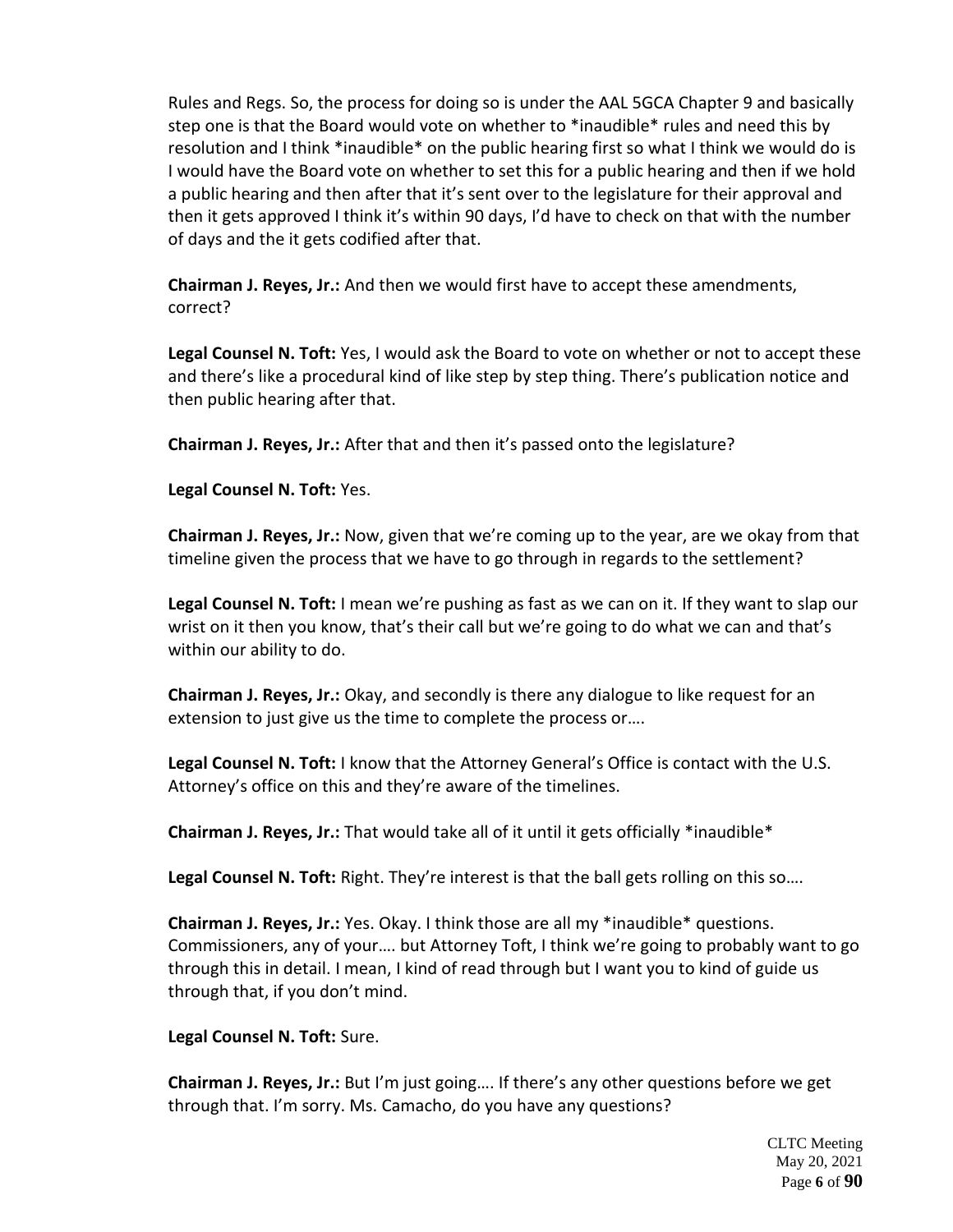Rules and Regs. So, the process for doing so is under the AAL 5GCA Chapter 9 and basically step one is that the Board would vote on whether to *inaudible* rules and need this by resolution and I think *inaudible* on the public hearing first so what I think we would do is I would have the Board vote on whether to set this for a public hearing and then if we hold a public hearing and then after that it's sent over to the legislature for their approval and then it gets approved I think it's within 90 days, I'd have to check on that with the number of days and the it gets codified after that.

**Chairman J. Reyes, Jr.:** And then we would first have to accept these amendments, correct?

**Legal Counsel N. Toft:** Yes, I would ask the Board to vote on whether or not to accept these and there's like a procedural kind of like step by step thing. There's publication notice and then public hearing after that.

**Chairman J. Reyes, Jr.:** After that and then it's passed onto the legislature?

**Legal Counsel N. Toft:** Yes.

**Chairman J. Reyes, Jr.:** Now, given that we're coming up to the year, are we okay from that timeline given the process that we have to go through in regards to the settlement?

**Legal Counsel N. Toft:** I mean we're pushing as fast as we can on it. If they want to slap our wrist on it then you know, that's their call but we're going to do what we can and that's within our ability to do.

**Chairman J. Reyes, Jr.:** Okay, and secondly is there any dialogue to like request for an extension to just give us the time to complete the process or….

**Legal Counsel N. Toft:** I know that the Attorney General's Office is contact with the U.S. Attorney's office on this and they're aware of the timelines.

**Chairman J. Reyes, Jr.:** That would take all of it until it gets officially *inaudible*

**Legal Counsel N. Toft:** Right. They're interest is that the ball gets rolling on this so….

**Chairman J. Reyes, Jr.:** Yes. Okay. I think those are all my *inaudible* questions. Commissioners, any of your…. but Attorney Toft, I think we're going to probably want to go through this in detail. I mean, I kind of read through but I want you to kind of guide us through that, if you don't mind.

**Legal Counsel N. Toft:** Sure.

**Chairman J. Reyes, Jr.:** But I'm just going…. If there's any other questions before we get through that. I'm sorry. Ms. Camacho, do you have any questions?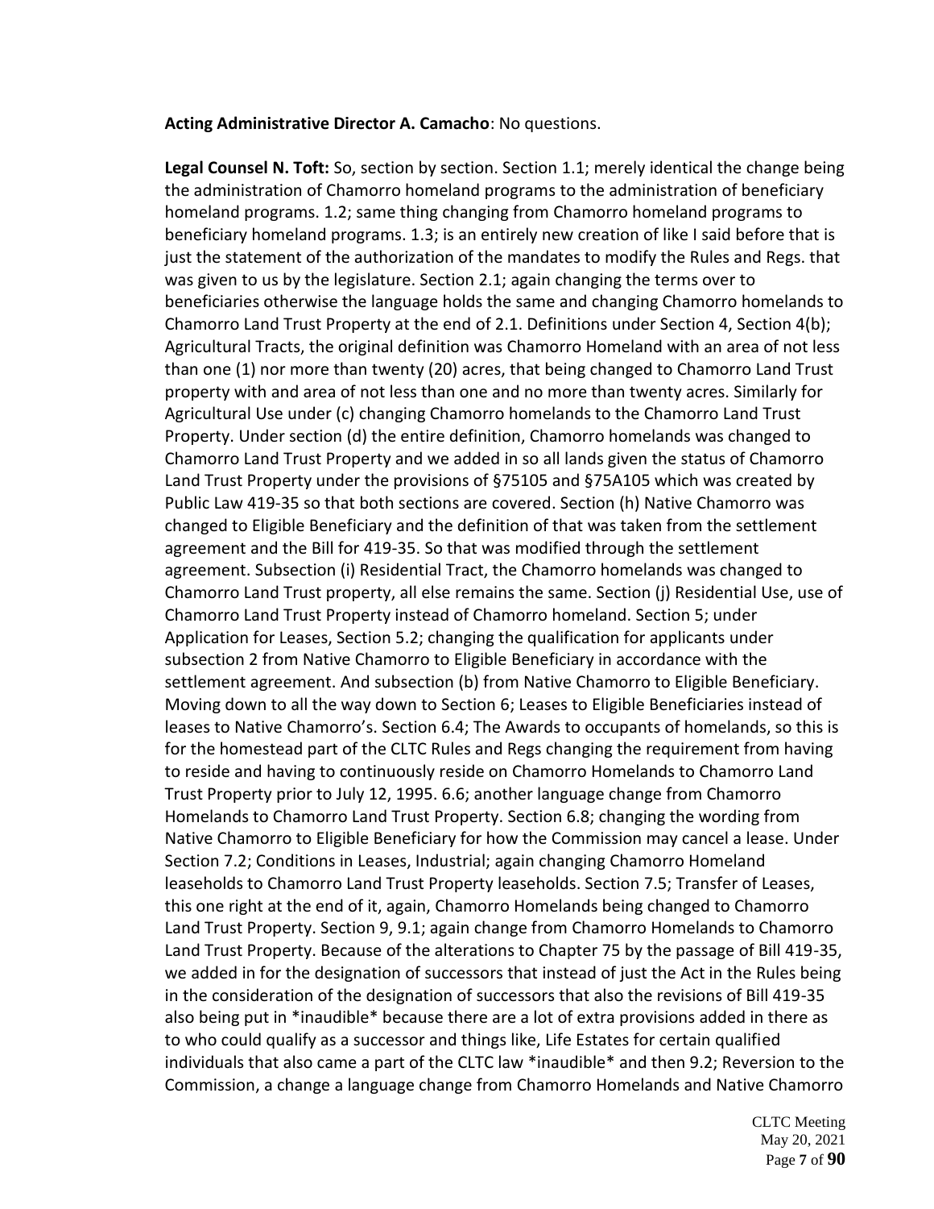**Acting Administrative Director A. Camacho**: No questions.

**Legal Counsel N. Toft:** So, section by section. Section 1.1; merely identical the change being the administration of Chamorro homeland programs to the administration of beneficiary homeland programs. 1.2; same thing changing from Chamorro homeland programs to beneficiary homeland programs. 1.3; is an entirely new creation of like I said before that is just the statement of the authorization of the mandates to modify the Rules and Regs. that was given to us by the legislature. Section 2.1; again changing the terms over to beneficiaries otherwise the language holds the same and changing Chamorro homelands to Chamorro Land Trust Property at the end of 2.1. Definitions under Section 4, Section 4(b); Agricultural Tracts, the original definition was Chamorro Homeland with an area of not less than one (1) nor more than twenty (20) acres, that being changed to Chamorro Land Trust property with and area of not less than one and no more than twenty acres. Similarly for Agricultural Use under (c) changing Chamorro homelands to the Chamorro Land Trust Property. Under section (d) the entire definition, Chamorro homelands was changed to Chamorro Land Trust Property and we added in so all lands given the status of Chamorro Land Trust Property under the provisions of §75105 and §75A105 which was created by Public Law 419-35 so that both sections are covered. Section (h) Native Chamorro was changed to Eligible Beneficiary and the definition of that was taken from the settlement agreement and the Bill for 419-35. So that was modified through the settlement agreement. Subsection (i) Residential Tract, the Chamorro homelands was changed to Chamorro Land Trust property, all else remains the same. Section (j) Residential Use, use of Chamorro Land Trust Property instead of Chamorro homeland. Section 5; under Application for Leases, Section 5.2; changing the qualification for applicants under subsection 2 from Native Chamorro to Eligible Beneficiary in accordance with the settlement agreement. And subsection (b) from Native Chamorro to Eligible Beneficiary. Moving down to all the way down to Section 6; Leases to Eligible Beneficiaries instead of leases to Native Chamorro's. Section 6.4; The Awards to occupants of homelands, so this is for the homestead part of the CLTC Rules and Regs changing the requirement from having to reside and having to continuously reside on Chamorro Homelands to Chamorro Land Trust Property prior to July 12, 1995. 6.6; another language change from Chamorro Homelands to Chamorro Land Trust Property. Section 6.8; changing the wording from Native Chamorro to Eligible Beneficiary for how the Commission may cancel a lease. Under Section 7.2; Conditions in Leases, Industrial; again changing Chamorro Homeland leaseholds to Chamorro Land Trust Property leaseholds. Section 7.5; Transfer of Leases, this one right at the end of it, again, Chamorro Homelands being changed to Chamorro Land Trust Property. Section 9, 9.1; again change from Chamorro Homelands to Chamorro Land Trust Property. Because of the alterations to Chapter 75 by the passage of Bill 419-35, we added in for the designation of successors that instead of just the Act in the Rules being in the consideration of the designation of successors that also the revisions of Bill 419-35 also being put in *inaudible* because there are a lot of extra provisions added in there as to who could qualify as a successor and things like, Life Estates for certain qualified individuals that also came a part of the CLTC law *inaudible* and then 9.2; Reversion to the Commission, a change a language change from Chamorro Homelands and Native Chamorro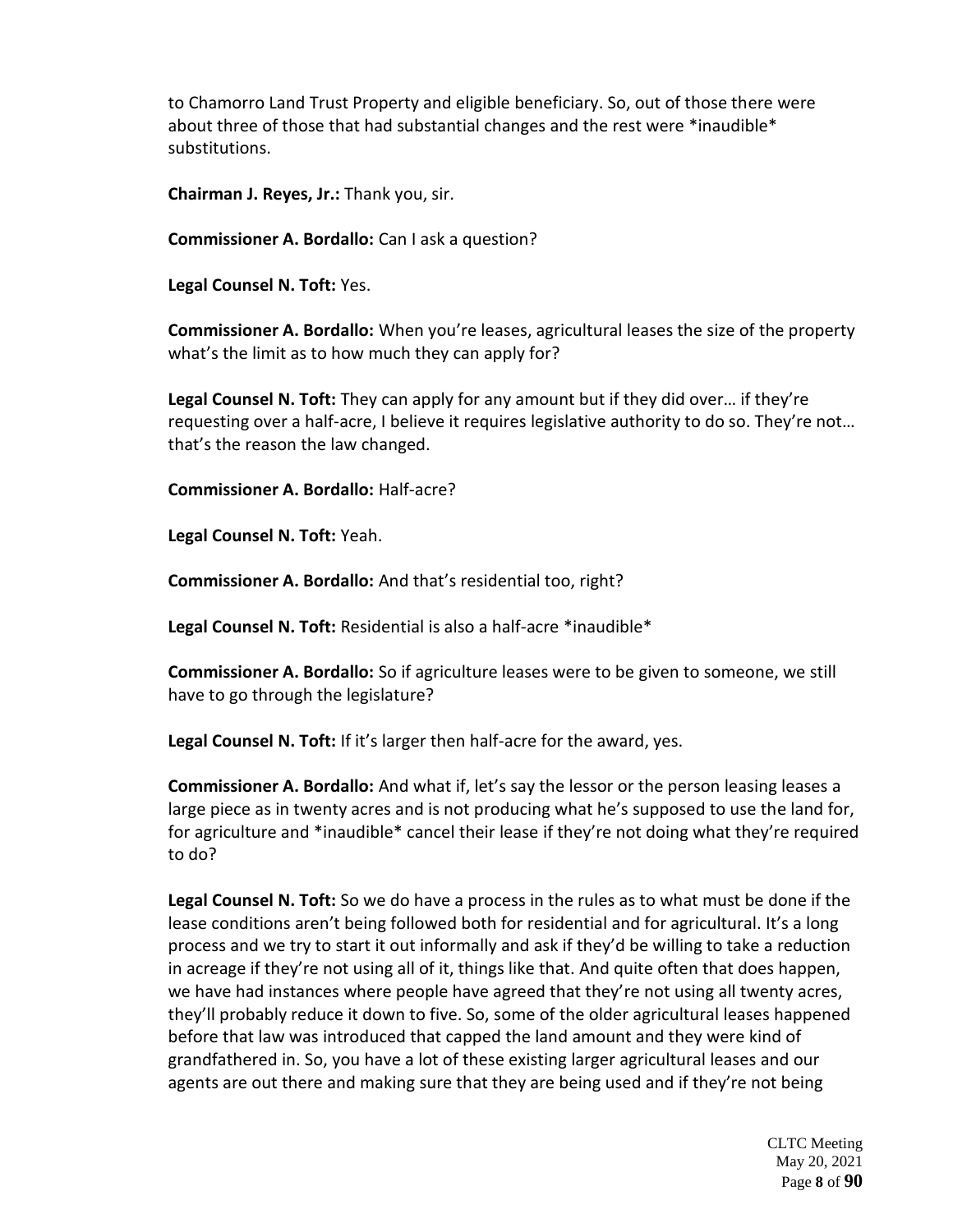to Chamorro Land Trust Property and eligible beneficiary. So, out of those there were about three of those that had substantial changes and the rest were *inaudible* substitutions.

**Chairman J. Reyes, Jr.:** Thank you, sir.

**Commissioner A. Bordallo:** Can I ask a question?

**Legal Counsel N. Toft:** Yes.

**Commissioner A. Bordallo:** When you're leases, agricultural leases the size of the property what's the limit as to how much they can apply for?

**Legal Counsel N. Toft:** They can apply for any amount but if they did over… if they're requesting over a half-acre, I believe it requires legislative authority to do so. They're not… that's the reason the law changed.

**Commissioner A. Bordallo:** Half-acre?

**Legal Counsel N. Toft:** Yeah.

**Commissioner A. Bordallo:** And that's residential too, right?

**Legal Counsel N. Toft:** Residential is also a half-acre *inaudible*

**Commissioner A. Bordallo:** So if agriculture leases were to be given to someone, we still have to go through the legislature?

**Legal Counsel N. Toft:** If it's larger then half-acre for the award, yes.

**Commissioner A. Bordallo:** And what if, let's say the lessor or the person leasing leases a large piece as in twenty acres and is not producing what he's supposed to use the land for, for agriculture and *inaudible* cancel their lease if they're not doing what they're required to do?

**Legal Counsel N. Toft:** So we do have a process in the rules as to what must be done if the lease conditions aren't being followed both for residential and for agricultural. It's a long process and we try to start it out informally and ask if they'd be willing to take a reduction in acreage if they're not using all of it, things like that. And quite often that does happen, we have had instances where people have agreed that they're not using all twenty acres, they'll probably reduce it down to five. So, some of the older agricultural leases happened before that law was introduced that capped the land amount and they were kind of grandfathered in. So, you have a lot of these existing larger agricultural leases and our agents are out there and making sure that they are being used and if they're not being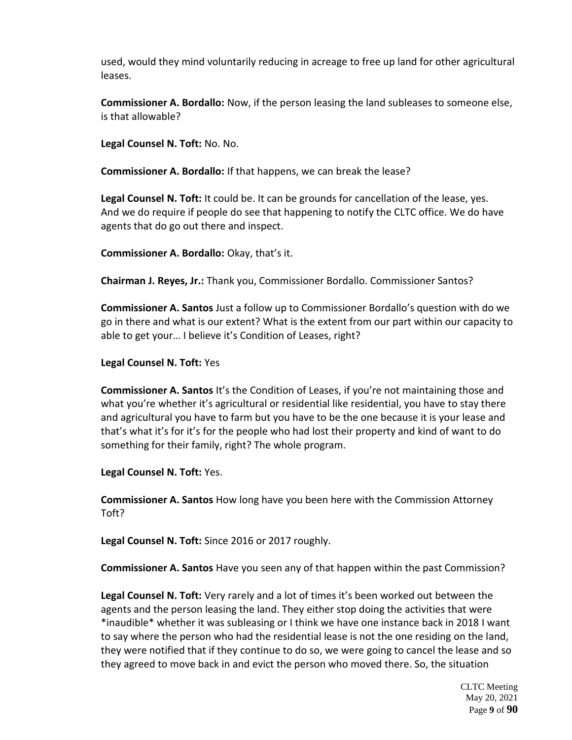used, would they mind voluntarily reducing in acreage to free up land for other agricultural leases.

**Commissioner A. Bordallo:** Now, if the person leasing the land subleases to someone else, is that allowable?

**Legal Counsel N. Toft:** No. No.

**Commissioner A. Bordallo:** If that happens, we can break the lease?

**Legal Counsel N. Toft:** It could be. It can be grounds for cancellation of the lease, yes. And we do require if people do see that happening to notify the CLTC office. We do have agents that do go out there and inspect.

**Commissioner A. Bordallo:** Okay, that's it.

**Chairman J. Reyes, Jr.:** Thank you, Commissioner Bordallo. Commissioner Santos?

**Commissioner A. Santos** Just a follow up to Commissioner Bordallo's question with do we go in there and what is our extent? What is the extent from our part within our capacity to able to get your… I believe it's Condition of Leases, right?

**Legal Counsel N. Toft:** Yes

**Commissioner A. Santos** It's the Condition of Leases, if you're not maintaining those and what you're whether it's agricultural or residential like residential, you have to stay there and agricultural you have to farm but you have to be the one because it is your lease and that's what it's for it's for the people who had lost their property and kind of want to do something for their family, right? The whole program.

**Legal Counsel N. Toft:** Yes.

**Commissioner A. Santos** How long have you been here with the Commission Attorney Toft?

**Legal Counsel N. Toft:** Since 2016 or 2017 roughly.

**Commissioner A. Santos** Have you seen any of that happen within the past Commission?

**Legal Counsel N. Toft:** Very rarely and a lot of times it's been worked out between the agents and the person leasing the land. They either stop doing the activities that were *inaudible* whether it was subleasing or I think we have one instance back in 2018 I want to say where the person who had the residential lease is not the one residing on the land, they were notified that if they continue to do so, we were going to cancel the lease and so they agreed to move back in and evict the person who moved there. So, the situation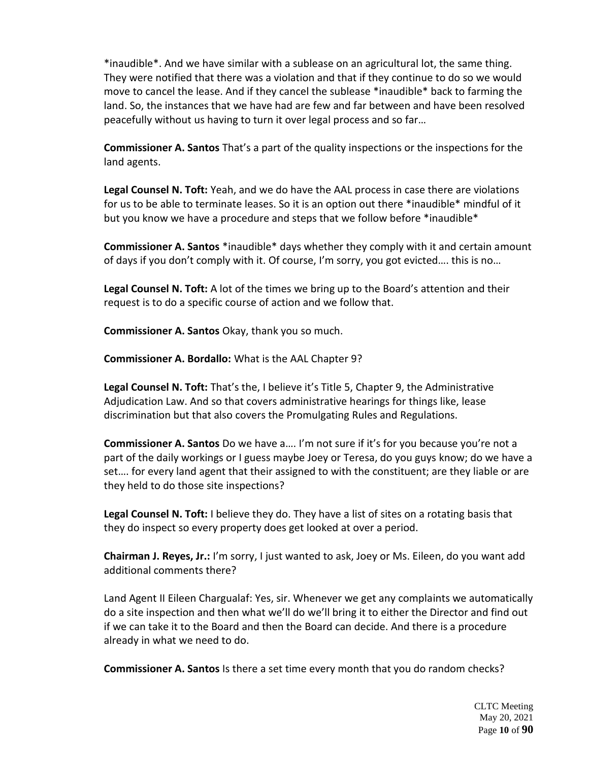*inaudible*. And we have similar with a sublease on an agricultural lot, the same thing. They were notified that there was a violation and that if they continue to do so we would move to cancel the lease. And if they cancel the sublease *inaudible* back to farming the land. So, the instances that we have had are few and far between and have been resolved peacefully without us having to turn it over legal process and so far…

**Commissioner A. Santos** That's a part of the quality inspections or the inspections for the land agents.

**Legal Counsel N. Toft:** Yeah, and we do have the AAL process in case there are violations for us to be able to terminate leases. So it is an option out there *inaudible* mindful of it but you know we have a procedure and steps that we follow before *inaudible*

**Commissioner A. Santos** *inaudible* days whether they comply with it and certain amount of days if you don't comply with it. Of course, I'm sorry, you got evicted…. this is no…

**Legal Counsel N. Toft:** A lot of the times we bring up to the Board's attention and their request is to do a specific course of action and we follow that.

**Commissioner A. Santos** Okay, thank you so much.

**Commissioner A. Bordallo:** What is the AAL Chapter 9?

**Legal Counsel N. Toft:** That's the, I believe it's Title 5, Chapter 9, the Administrative Adjudication Law. And so that covers administrative hearings for things like, lease discrimination but that also covers the Promulgating Rules and Regulations.

**Commissioner A. Santos** Do we have a…. I'm not sure if it's for you because you're not a part of the daily workings or I guess maybe Joey or Teresa, do you guys know; do we have a set…. for every land agent that their assigned to with the constituent; are they liable or are they held to do those site inspections?

**Legal Counsel N. Toft:** I believe they do. They have a list of sites on a rotating basis that they do inspect so every property does get looked at over a period.

**Chairman J. Reyes, Jr.:** I'm sorry, I just wanted to ask, Joey or Ms. Eileen, do you want add additional comments there?

Land Agent II Eileen Chargualaf: Yes, sir. Whenever we get any complaints we automatically do a site inspection and then what we'll do we'll bring it to either the Director and find out if we can take it to the Board and then the Board can decide. And there is a procedure already in what we need to do.

**Commissioner A. Santos** Is there a set time every month that you do random checks?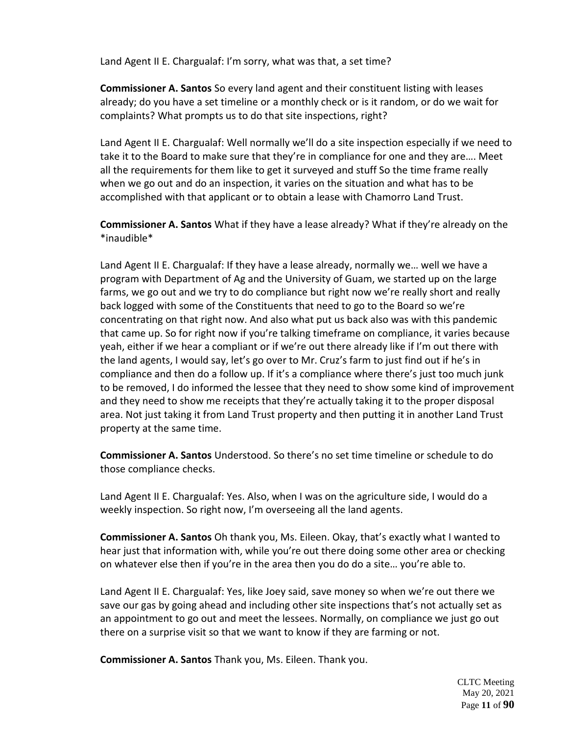Land Agent II E. Chargualaf: I'm sorry, what was that, a set time?

**Commissioner A. Santos** So every land agent and their constituent listing with leases already; do you have a set timeline or a monthly check or is it random, or do we wait for complaints? What prompts us to do that site inspections, right?

Land Agent II E. Chargualaf: Well normally we'll do a site inspection especially if we need to take it to the Board to make sure that they're in compliance for one and they are…. Meet all the requirements for them like to get it surveyed and stuff So the time frame really when we go out and do an inspection, it varies on the situation and what has to be accomplished with that applicant or to obtain a lease with Chamorro Land Trust.

**Commissioner A. Santos** What if they have a lease already? What if they're already on the *inaudible*

Land Agent II E. Chargualaf: If they have a lease already, normally we… well we have a program with Department of Ag and the University of Guam, we started up on the large farms, we go out and we try to do compliance but right now we're really short and really back logged with some of the Constituents that need to go to the Board so we're concentrating on that right now. And also what put us back also was with this pandemic that came up. So for right now if you're talking timeframe on compliance, it varies because yeah, either if we hear a compliant or if we're out there already like if I'm out there with the land agents, I would say, let's go over to Mr. Cruz's farm to just find out if he's in compliance and then do a follow up. If it's a compliance where there's just too much junk to be removed, I do informed the lessee that they need to show some kind of improvement and they need to show me receipts that they're actually taking it to the proper disposal area. Not just taking it from Land Trust property and then putting it in another Land Trust property at the same time.

**Commissioner A. Santos** Understood. So there's no set time timeline or schedule to do those compliance checks.

Land Agent II E. Chargualaf: Yes. Also, when I was on the agriculture side, I would do a weekly inspection. So right now, I'm overseeing all the land agents.

**Commissioner A. Santos** Oh thank you, Ms. Eileen. Okay, that's exactly what I wanted to hear just that information with, while you're out there doing some other area or checking on whatever else then if you're in the area then you do do a site… you're able to.

Land Agent II E. Chargualaf: Yes, like Joey said, save money so when we're out there we save our gas by going ahead and including other site inspections that's not actually set as an appointment to go out and meet the lessees. Normally, on compliance we just go out there on a surprise visit so that we want to know if they are farming or not.

**Commissioner A. Santos** Thank you, Ms. Eileen. Thank you.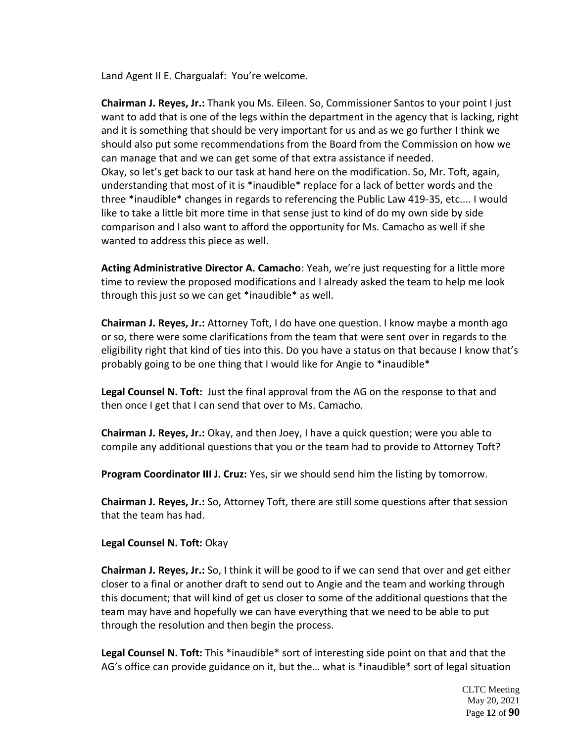Land Agent II E. Chargualaf: You're welcome.

**Chairman J. Reyes, Jr.:** Thank you Ms. Eileen. So, Commissioner Santos to your point I just want to add that is one of the legs within the department in the agency that is lacking, right and it is something that should be very important for us and as we go further I think we should also put some recommendations from the Board from the Commission on how we can manage that and we can get some of that extra assistance if needed.
Okay, so let's get back to our task at hand here on the modification. So, Mr. Toft, again, understanding that most of it is *inaudible* replace for a lack of better words and the three *inaudible* changes in regards to referencing the Public Law 419-35, etc.... I would like to take a little bit more time in that sense just to kind of do my own side by side comparison and I also want to afford the opportunity for Ms. Camacho as well if she wanted to address this piece as well.

**Acting Administrative Director A. Camacho**: Yeah, we're just requesting for a little more time to review the proposed modifications and I already asked the team to help me look through this just so we can get *inaudible* as well.

**Chairman J. Reyes, Jr.:** Attorney Toft, I do have one question. I know maybe a month ago or so, there were some clarifications from the team that were sent over in regards to the eligibility right that kind of ties into this. Do you have a status on that because I know that's probably going to be one thing that I would like for Angie to *inaudible*

**Legal Counsel N. Toft:** Just the final approval from the AG on the response to that and then once I get that I can send that over to Ms. Camacho.

**Chairman J. Reyes, Jr.:** Okay, and then Joey, I have a quick question; were you able to compile any additional questions that you or the team had to provide to Attorney Toft?

**Program Coordinator III J. Cruz:** Yes, sir we should send him the listing by tomorrow.

**Chairman J. Reyes, Jr.:** So, Attorney Toft, there are still some questions after that session that the team has had.

**Legal Counsel N. Toft:** Okay

**Chairman J. Reyes, Jr.:** So, I think it will be good to if we can send that over and get either closer to a final or another draft to send out to Angie and the team and working through this document; that will kind of get us closer to some of the additional questions that the team may have and hopefully we can have everything that we need to be able to put through the resolution and then begin the process.

**Legal Counsel N. Toft:** This *inaudible* sort of interesting side point on that and that the AG's office can provide guidance on it, but the… what is *inaudible* sort of legal situation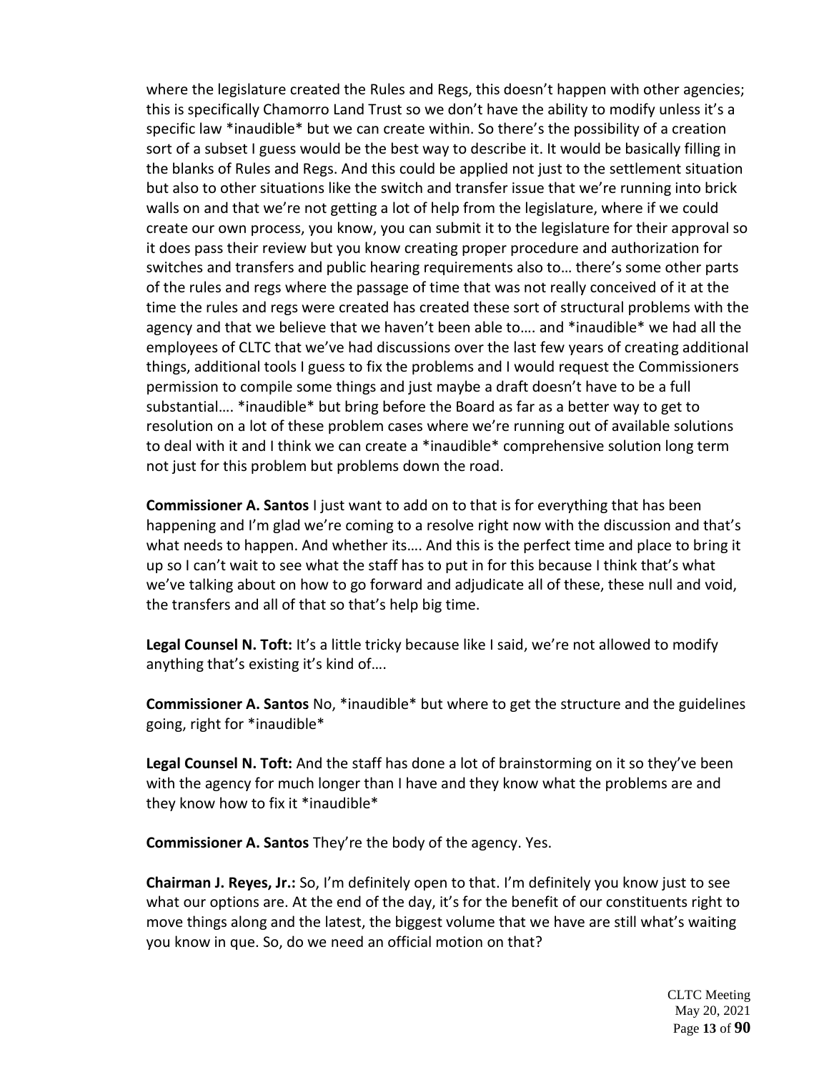where the legislature created the Rules and Regs, this doesn't happen with other agencies; this is specifically Chamorro Land Trust so we don't have the ability to modify unless it's a specific law *inaudible* but we can create within. So there's the possibility of a creation sort of a subset I guess would be the best way to describe it. It would be basically filling in the blanks of Rules and Regs. And this could be applied not just to the settlement situation but also to other situations like the switch and transfer issue that we're running into brick walls on and that we're not getting a lot of help from the legislature, where if we could create our own process, you know, you can submit it to the legislature for their approval so it does pass their review but you know creating proper procedure and authorization for switches and transfers and public hearing requirements also to… there's some other parts of the rules and regs where the passage of time that was not really conceived of it at the time the rules and regs were created has created these sort of structural problems with the agency and that we believe that we haven't been able to…. and *inaudible* we had all the employees of CLTC that we've had discussions over the last few years of creating additional things, additional tools I guess to fix the problems and I would request the Commissioners permission to compile some things and just maybe a draft doesn't have to be a full substantial…. *inaudible* but bring before the Board as far as a better way to get to resolution on a lot of these problem cases where we're running out of available solutions to deal with it and I think we can create a *inaudible* comprehensive solution long term not just for this problem but problems down the road.

**Commissioner A. Santos** I just want to add on to that is for everything that has been happening and I'm glad we're coming to a resolve right now with the discussion and that's what needs to happen. And whether its…. And this is the perfect time and place to bring it up so I can't wait to see what the staff has to put in for this because I think that's what we've talking about on how to go forward and adjudicate all of these, these null and void, the transfers and all of that so that's help big time.

**Legal Counsel N. Toft:** It's a little tricky because like I said, we're not allowed to modify anything that's existing it's kind of….

**Commissioner A. Santos** No, *inaudible* but where to get the structure and the guidelines going, right for *inaudible*

**Legal Counsel N. Toft:** And the staff has done a lot of brainstorming on it so they've been with the agency for much longer than I have and they know what the problems are and they know how to fix it *inaudible*

**Commissioner A. Santos** They're the body of the agency. Yes.

**Chairman J. Reyes, Jr.:** So, I'm definitely open to that. I'm definitely you know just to see what our options are. At the end of the day, it's for the benefit of our constituents right to move things along and the latest, the biggest volume that we have are still what's waiting you know in que. So, do we need an official motion on that?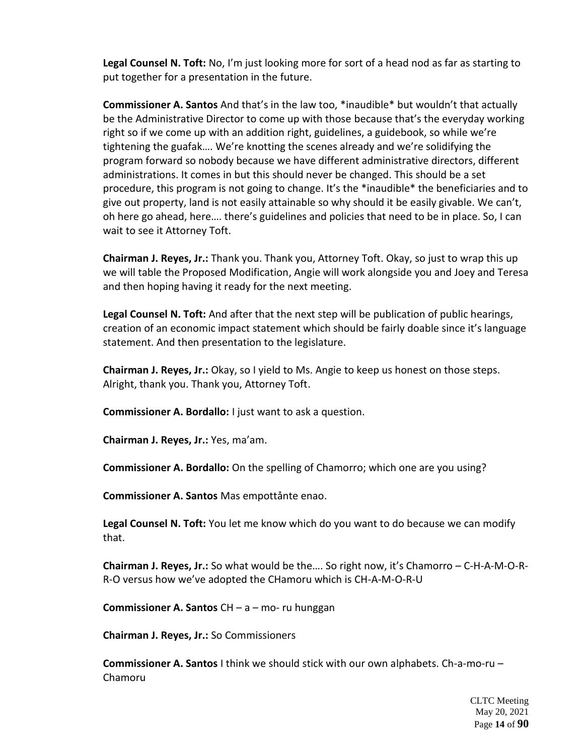**Legal Counsel N. Toft:** No, I'm just looking more for sort of a head nod as far as starting to put together for a presentation in the future.

**Commissioner A. Santos** And that's in the law too, *inaudible* but wouldn't that actually be the Administrative Director to come up with those because that's the everyday working right so if we come up with an addition right, guidelines, a guidebook, so while we're tightening the guafak…. We're knotting the scenes already and we're solidifying the program forward so nobody because we have different administrative directors, different administrations. It comes in but this should never be changed. This should be a set procedure, this program is not going to change. It's the *inaudible* the beneficiaries and to give out property, land is not easily attainable so why should it be easily givable. We can't, oh here go ahead, here…. there's guidelines and policies that need to be in place. So, I can wait to see it Attorney Toft.

**Chairman J. Reyes, Jr.:** Thank you. Thank you, Attorney Toft. Okay, so just to wrap this up we will table the Proposed Modification, Angie will work alongside you and Joey and Teresa and then hoping having it ready for the next meeting.

**Legal Counsel N. Toft:** And after that the next step will be publication of public hearings, creation of an economic impact statement which should be fairly doable since it's language statement. And then presentation to the legislature.

**Chairman J. Reyes, Jr.:** Okay, so I yield to Ms. Angie to keep us honest on those steps. Alright, thank you. Thank you, Attorney Toft.

**Commissioner A. Bordallo:** I just want to ask a question.

**Chairman J. Reyes, Jr.:** Yes, ma'am.

**Commissioner A. Bordallo:** On the spelling of Chamorro; which one are you using?

**Commissioner A. Santos** Mas empottånte enao.

**Legal Counsel N. Toft:** You let me know which do you want to do because we can modify that.

**Chairman J. Reyes, Jr.:** So what would be the…. So right now, it's Chamorro – C-H-A-M-O-R-R-O versus how we've adopted the CHamoru which is CH-A-M-O-R-U

**Commissioner A. Santos** CH – a – mo- ru hunggan

**Chairman J. Reyes, Jr.:** So Commissioners

**Commissioner A. Santos** I think we should stick with our own alphabets. Ch-a-mo-ru – Chamoru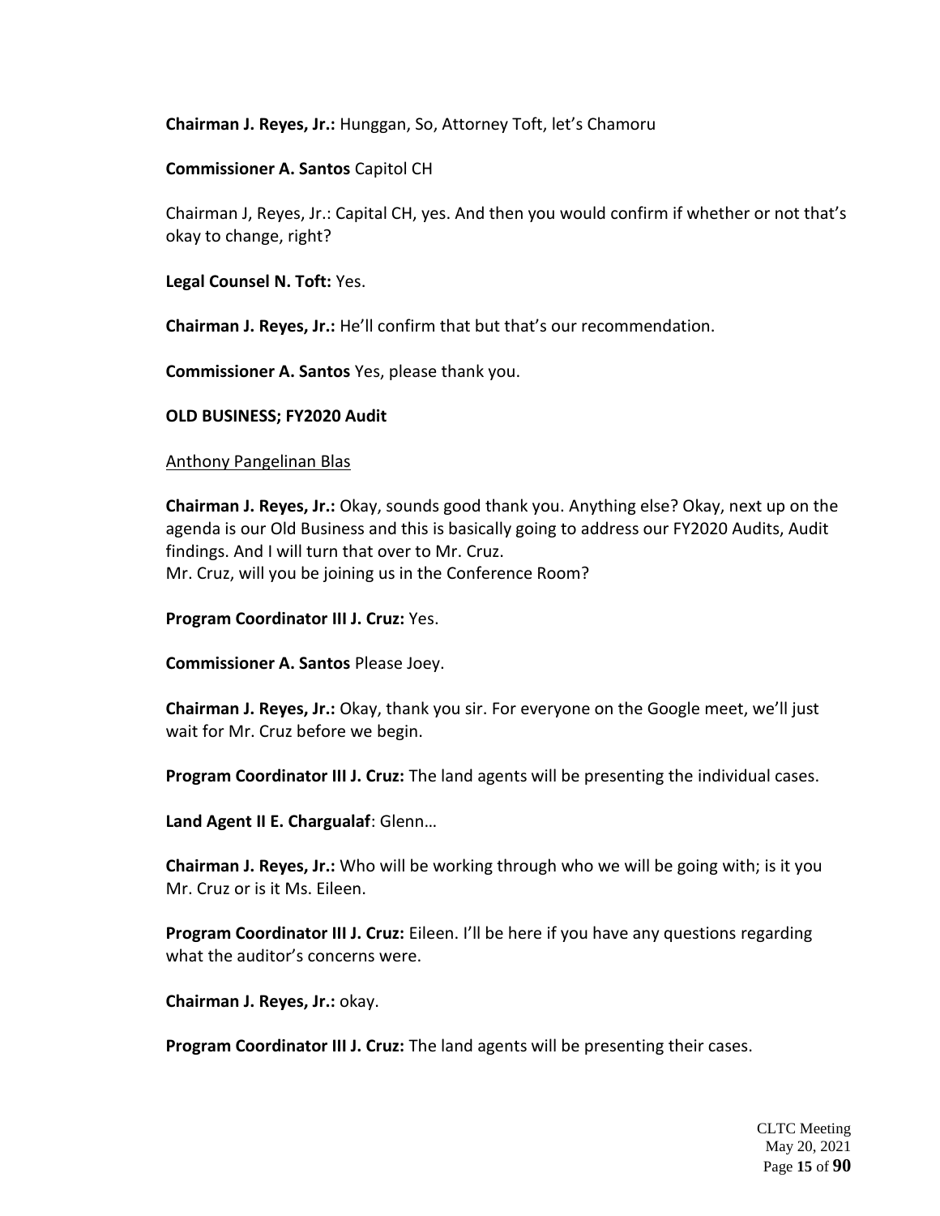**Chairman J. Reyes, Jr.:** Hunggan, So, Attorney Toft, let's Chamoru

**Commissioner A. Santos** Capitol CH

Chairman J, Reyes, Jr.: Capital CH, yes. And then you would confirm if whether or not that's okay to change, right?

**Legal Counsel N. Toft:** Yes.

**Chairman J. Reyes, Jr.:** He'll confirm that but that's our recommendation.

**Commissioner A. Santos** Yes, please thank you.

**OLD BUSINESS; FY2020 Audit**

Anthony Pangelinan Blas

**Chairman J. Reyes, Jr.:** Okay, sounds good thank you. Anything else? Okay, next up on the agenda is our Old Business and this is basically going to address our FY2020 Audits, Audit findings. And I will turn that over to Mr. Cruz.
Mr. Cruz, will you be joining us in the Conference Room?

**Program Coordinator III J. Cruz:** Yes.

**Commissioner A. Santos** Please Joey.

**Chairman J. Reyes, Jr.:** Okay, thank you sir. For everyone on the Google meet, we'll just wait for Mr. Cruz before we begin.

**Program Coordinator III J. Cruz:** The land agents will be presenting the individual cases.

**Land Agent II E. Chargualaf**: Glenn…

**Chairman J. Reyes, Jr.:** Who will be working through who we will be going with; is it you Mr. Cruz or is it Ms. Eileen.

**Program Coordinator III J. Cruz:** Eileen. I'll be here if you have any questions regarding what the auditor's concerns were.

**Chairman J. Reyes, Jr.:** okay.

**Program Coordinator III J. Cruz:** The land agents will be presenting their cases.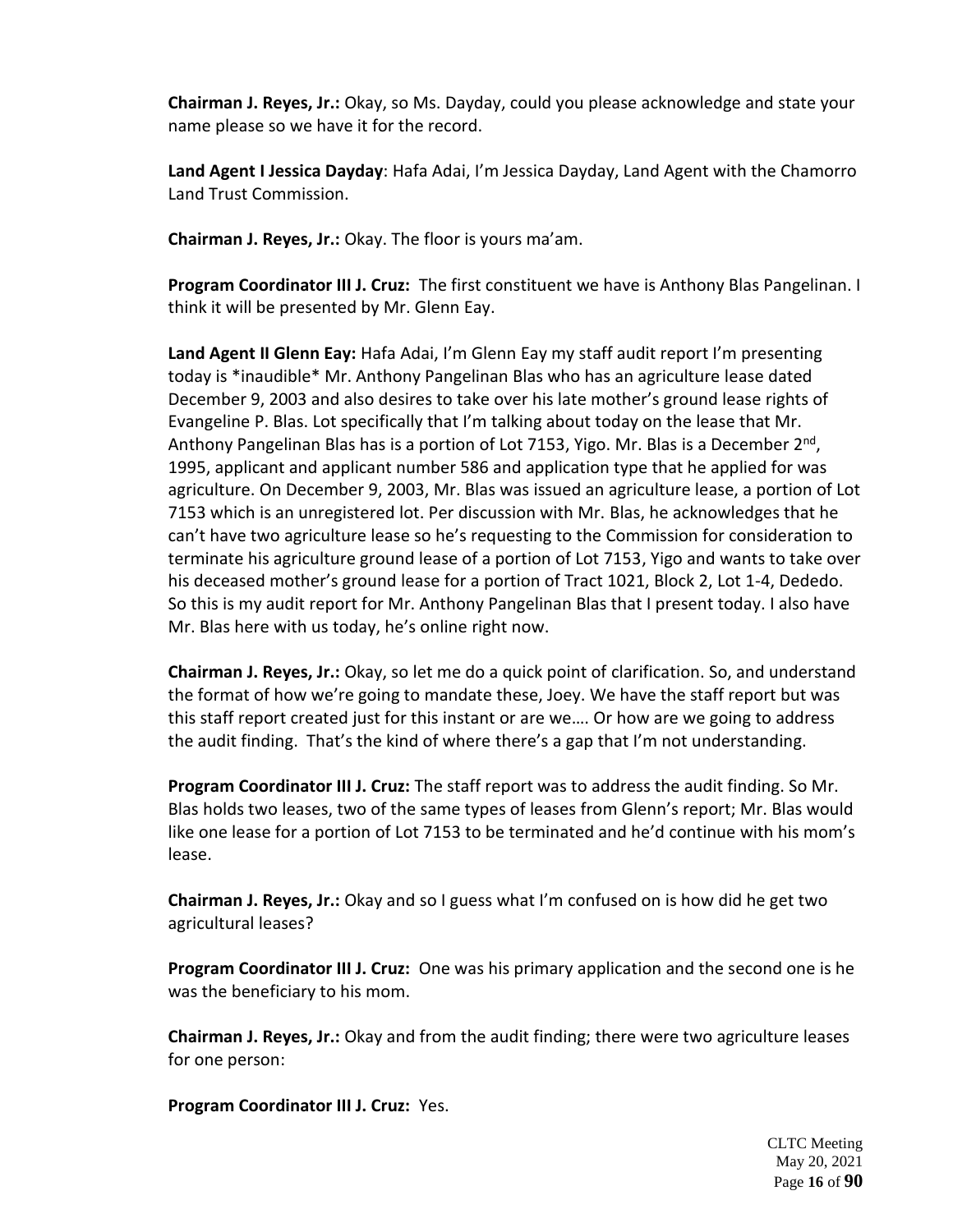**Chairman J. Reyes, Jr.:** Okay, so Ms. Dayday, could you please acknowledge and state your name please so we have it for the record.

**Land Agent I Jessica Dayday**: Hafa Adai, I'm Jessica Dayday, Land Agent with the Chamorro Land Trust Commission.

**Chairman J. Reyes, Jr.:** Okay. The floor is yours ma'am.

**Program Coordinator III J. Cruz:** The first constituent we have is Anthony Blas Pangelinan. I think it will be presented by Mr. Glenn Eay.

**Land Agent II Glenn Eay:** Hafa Adai, I'm Glenn Eay my staff audit report I'm presenting today is *inaudible* Mr. Anthony Pangelinan Blas who has an agriculture lease dated December 9, 2003 and also desires to take over his late mother's ground lease rights of Evangeline P. Blas. Lot specifically that I'm talking about today on the lease that Mr. Anthony Pangelinan Blas has is a portion of Lot 7153, Yigo. Mr. Blas is a December 2nd, 1995, applicant and applicant number 586 and application type that he applied for was agriculture. On December 9, 2003, Mr. Blas was issued an agriculture lease, a portion of Lot 7153 which is an unregistered lot. Per discussion with Mr. Blas, he acknowledges that he can't have two agriculture lease so he's requesting to the Commission for consideration to terminate his agriculture ground lease of a portion of Lot 7153, Yigo and wants to take over his deceased mother's ground lease for a portion of Tract 1021, Block 2, Lot 1-4, Dededo. So this is my audit report for Mr. Anthony Pangelinan Blas that I present today. I also have Mr. Blas here with us today, he's online right now.

**Chairman J. Reyes, Jr.:** Okay, so let me do a quick point of clarification. So, and understand the format of how we're going to mandate these, Joey. We have the staff report but was this staff report created just for this instant or are we…. Or how are we going to address the audit finding. That's the kind of where there's a gap that I'm not understanding.

**Program Coordinator III J. Cruz:** The staff report was to address the audit finding. So Mr. Blas holds two leases, two of the same types of leases from Glenn's report; Mr. Blas would like one lease for a portion of Lot 7153 to be terminated and he'd continue with his mom's lease.

**Chairman J. Reyes, Jr.:** Okay and so I guess what I'm confused on is how did he get two agricultural leases?

**Program Coordinator III J. Cruz:** One was his primary application and the second one is he was the beneficiary to his mom.

**Chairman J. Reyes, Jr.:** Okay and from the audit finding; there were two agriculture leases for one person:

**Program Coordinator III J. Cruz:** Yes.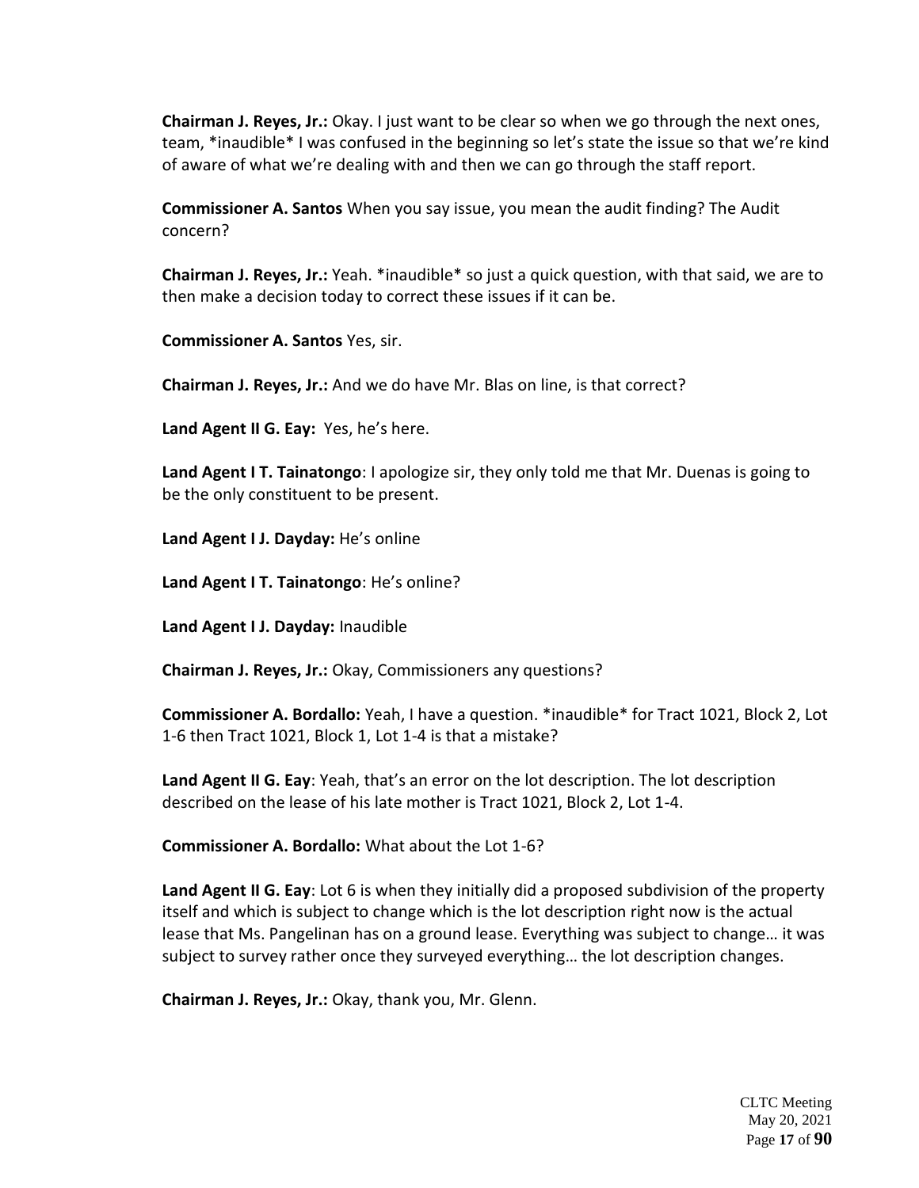**Chairman J. Reyes, Jr.:** Okay. I just want to be clear so when we go through the next ones, team, *inaudible* I was confused in the beginning so let's state the issue so that we're kind of aware of what we're dealing with and then we can go through the staff report.

**Commissioner A. Santos** When you say issue, you mean the audit finding? The Audit concern?

**Chairman J. Reyes, Jr.:** Yeah. *inaudible* so just a quick question, with that said, we are to then make a decision today to correct these issues if it can be.

**Commissioner A. Santos** Yes, sir.

**Chairman J. Reyes, Jr.:** And we do have Mr. Blas on line, is that correct?

**Land Agent II G. Eay:** Yes, he's here.

**Land Agent I T. Tainatongo**: I apologize sir, they only told me that Mr. Duenas is going to be the only constituent to be present.

**Land Agent I J. Dayday:** He's online

**Land Agent I T. Tainatongo**: He's online?

**Land Agent I J. Dayday:** Inaudible

**Chairman J. Reyes, Jr.:** Okay, Commissioners any questions?

**Commissioner A. Bordallo:** Yeah, I have a question. *inaudible* for Tract 1021, Block 2, Lot 1-6 then Tract 1021, Block 1, Lot 1-4 is that a mistake?

**Land Agent II G. Eay**: Yeah, that's an error on the lot description. The lot description described on the lease of his late mother is Tract 1021, Block 2, Lot 1-4.

**Commissioner A. Bordallo:** What about the Lot 1-6?

**Land Agent II G. Eay**: Lot 6 is when they initially did a proposed subdivision of the property itself and which is subject to change which is the lot description right now is the actual lease that Ms. Pangelinan has on a ground lease. Everything was subject to change… it was subject to survey rather once they surveyed everything… the lot description changes.

**Chairman J. Reyes, Jr.:** Okay, thank you, Mr. Glenn.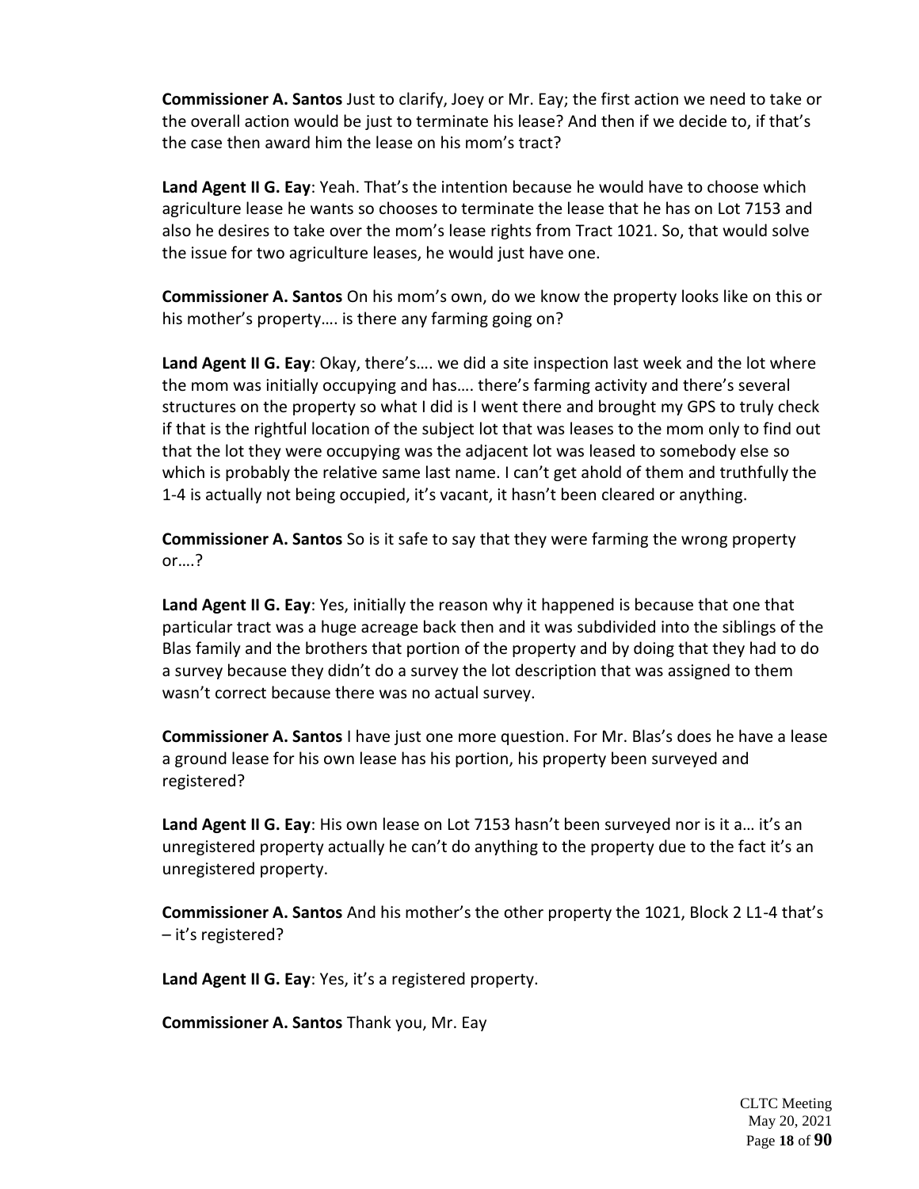**Commissioner A. Santos** Just to clarify, Joey or Mr. Eay; the first action we need to take or the overall action would be just to terminate his lease? And then if we decide to, if that's the case then award him the lease on his mom's tract?

**Land Agent II G. Eay**: Yeah. That's the intention because he would have to choose which agriculture lease he wants so chooses to terminate the lease that he has on Lot 7153 and also he desires to take over the mom's lease rights from Tract 1021. So, that would solve the issue for two agriculture leases, he would just have one.

**Commissioner A. Santos** On his mom's own, do we know the property looks like on this or his mother's property…. is there any farming going on?

**Land Agent II G. Eay**: Okay, there's…. we did a site inspection last week and the lot where the mom was initially occupying and has…. there's farming activity and there's several structures on the property so what I did is I went there and brought my GPS to truly check if that is the rightful location of the subject lot that was leases to the mom only to find out that the lot they were occupying was the adjacent lot was leased to somebody else so which is probably the relative same last name. I can't get ahold of them and truthfully the 1-4 is actually not being occupied, it's vacant, it hasn't been cleared or anything.

**Commissioner A. Santos** So is it safe to say that they were farming the wrong property or….?

**Land Agent II G. Eay**: Yes, initially the reason why it happened is because that one that particular tract was a huge acreage back then and it was subdivided into the siblings of the Blas family and the brothers that portion of the property and by doing that they had to do a survey because they didn't do a survey the lot description that was assigned to them wasn't correct because there was no actual survey.

**Commissioner A. Santos** I have just one more question. For Mr. Blas's does he have a lease a ground lease for his own lease has his portion, his property been surveyed and registered?

**Land Agent II G. Eay**: His own lease on Lot 7153 hasn't been surveyed nor is it a… it's an unregistered property actually he can't do anything to the property due to the fact it's an unregistered property.

**Commissioner A. Santos** And his mother's the other property the 1021, Block 2 L1-4 that's – it's registered?

**Land Agent II G. Eay**: Yes, it's a registered property.

**Commissioner A. Santos** Thank you, Mr. Eay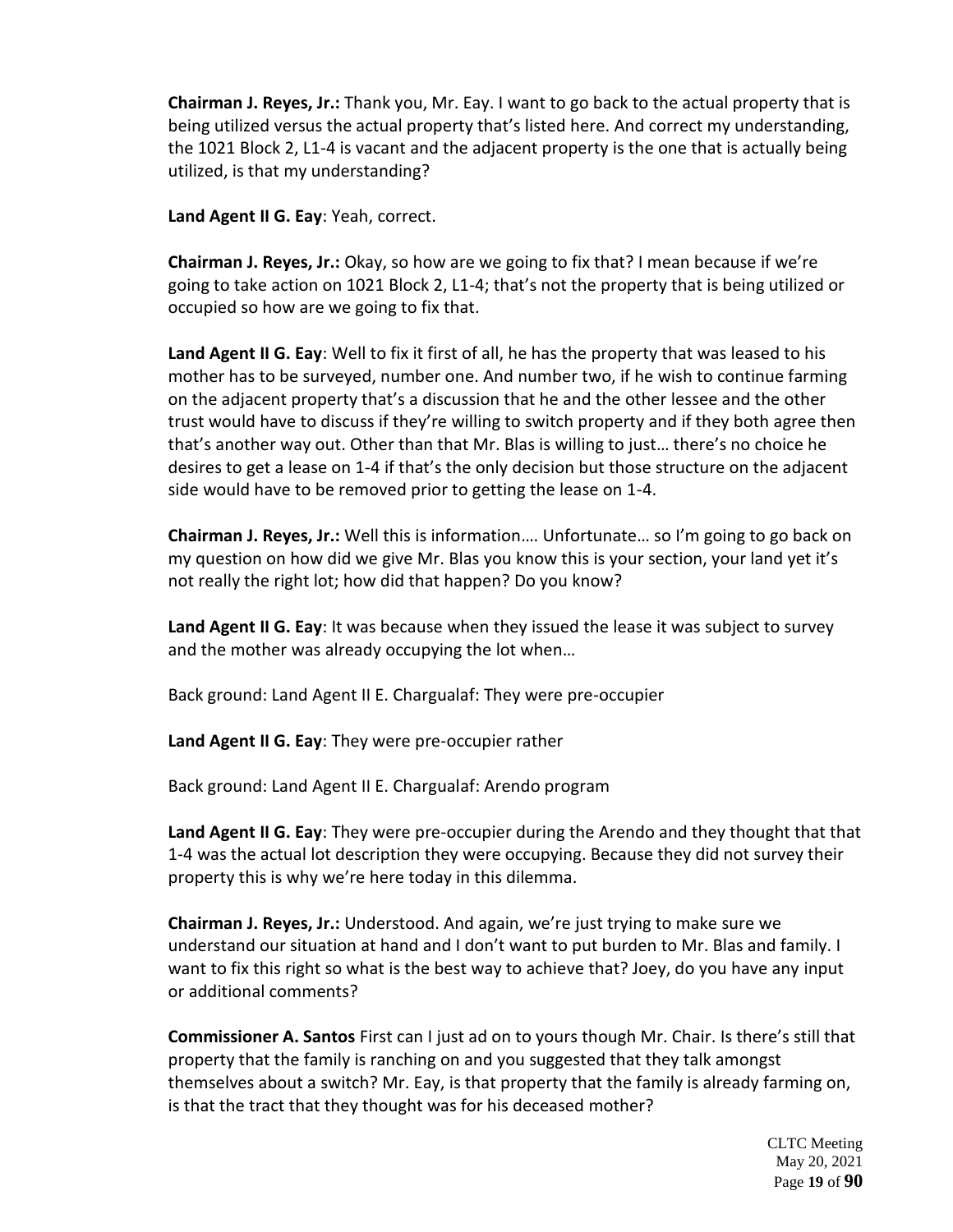**Chairman J. Reyes, Jr.:** Thank you, Mr. Eay. I want to go back to the actual property that is being utilized versus the actual property that's listed here. And correct my understanding, the 1021 Block 2, L1-4 is vacant and the adjacent property is the one that is actually being utilized, is that my understanding?

**Land Agent II G. Eay**: Yeah, correct.

**Chairman J. Reyes, Jr.:** Okay, so how are we going to fix that? I mean because if we're going to take action on 1021 Block 2, L1-4; that's not the property that is being utilized or occupied so how are we going to fix that.

**Land Agent II G. Eay**: Well to fix it first of all, he has the property that was leased to his mother has to be surveyed, number one. And number two, if he wish to continue farming on the adjacent property that's a discussion that he and the other lessee and the other trust would have to discuss if they're willing to switch property and if they both agree then that's another way out. Other than that Mr. Blas is willing to just… there's no choice he desires to get a lease on 1-4 if that's the only decision but those structure on the adjacent side would have to be removed prior to getting the lease on 1-4.

**Chairman J. Reyes, Jr.:** Well this is information…. Unfortunate… so I'm going to go back on my question on how did we give Mr. Blas you know this is your section, your land yet it's not really the right lot; how did that happen? Do you know?

**Land Agent II G. Eay**: It was because when they issued the lease it was subject to survey and the mother was already occupying the lot when…

Back ground: Land Agent II E. Chargualaf: They were pre-occupier

**Land Agent II G. Eay**: They were pre-occupier rather

Back ground: Land Agent II E. Chargualaf: Arendo program

**Land Agent II G. Eay**: They were pre-occupier during the Arendo and they thought that that 1-4 was the actual lot description they were occupying. Because they did not survey their property this is why we're here today in this dilemma.

**Chairman J. Reyes, Jr.:** Understood. And again, we're just trying to make sure we understand our situation at hand and I don't want to put burden to Mr. Blas and family. I want to fix this right so what is the best way to achieve that? Joey, do you have any input or additional comments?

**Commissioner A. Santos** First can I just ad on to yours though Mr. Chair. Is there's still that property that the family is ranching on and you suggested that they talk amongst themselves about a switch? Mr. Eay, is that property that the family is already farming on, is that the tract that they thought was for his deceased mother?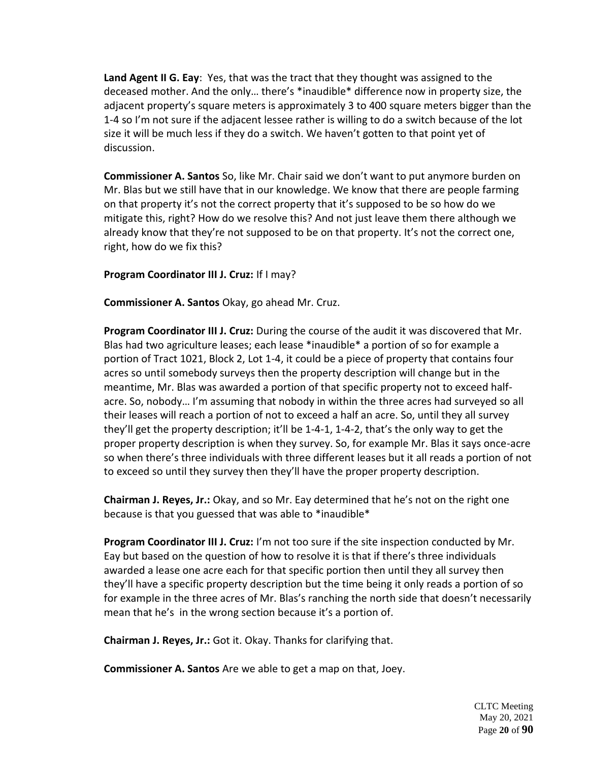**Land Agent II G. Eay**: Yes, that was the tract that they thought was assigned to the deceased mother. And the only… there's *inaudible* difference now in property size, the adjacent property's square meters is approximately 3 to 400 square meters bigger than the 1-4 so I'm not sure if the adjacent lessee rather is willing to do a switch because of the lot size it will be much less if they do a switch. We haven't gotten to that point yet of discussion.

**Commissioner A. Santos** So, like Mr. Chair said we don't want to put anymore burden on Mr. Blas but we still have that in our knowledge. We know that there are people farming on that property it's not the correct property that it's supposed to be so how do we mitigate this, right? How do we resolve this? And not just leave them there although we already know that they're not supposed to be on that property. It's not the correct one, right, how do we fix this?

**Program Coordinator III J. Cruz:** If I may?

**Commissioner A. Santos** Okay, go ahead Mr. Cruz.

**Program Coordinator III J. Cruz:** During the course of the audit it was discovered that Mr. Blas had two agriculture leases; each lease *inaudible* a portion of so for example a portion of Tract 1021, Block 2, Lot 1-4, it could be a piece of property that contains four acres so until somebody surveys then the property description will change but in the meantime, Mr. Blas was awarded a portion of that specific property not to exceed half-acre. So, nobody… I'm assuming that nobody in within the three acres had surveyed so all their leases will reach a portion of not to exceed a half an acre. So, until they all survey they'll get the property description; it'll be 1-4-1, 1-4-2, that's the only way to get the proper property description is when they survey. So, for example Mr. Blas it says once-acre so when there's three individuals with three different leases but it all reads a portion of not to exceed so until they survey then they'll have the proper property description.

**Chairman J. Reyes, Jr.:** Okay, and so Mr. Eay determined that he's not on the right one because is that you guessed that was able to *inaudible*

**Program Coordinator III J. Cruz:** I'm not too sure if the site inspection conducted by Mr. Eay but based on the question of how to resolve it is that if there's three individuals awarded a lease one acre each for that specific portion then until they all survey then they'll have a specific property description but the time being it only reads a portion of so for example in the three acres of Mr. Blas's ranching the north side that doesn't necessarily mean that he's in the wrong section because it's a portion of.

**Chairman J. Reyes, Jr.:** Got it. Okay. Thanks for clarifying that.

**Commissioner A. Santos** Are we able to get a map on that, Joey.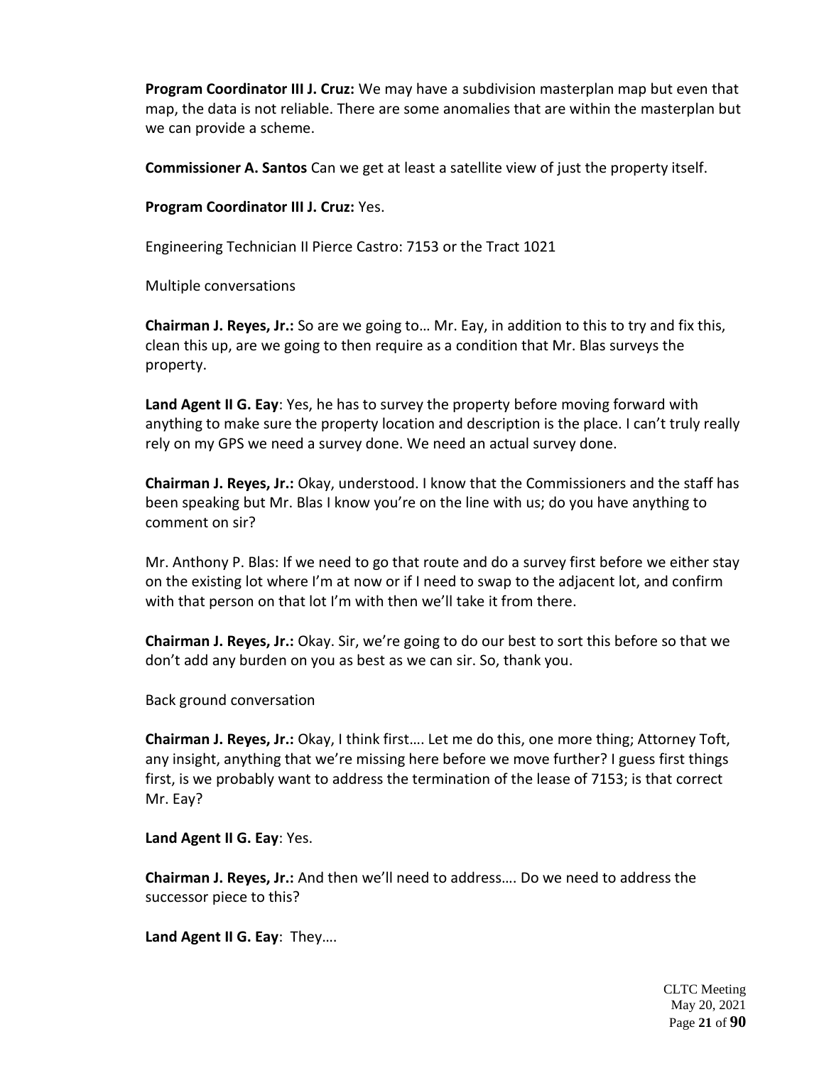**Program Coordinator III J. Cruz:** We may have a subdivision masterplan map but even that map, the data is not reliable. There are some anomalies that are within the masterplan but we can provide a scheme.

**Commissioner A. Santos** Can we get at least a satellite view of just the property itself.

**Program Coordinator III J. Cruz:** Yes.

Engineering Technician II Pierce Castro: 7153 or the Tract 1021

Multiple conversations

**Chairman J. Reyes, Jr.:** So are we going to… Mr. Eay, in addition to this to try and fix this, clean this up, are we going to then require as a condition that Mr. Blas surveys the property.

**Land Agent II G. Eay**: Yes, he has to survey the property before moving forward with anything to make sure the property location and description is the place. I can't truly really rely on my GPS we need a survey done. We need an actual survey done.

**Chairman J. Reyes, Jr.:** Okay, understood. I know that the Commissioners and the staff has been speaking but Mr. Blas I know you're on the line with us; do you have anything to comment on sir?

Mr. Anthony P. Blas: If we need to go that route and do a survey first before we either stay on the existing lot where I'm at now or if I need to swap to the adjacent lot, and confirm with that person on that lot I'm with then we'll take it from there.

**Chairman J. Reyes, Jr.:** Okay. Sir, we're going to do our best to sort this before so that we don't add any burden on you as best as we can sir. So, thank you.

Back ground conversation

**Chairman J. Reyes, Jr.:** Okay, I think first…. Let me do this, one more thing; Attorney Toft, any insight, anything that we're missing here before we move further? I guess first things first, is we probably want to address the termination of the lease of 7153; is that correct Mr. Eay?

**Land Agent II G. Eay**: Yes.

**Chairman J. Reyes, Jr.:** And then we'll need to address…. Do we need to address the successor piece to this?

**Land Agent II G. Eay**: They….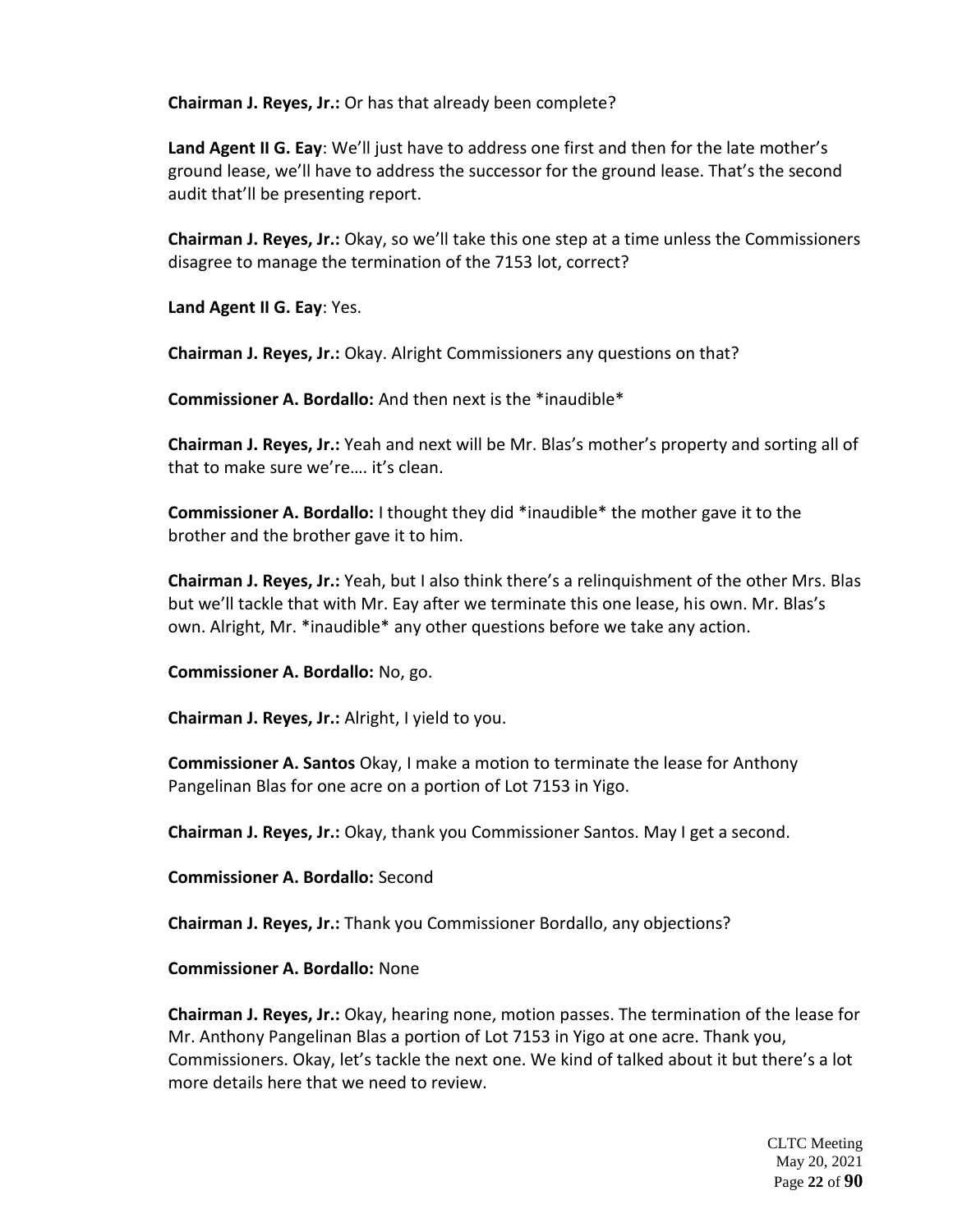**Chairman J. Reyes, Jr.:** Or has that already been complete?

**Land Agent II G. Eay**: We'll just have to address one first and then for the late mother's ground lease, we'll have to address the successor for the ground lease. That's the second audit that'll be presenting report.

**Chairman J. Reyes, Jr.:** Okay, so we'll take this one step at a time unless the Commissioners disagree to manage the termination of the 7153 lot, correct?

**Land Agent II G. Eay**: Yes.

**Chairman J. Reyes, Jr.:** Okay. Alright Commissioners any questions on that?

**Commissioner A. Bordallo:** And then next is the *inaudible*

**Chairman J. Reyes, Jr.:** Yeah and next will be Mr. Blas's mother's property and sorting all of that to make sure we're…. it's clean.

**Commissioner A. Bordallo:** I thought they did *inaudible* the mother gave it to the brother and the brother gave it to him.

**Chairman J. Reyes, Jr.:** Yeah, but I also think there's a relinquishment of the other Mrs. Blas but we'll tackle that with Mr. Eay after we terminate this one lease, his own. Mr. Blas's own. Alright, Mr. *inaudible* any other questions before we take any action.

**Commissioner A. Bordallo:** No, go.

**Chairman J. Reyes, Jr.:** Alright, I yield to you.

**Commissioner A. Santos** Okay, I make a motion to terminate the lease for Anthony Pangelinan Blas for one acre on a portion of Lot 7153 in Yigo.

**Chairman J. Reyes, Jr.:** Okay, thank you Commissioner Santos. May I get a second.

**Commissioner A. Bordallo:** Second

**Chairman J. Reyes, Jr.:** Thank you Commissioner Bordallo, any objections?

**Commissioner A. Bordallo:** None

**Chairman J. Reyes, Jr.:** Okay, hearing none, motion passes. The termination of the lease for Mr. Anthony Pangelinan Blas a portion of Lot 7153 in Yigo at one acre. Thank you, Commissioners. Okay, let's tackle the next one. We kind of talked about it but there's a lot more details here that we need to review.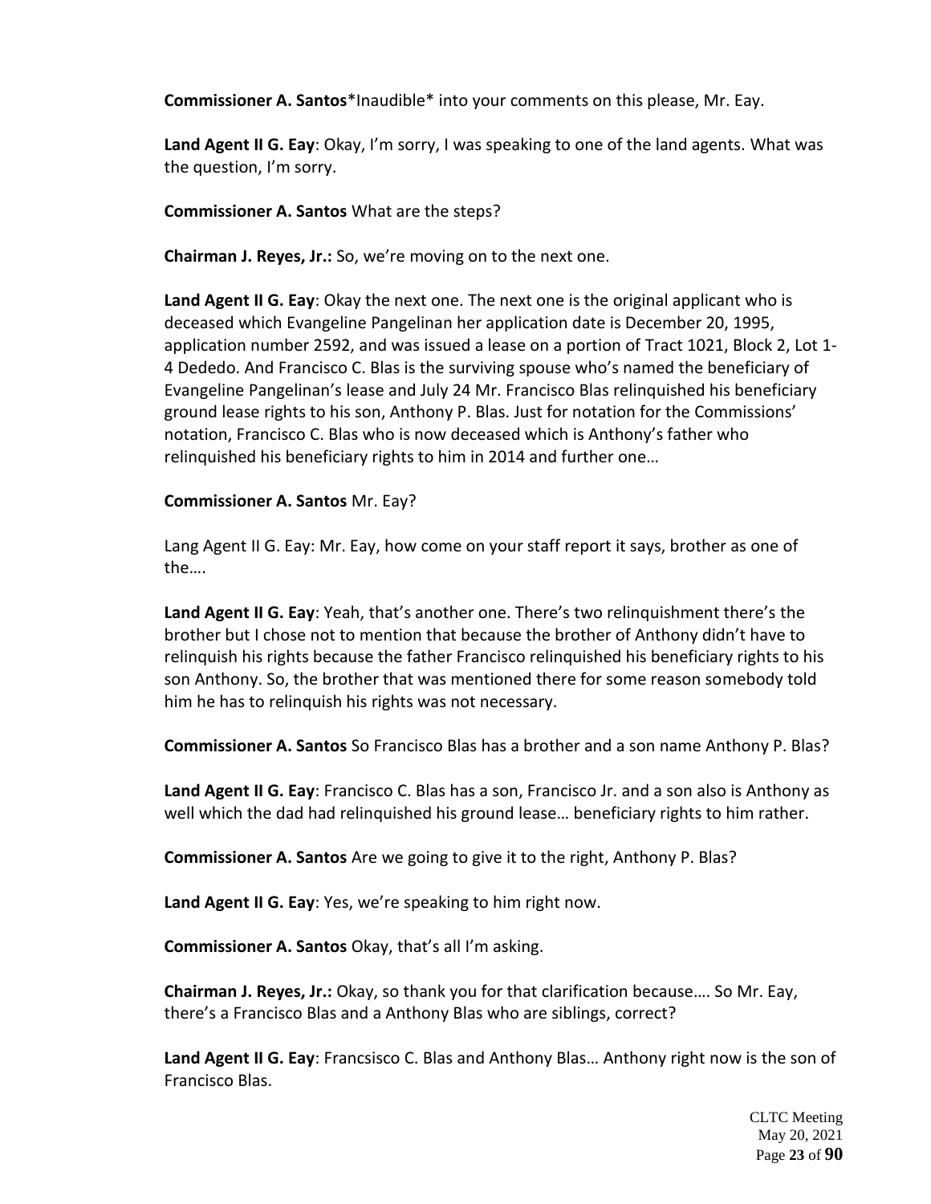**Commissioner A. Santos***Inaudible* into your comments on this please, Mr. Eay.

**Land Agent II G. Eay**: Okay, I'm sorry, I was speaking to one of the land agents. What was the question, I'm sorry.

**Commissioner A. Santos** What are the steps?

**Chairman J. Reyes, Jr.:** So, we're moving on to the next one.

**Land Agent II G. Eay**: Okay the next one. The next one is the original applicant who is deceased which Evangeline Pangelinan her application date is December 20, 1995, application number 2592, and was issued a lease on a portion of Tract 1021, Block 2, Lot 1-4 Dededo. And Francisco C. Blas is the surviving spouse who's named the beneficiary of Evangeline Pangelinan's lease and July 24 Mr. Francisco Blas relinquished his beneficiary ground lease rights to his son, Anthony P. Blas. Just for notation for the Commissions' notation, Francisco C. Blas who is now deceased which is Anthony's father who relinquished his beneficiary rights to him in 2014 and further one…

**Commissioner A. Santos** Mr. Eay?

Lang Agent II G. Eay: Mr. Eay, how come on your staff report it says, brother as one of the….

**Land Agent II G. Eay**: Yeah, that's another one. There's two relinquishment there's the brother but I chose not to mention that because the brother of Anthony didn't have to relinquish his rights because the father Francisco relinquished his beneficiary rights to his son Anthony. So, the brother that was mentioned there for some reason somebody told him he has to relinquish his rights was not necessary.

**Commissioner A. Santos** So Francisco Blas has a brother and a son name Anthony P. Blas?

**Land Agent II G. Eay**: Francisco C. Blas has a son, Francisco Jr. and a son also is Anthony as well which the dad had relinquished his ground lease… beneficiary rights to him rather.

**Commissioner A. Santos** Are we going to give it to the right, Anthony P. Blas?

**Land Agent II G. Eay**: Yes, we're speaking to him right now.

**Commissioner A. Santos** Okay, that's all I'm asking.

**Chairman J. Reyes, Jr.:** Okay, so thank you for that clarification because…. So Mr. Eay, there's a Francisco Blas and a Anthony Blas who are siblings, correct?

**Land Agent II G. Eay**: Francsisco C. Blas and Anthony Blas… Anthony right now is the son of Francisco Blas.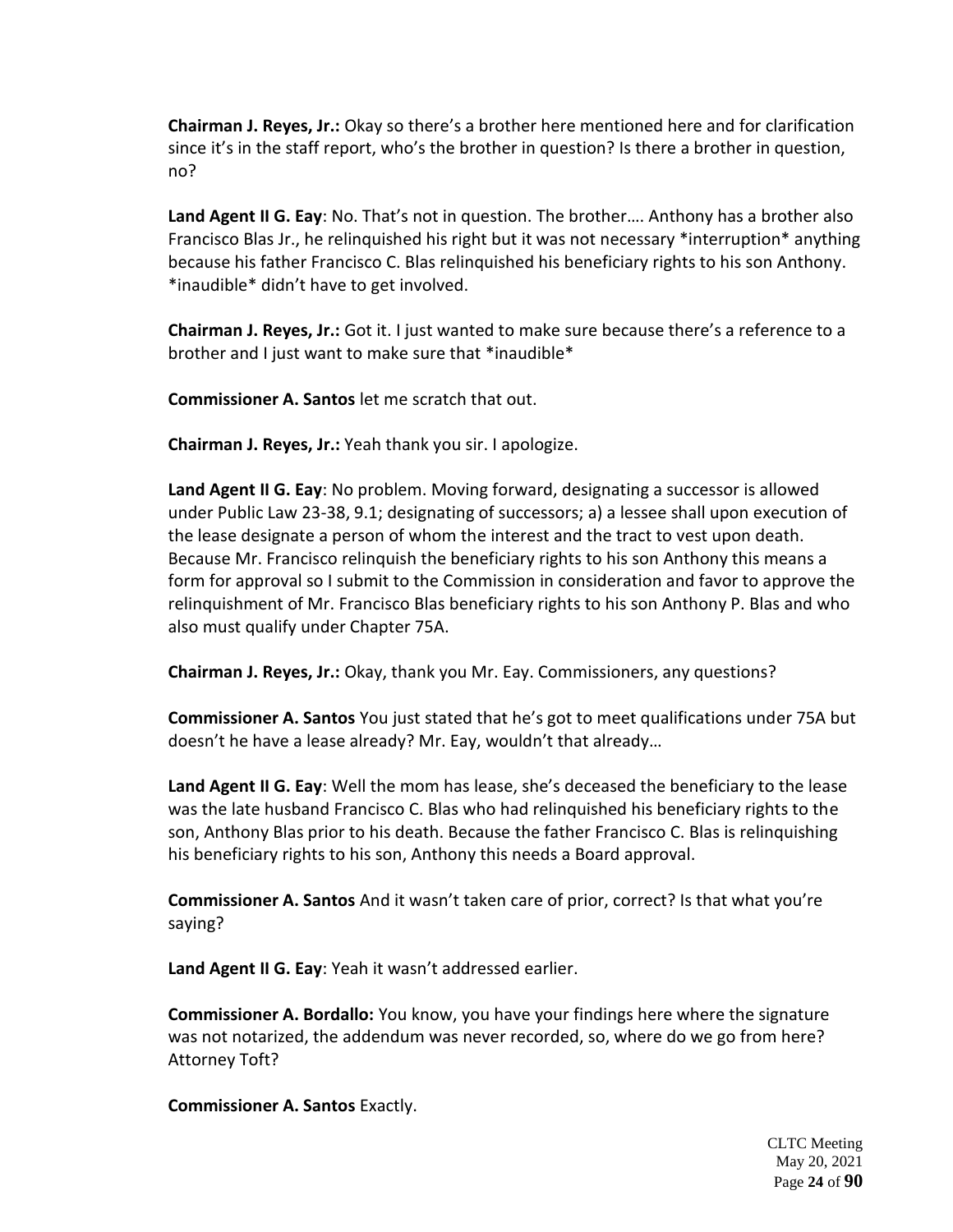**Chairman J. Reyes, Jr.:** Okay so there's a brother here mentioned here and for clarification since it's in the staff report, who's the brother in question? Is there a brother in question, no?

**Land Agent II G. Eay**: No. That's not in question. The brother…. Anthony has a brother also Francisco Blas Jr., he relinquished his right but it was not necessary *interruption* anything because his father Francisco C. Blas relinquished his beneficiary rights to his son Anthony. *inaudible* didn't have to get involved.

**Chairman J. Reyes, Jr.:** Got it. I just wanted to make sure because there's a reference to a brother and I just want to make sure that *inaudible*

**Commissioner A. Santos** let me scratch that out.

**Chairman J. Reyes, Jr.:** Yeah thank you sir. I apologize.

**Land Agent II G. Eay**: No problem. Moving forward, designating a successor is allowed under Public Law 23-38, 9.1; designating of successors; a) a lessee shall upon execution of the lease designate a person of whom the interest and the tract to vest upon death. Because Mr. Francisco relinquish the beneficiary rights to his son Anthony this means a form for approval so I submit to the Commission in consideration and favor to approve the relinquishment of Mr. Francisco Blas beneficiary rights to his son Anthony P. Blas and who also must qualify under Chapter 75A.

**Chairman J. Reyes, Jr.:** Okay, thank you Mr. Eay. Commissioners, any questions?

**Commissioner A. Santos** You just stated that he's got to meet qualifications under 75A but doesn't he have a lease already? Mr. Eay, wouldn't that already…

**Land Agent II G. Eay**: Well the mom has lease, she's deceased the beneficiary to the lease was the late husband Francisco C. Blas who had relinquished his beneficiary rights to the son, Anthony Blas prior to his death. Because the father Francisco C. Blas is relinquishing his beneficiary rights to his son, Anthony this needs a Board approval.

**Commissioner A. Santos** And it wasn't taken care of prior, correct? Is that what you're saying?

**Land Agent II G. Eay**: Yeah it wasn't addressed earlier.

**Commissioner A. Bordallo:** You know, you have your findings here where the signature was not notarized, the addendum was never recorded, so, where do we go from here? Attorney Toft?

**Commissioner A. Santos** Exactly.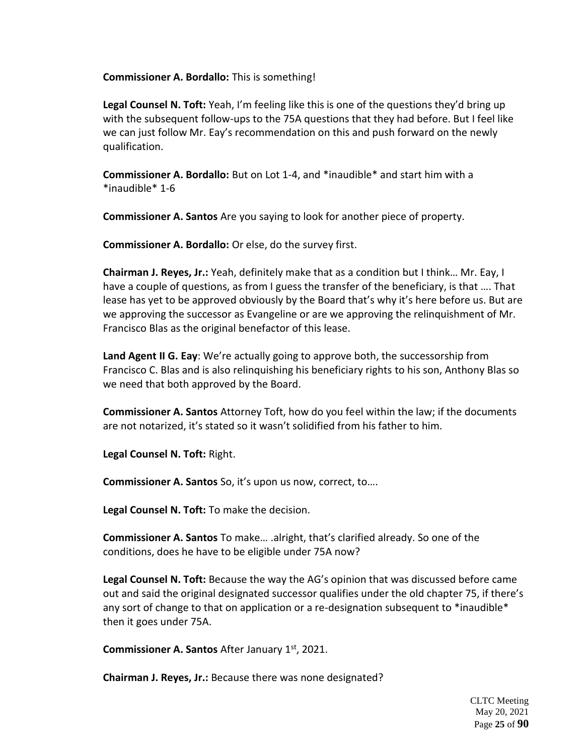**Commissioner A. Bordallo:** This is something!

**Legal Counsel N. Toft:** Yeah, I'm feeling like this is one of the questions they'd bring up with the subsequent follow-ups to the 75A questions that they had before. But I feel like we can just follow Mr. Eay's recommendation on this and push forward on the newly qualification.

**Commissioner A. Bordallo:** But on Lot 1-4, and *inaudible* and start him with a *inaudible* 1-6

**Commissioner A. Santos** Are you saying to look for another piece of property.

**Commissioner A. Bordallo:** Or else, do the survey first.

**Chairman J. Reyes, Jr.:** Yeah, definitely make that as a condition but I think… Mr. Eay, I have a couple of questions, as from I guess the transfer of the beneficiary, is that …. That lease has yet to be approved obviously by the Board that's why it's here before us. But are we approving the successor as Evangeline or are we approving the relinquishment of Mr. Francisco Blas as the original benefactor of this lease.

**Land Agent II G. Eay**: We're actually going to approve both, the successorship from Francisco C. Blas and is also relinquishing his beneficiary rights to his son, Anthony Blas so we need that both approved by the Board.

**Commissioner A. Santos** Attorney Toft, how do you feel within the law; if the documents are not notarized, it's stated so it wasn't solidified from his father to him.

**Legal Counsel N. Toft:** Right.

**Commissioner A. Santos** So, it's upon us now, correct, to….

**Legal Counsel N. Toft:** To make the decision.

**Commissioner A. Santos** To make… .alright, that's clarified already. So one of the conditions, does he have to be eligible under 75A now?

**Legal Counsel N. Toft:** Because the way the AG's opinion that was discussed before came out and said the original designated successor qualifies under the old chapter 75, if there's any sort of change to that on application or a re-designation subsequent to *inaudible* then it goes under 75A.

**Commissioner A. Santos** After January 1st, 2021.

**Chairman J. Reyes, Jr.:** Because there was none designated?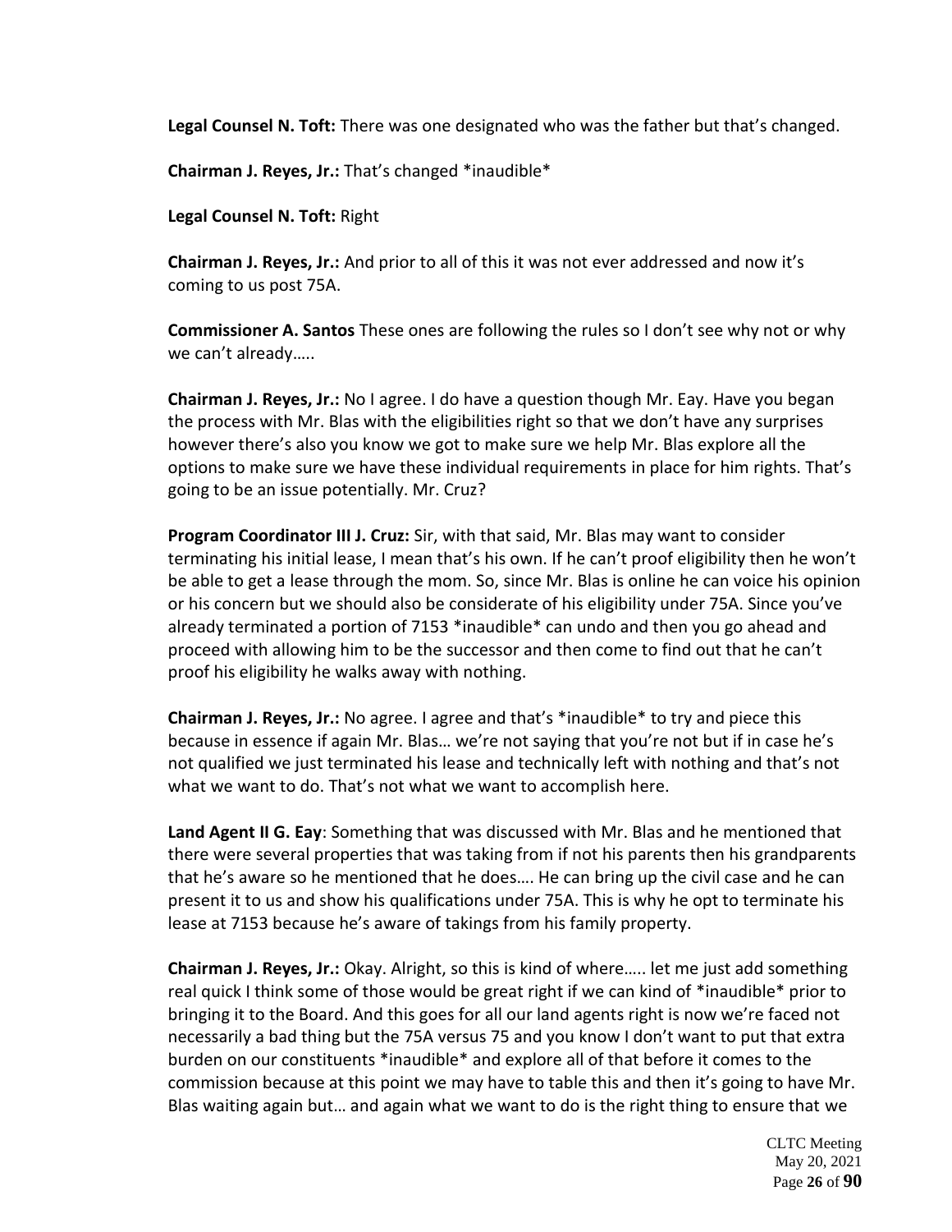**Legal Counsel N. Toft:** There was one designated who was the father but that's changed.

**Chairman J. Reyes, Jr.:** That's changed *inaudible*

**Legal Counsel N. Toft:** Right

**Chairman J. Reyes, Jr.:** And prior to all of this it was not ever addressed and now it's coming to us post 75A.

**Commissioner A. Santos** These ones are following the rules so I don't see why not or why we can't already…..

**Chairman J. Reyes, Jr.:** No I agree. I do have a question though Mr. Eay. Have you began the process with Mr. Blas with the eligibilities right so that we don't have any surprises however there's also you know we got to make sure we help Mr. Blas explore all the options to make sure we have these individual requirements in place for him rights. That's going to be an issue potentially. Mr. Cruz?

**Program Coordinator III J. Cruz:** Sir, with that said, Mr. Blas may want to consider terminating his initial lease, I mean that's his own. If he can't proof eligibility then he won't be able to get a lease through the mom. So, since Mr. Blas is online he can voice his opinion or his concern but we should also be considerate of his eligibility under 75A. Since you've already terminated a portion of 7153 *inaudible* can undo and then you go ahead and proceed with allowing him to be the successor and then come to find out that he can't proof his eligibility he walks away with nothing.

**Chairman J. Reyes, Jr.:** No agree. I agree and that's *inaudible* to try and piece this because in essence if again Mr. Blas… we're not saying that you're not but if in case he's not qualified we just terminated his lease and technically left with nothing and that's not what we want to do. That's not what we want to accomplish here.

**Land Agent II G. Eay**: Something that was discussed with Mr. Blas and he mentioned that there were several properties that was taking from if not his parents then his grandparents that he's aware so he mentioned that he does…. He can bring up the civil case and he can present it to us and show his qualifications under 75A. This is why he opt to terminate his lease at 7153 because he's aware of takings from his family property.

**Chairman J. Reyes, Jr.:** Okay. Alright, so this is kind of where….. let me just add something real quick I think some of those would be great right if we can kind of *inaudible* prior to bringing it to the Board. And this goes for all our land agents right is now we're faced not necessarily a bad thing but the 75A versus 75 and you know I don't want to put that extra burden on our constituents *inaudible* and explore all of that before it comes to the commission because at this point we may have to table this and then it's going to have Mr. Blas waiting again but… and again what we want to do is the right thing to ensure that we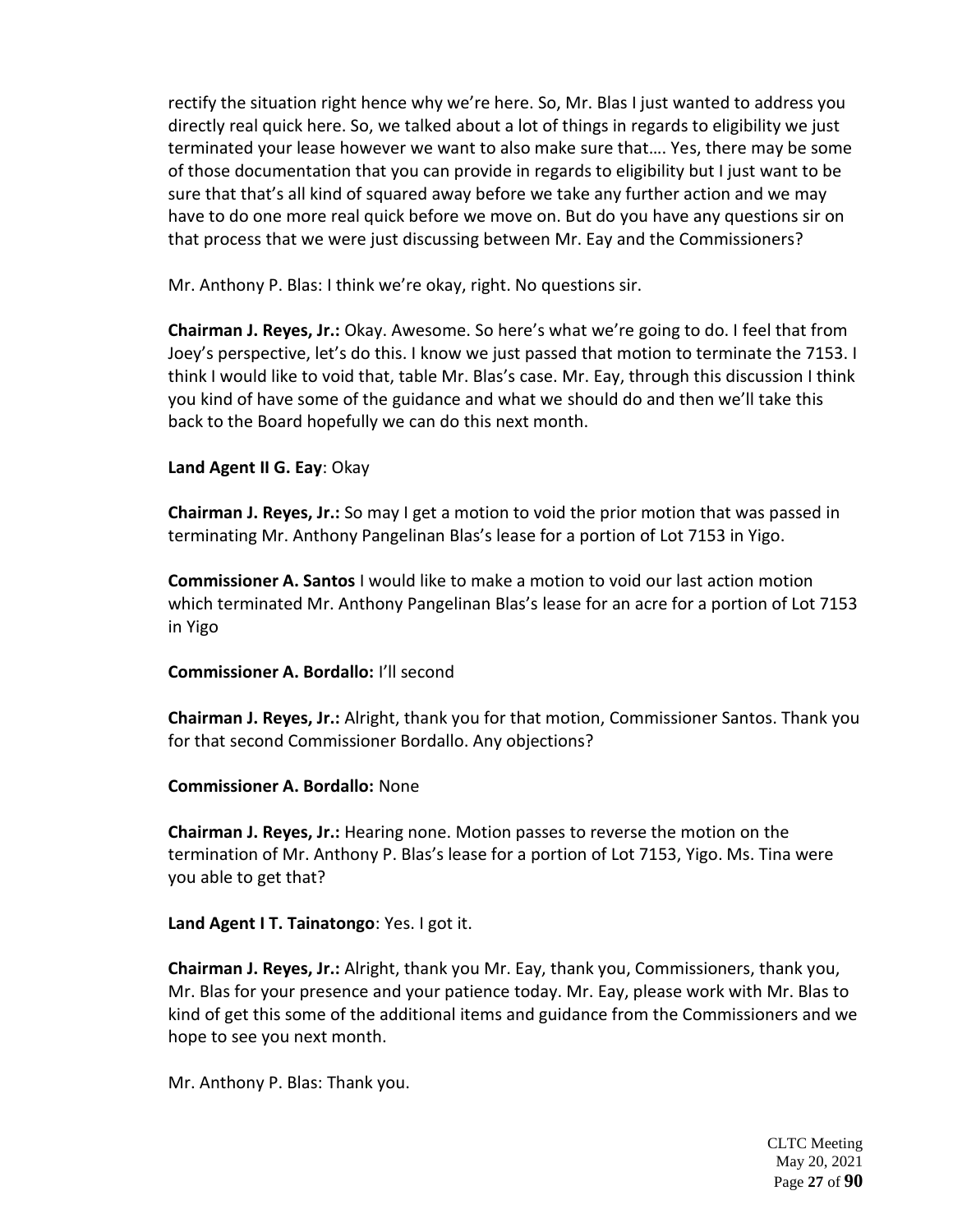rectify the situation right hence why we're here. So, Mr. Blas I just wanted to address you directly real quick here. So, we talked about a lot of things in regards to eligibility we just terminated your lease however we want to also make sure that…. Yes, there may be some of those documentation that you can provide in regards to eligibility but I just want to be sure that that's all kind of squared away before we take any further action and we may have to do one more real quick before we move on. But do you have any questions sir on that process that we were just discussing between Mr. Eay and the Commissioners?

Mr. Anthony P. Blas: I think we're okay, right. No questions sir.

**Chairman J. Reyes, Jr.:** Okay. Awesome. So here's what we're going to do. I feel that from Joey's perspective, let's do this. I know we just passed that motion to terminate the 7153. I think I would like to void that, table Mr. Blas's case. Mr. Eay, through this discussion I think you kind of have some of the guidance and what we should do and then we'll take this back to the Board hopefully we can do this next month.

**Land Agent II G. Eay**: Okay

**Chairman J. Reyes, Jr.:** So may I get a motion to void the prior motion that was passed in terminating Mr. Anthony Pangelinan Blas's lease for a portion of Lot 7153 in Yigo.

**Commissioner A. Santos** I would like to make a motion to void our last action motion which terminated Mr. Anthony Pangelinan Blas's lease for an acre for a portion of Lot 7153 in Yigo

**Commissioner A. Bordallo:** I'll second

**Chairman J. Reyes, Jr.:** Alright, thank you for that motion, Commissioner Santos. Thank you for that second Commissioner Bordallo. Any objections?

**Commissioner A. Bordallo:** None

**Chairman J. Reyes, Jr.:** Hearing none. Motion passes to reverse the motion on the termination of Mr. Anthony P. Blas's lease for a portion of Lot 7153, Yigo. Ms. Tina were you able to get that?

**Land Agent I T. Tainatongo**: Yes. I got it.

**Chairman J. Reyes, Jr.:** Alright, thank you Mr. Eay, thank you, Commissioners, thank you, Mr. Blas for your presence and your patience today. Mr. Eay, please work with Mr. Blas to kind of get this some of the additional items and guidance from the Commissioners and we hope to see you next month.

Mr. Anthony P. Blas: Thank you.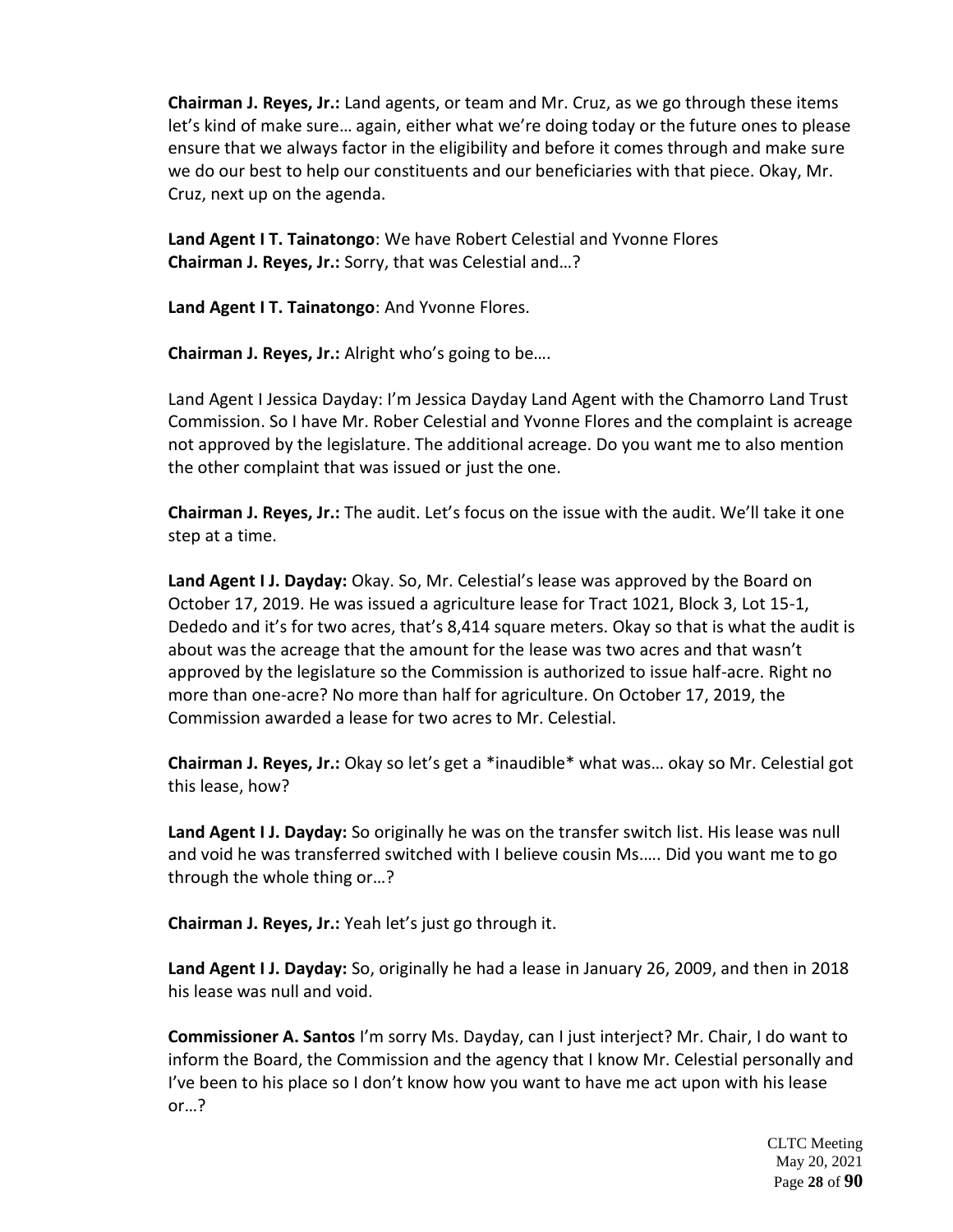**Chairman J. Reyes, Jr.:** Land agents, or team and Mr. Cruz, as we go through these items let's kind of make sure… again, either what we're doing today or the future ones to please ensure that we always factor in the eligibility and before it comes through and make sure we do our best to help our constituents and our beneficiaries with that piece. Okay, Mr. Cruz, next up on the agenda.

**Land Agent I T. Tainatongo**: We have Robert Celestial and Yvonne Flores
**Chairman J. Reyes, Jr.:** Sorry, that was Celestial and…?

**Land Agent I T. Tainatongo**: And Yvonne Flores.

**Chairman J. Reyes, Jr.:** Alright who's going to be….

Land Agent I Jessica Dayday: I'm Jessica Dayday Land Agent with the Chamorro Land Trust Commission. So I have Mr. Rober Celestial and Yvonne Flores and the complaint is acreage not approved by the legislature. The additional acreage. Do you want me to also mention the other complaint that was issued or just the one.

**Chairman J. Reyes, Jr.:** The audit. Let's focus on the issue with the audit. We'll take it one step at a time.

**Land Agent I J. Dayday:** Okay. So, Mr. Celestial's lease was approved by the Board on October 17, 2019. He was issued a agriculture lease for Tract 1021, Block 3, Lot 15-1, Dededo and it's for two acres, that's 8,414 square meters. Okay so that is what the audit is about was the acreage that the amount for the lease was two acres and that wasn't approved by the legislature so the Commission is authorized to issue half-acre. Right no more than one-acre? No more than half for agriculture. On October 17, 2019, the Commission awarded a lease for two acres to Mr. Celestial.

**Chairman J. Reyes, Jr.:** Okay so let's get a *inaudible* what was… okay so Mr. Celestial got this lease, how?

**Land Agent I J. Dayday:** So originally he was on the transfer switch list. His lease was null and void he was transferred switched with I believe cousin Ms….. Did you want me to go through the whole thing or…?

**Chairman J. Reyes, Jr.:** Yeah let's just go through it.

**Land Agent I J. Dayday:** So, originally he had a lease in January 26, 2009, and then in 2018 his lease was null and void.

**Commissioner A. Santos** I'm sorry Ms. Dayday, can I just interject? Mr. Chair, I do want to inform the Board, the Commission and the agency that I know Mr. Celestial personally and I've been to his place so I don't know how you want to have me act upon with his lease or…?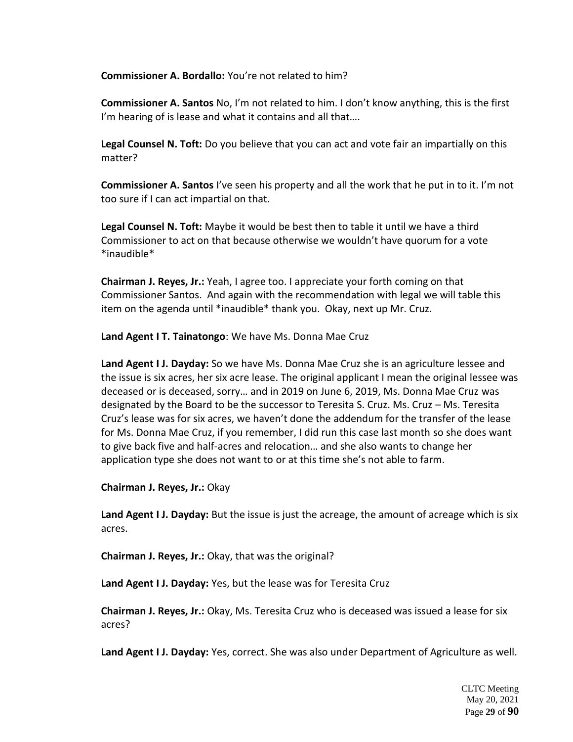**Commissioner A. Bordallo:** You're not related to him?

**Commissioner A. Santos** No, I'm not related to him. I don't know anything, this is the first I'm hearing of is lease and what it contains and all that….

**Legal Counsel N. Toft:** Do you believe that you can act and vote fair an impartially on this matter?

**Commissioner A. Santos** I've seen his property and all the work that he put in to it. I'm not too sure if I can act impartial on that.

**Legal Counsel N. Toft:** Maybe it would be best then to table it until we have a third Commissioner to act on that because otherwise we wouldn't have quorum for a vote *inaudible*

**Chairman J. Reyes, Jr.:** Yeah, I agree too. I appreciate your forth coming on that Commissioner Santos. And again with the recommendation with legal we will table this item on the agenda until *inaudible* thank you. Okay, next up Mr. Cruz.

**Land Agent I T. Tainatongo**: We have Ms. Donna Mae Cruz

**Land Agent I J. Dayday:** So we have Ms. Donna Mae Cruz she is an agriculture lessee and the issue is six acres, her six acre lease. The original applicant I mean the original lessee was deceased or is deceased, sorry… and in 2019 on June 6, 2019, Ms. Donna Mae Cruz was designated by the Board to be the successor to Teresita S. Cruz. Ms. Cruz – Ms. Teresita Cruz's lease was for six acres, we haven't done the addendum for the transfer of the lease for Ms. Donna Mae Cruz, if you remember, I did run this case last month so she does want to give back five and half-acres and relocation… and she also wants to change her application type she does not want to or at this time she's not able to farm.

**Chairman J. Reyes, Jr.:** Okay

**Land Agent I J. Dayday:** But the issue is just the acreage, the amount of acreage which is six acres.

**Chairman J. Reyes, Jr.:** Okay, that was the original?

**Land Agent I J. Dayday:** Yes, but the lease was for Teresita Cruz

**Chairman J. Reyes, Jr.:** Okay, Ms. Teresita Cruz who is deceased was issued a lease for six acres?

**Land Agent I J. Dayday:** Yes, correct. She was also under Department of Agriculture as well.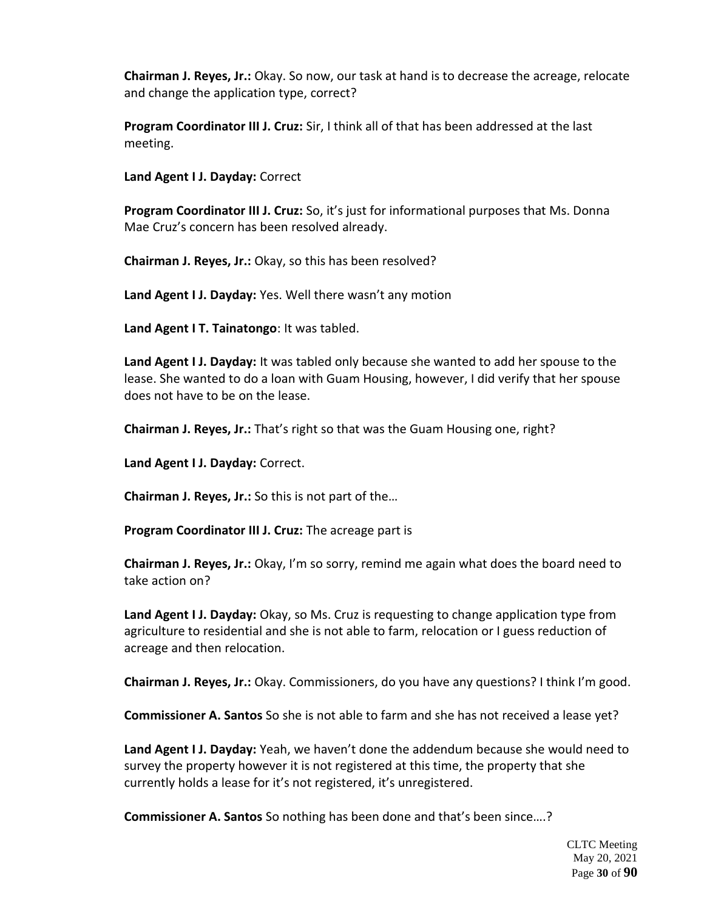**Chairman J. Reyes, Jr.:** Okay. So now, our task at hand is to decrease the acreage, relocate and change the application type, correct?

**Program Coordinator III J. Cruz:** Sir, I think all of that has been addressed at the last meeting.

**Land Agent I J. Dayday:** Correct

**Program Coordinator III J. Cruz:** So, it's just for informational purposes that Ms. Donna Mae Cruz's concern has been resolved already.

**Chairman J. Reyes, Jr.:** Okay, so this has been resolved?

**Land Agent I J. Dayday:** Yes. Well there wasn't any motion

**Land Agent I T. Tainatongo**: It was tabled.

**Land Agent I J. Dayday:** It was tabled only because she wanted to add her spouse to the lease. She wanted to do a loan with Guam Housing, however, I did verify that her spouse does not have to be on the lease.

**Chairman J. Reyes, Jr.:** That's right so that was the Guam Housing one, right?

**Land Agent I J. Dayday:** Correct.

**Chairman J. Reyes, Jr.:** So this is not part of the…

**Program Coordinator III J. Cruz:** The acreage part is

**Chairman J. Reyes, Jr.:** Okay, I'm so sorry, remind me again what does the board need to take action on?

**Land Agent I J. Dayday:** Okay, so Ms. Cruz is requesting to change application type from agriculture to residential and she is not able to farm, relocation or I guess reduction of acreage and then relocation.

**Chairman J. Reyes, Jr.:** Okay. Commissioners, do you have any questions? I think I'm good.

**Commissioner A. Santos** So she is not able to farm and she has not received a lease yet?

**Land Agent I J. Dayday:** Yeah, we haven't done the addendum because she would need to survey the property however it is not registered at this time, the property that she currently holds a lease for it's not registered, it's unregistered.

**Commissioner A. Santos** So nothing has been done and that's been since….?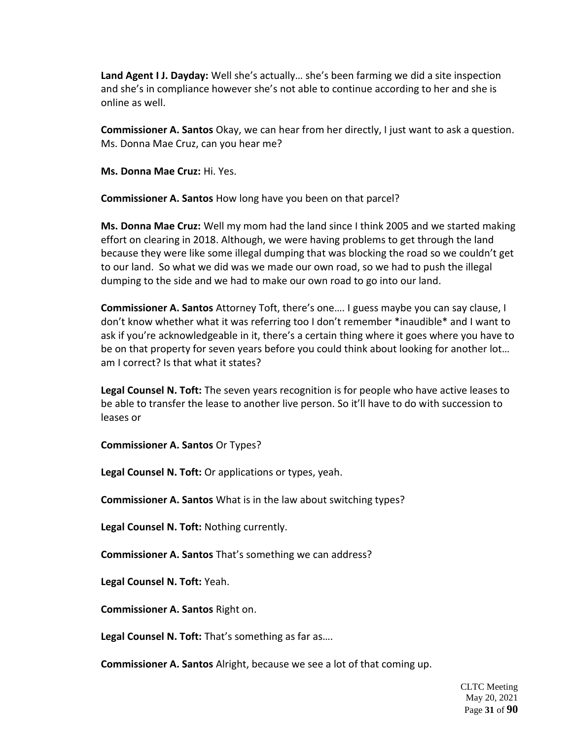**Land Agent I J. Dayday:** Well she's actually… she's been farming we did a site inspection and she's in compliance however she's not able to continue according to her and she is online as well.

**Commissioner A. Santos** Okay, we can hear from her directly, I just want to ask a question. Ms. Donna Mae Cruz, can you hear me?

**Ms. Donna Mae Cruz:** Hi. Yes.

**Commissioner A. Santos** How long have you been on that parcel?

**Ms. Donna Mae Cruz:** Well my mom had the land since I think 2005 and we started making effort on clearing in 2018. Although, we were having problems to get through the land because they were like some illegal dumping that was blocking the road so we couldn't get to our land. So what we did was we made our own road, so we had to push the illegal dumping to the side and we had to make our own road to go into our land.

**Commissioner A. Santos** Attorney Toft, there's one…. I guess maybe you can say clause, I don't know whether what it was referring too I don't remember *inaudible* and I want to ask if you're acknowledgeable in it, there's a certain thing where it goes where you have to be on that property for seven years before you could think about looking for another lot… am I correct? Is that what it states?

**Legal Counsel N. Toft:** The seven years recognition is for people who have active leases to be able to transfer the lease to another live person. So it'll have to do with succession to leases or

**Commissioner A. Santos** Or Types?

**Legal Counsel N. Toft:** Or applications or types, yeah.

**Commissioner A. Santos** What is in the law about switching types?

**Legal Counsel N. Toft:** Nothing currently.

**Commissioner A. Santos** That's something we can address?

**Legal Counsel N. Toft:** Yeah.

**Commissioner A. Santos** Right on.

**Legal Counsel N. Toft:** That's something as far as….

**Commissioner A. Santos** Alright, because we see a lot of that coming up.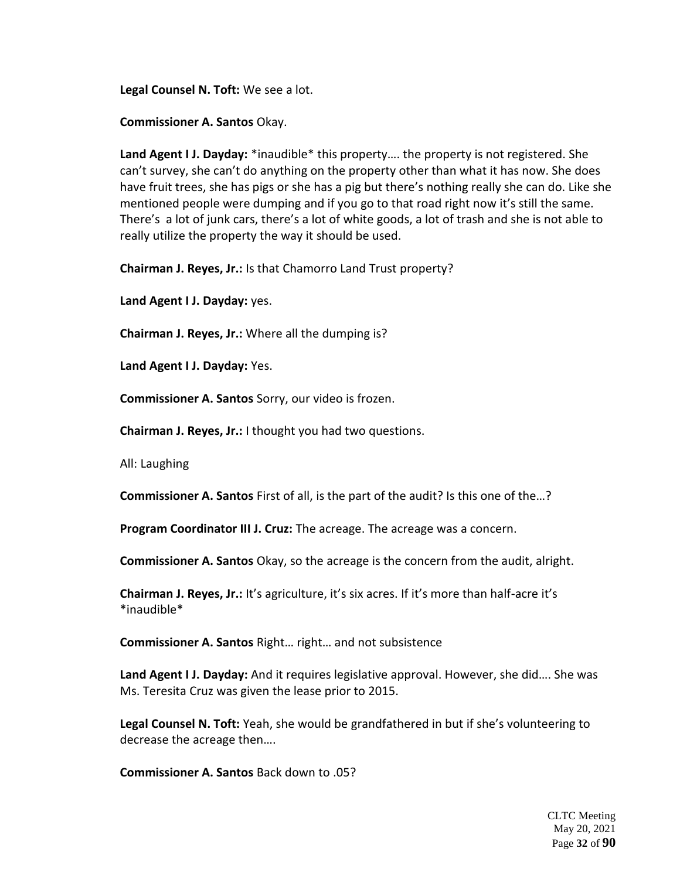**Legal Counsel N. Toft:** We see a lot.

**Commissioner A. Santos** Okay.

**Land Agent I J. Dayday:** *inaudible* this property…. the property is not registered. She can't survey, she can't do anything on the property other than what it has now. She does have fruit trees, she has pigs or she has a pig but there's nothing really she can do. Like she mentioned people were dumping and if you go to that road right now it's still the same. There's a lot of junk cars, there's a lot of white goods, a lot of trash and she is not able to really utilize the property the way it should be used.

**Chairman J. Reyes, Jr.:** Is that Chamorro Land Trust property?

**Land Agent I J. Dayday:** yes.

**Chairman J. Reyes, Jr.:** Where all the dumping is?

**Land Agent I J. Dayday:** Yes.

**Commissioner A. Santos** Sorry, our video is frozen.

**Chairman J. Reyes, Jr.:** I thought you had two questions.

All: Laughing

**Commissioner A. Santos** First of all, is the part of the audit? Is this one of the…?

**Program Coordinator III J. Cruz:** The acreage. The acreage was a concern.

**Commissioner A. Santos** Okay, so the acreage is the concern from the audit, alright.

**Chairman J. Reyes, Jr.:** It's agriculture, it's six acres. If it's more than half-acre it's *inaudible*

**Commissioner A. Santos** Right… right… and not subsistence

**Land Agent I J. Dayday:** And it requires legislative approval. However, she did…. She was Ms. Teresita Cruz was given the lease prior to 2015.

**Legal Counsel N. Toft:** Yeah, she would be grandfathered in but if she's volunteering to decrease the acreage then….

**Commissioner A. Santos** Back down to .05?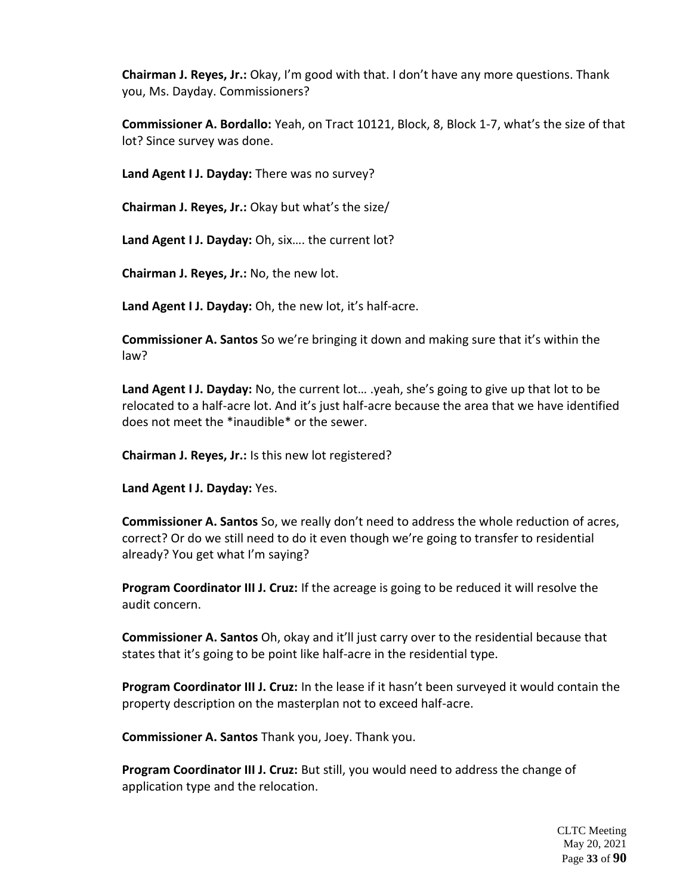**Chairman J. Reyes, Jr.:** Okay, I'm good with that. I don't have any more questions. Thank you, Ms. Dayday. Commissioners?

**Commissioner A. Bordallo:** Yeah, on Tract 10121, Block, 8, Block 1-7, what's the size of that lot? Since survey was done.

**Land Agent I J. Dayday:** There was no survey?

**Chairman J. Reyes, Jr.:** Okay but what's the size/

**Land Agent I J. Dayday:** Oh, six…. the current lot?

**Chairman J. Reyes, Jr.:** No, the new lot.

**Land Agent I J. Dayday:** Oh, the new lot, it's half-acre.

**Commissioner A. Santos** So we're bringing it down and making sure that it's within the law?

**Land Agent I J. Dayday:** No, the current lot… .yeah, she's going to give up that lot to be relocated to a half-acre lot. And it's just half-acre because the area that we have identified does not meet the *inaudible* or the sewer.

**Chairman J. Reyes, Jr.:** Is this new lot registered?

**Land Agent I J. Dayday:** Yes.

**Commissioner A. Santos** So, we really don't need to address the whole reduction of acres, correct? Or do we still need to do it even though we're going to transfer to residential already? You get what I'm saying?

**Program Coordinator III J. Cruz:** If the acreage is going to be reduced it will resolve the audit concern.

**Commissioner A. Santos** Oh, okay and it'll just carry over to the residential because that states that it's going to be point like half-acre in the residential type.

**Program Coordinator III J. Cruz:** In the lease if it hasn't been surveyed it would contain the property description on the masterplan not to exceed half-acre.

**Commissioner A. Santos** Thank you, Joey. Thank you.

**Program Coordinator III J. Cruz:** But still, you would need to address the change of application type and the relocation.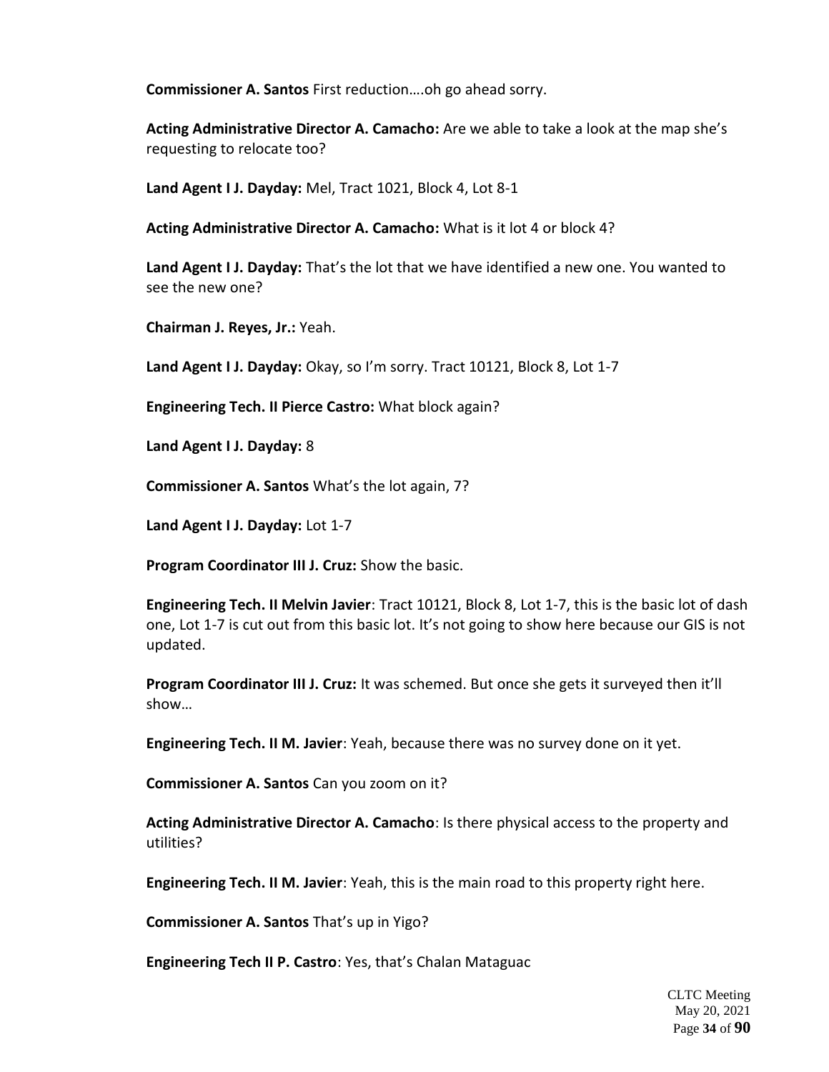**Commissioner A. Santos** First reduction….oh go ahead sorry.

**Acting Administrative Director A. Camacho:** Are we able to take a look at the map she's requesting to relocate too?

**Land Agent I J. Dayday:** Mel, Tract 1021, Block 4, Lot 8-1

**Acting Administrative Director A. Camacho:** What is it lot 4 or block 4?

**Land Agent I J. Dayday:** That's the lot that we have identified a new one. You wanted to see the new one?

**Chairman J. Reyes, Jr.:** Yeah.

**Land Agent I J. Dayday:** Okay, so I'm sorry. Tract 10121, Block 8, Lot 1-7

**Engineering Tech. II Pierce Castro:** What block again?

**Land Agent I J. Dayday:** 8

**Commissioner A. Santos** What's the lot again, 7?

**Land Agent I J. Dayday:** Lot 1-7

**Program Coordinator III J. Cruz:** Show the basic.

**Engineering Tech. II Melvin Javier**: Tract 10121, Block 8, Lot 1-7, this is the basic lot of dash one, Lot 1-7 is cut out from this basic lot. It's not going to show here because our GIS is not updated.

**Program Coordinator III J. Cruz:** It was schemed. But once she gets it surveyed then it'll show…

**Engineering Tech. II M. Javier**: Yeah, because there was no survey done on it yet.

**Commissioner A. Santos** Can you zoom on it?

**Acting Administrative Director A. Camacho**: Is there physical access to the property and utilities?

**Engineering Tech. II M. Javier**: Yeah, this is the main road to this property right here.

**Commissioner A. Santos** That's up in Yigo?

**Engineering Tech II P. Castro**: Yes, that's Chalan Mataguac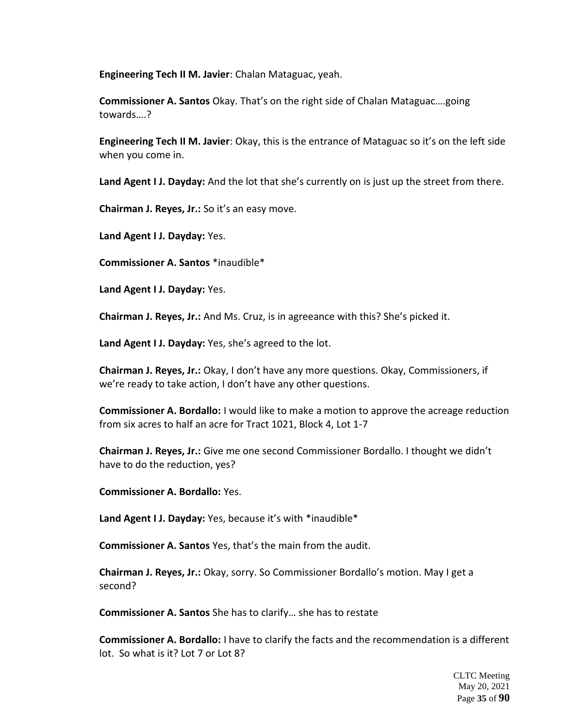**Engineering Tech II M. Javier**: Chalan Mataguac, yeah.

**Commissioner A. Santos** Okay. That's on the right side of Chalan Mataguac….going towards….?

**Engineering Tech II M. Javier**: Okay, this is the entrance of Mataguac so it's on the left side when you come in.

**Land Agent I J. Dayday:** And the lot that she's currently on is just up the street from there.

**Chairman J. Reyes, Jr.:** So it's an easy move.

**Land Agent I J. Dayday:** Yes.

**Commissioner A. Santos** *inaudible*

**Land Agent I J. Dayday:** Yes.

**Chairman J. Reyes, Jr.:** And Ms. Cruz, is in agreeance with this? She's picked it.

**Land Agent I J. Dayday:** Yes, she's agreed to the lot.

**Chairman J. Reyes, Jr.:** Okay, I don't have any more questions. Okay, Commissioners, if we're ready to take action, I don't have any other questions.

**Commissioner A. Bordallo:** I would like to make a motion to approve the acreage reduction from six acres to half an acre for Tract 1021, Block 4, Lot 1-7

**Chairman J. Reyes, Jr.:** Give me one second Commissioner Bordallo. I thought we didn't have to do the reduction, yes?

**Commissioner A. Bordallo:** Yes.

**Land Agent I J. Dayday:** Yes, because it's with *inaudible*

**Commissioner A. Santos** Yes, that's the main from the audit.

**Chairman J. Reyes, Jr.:** Okay, sorry. So Commissioner Bordallo's motion. May I get a second?

**Commissioner A. Santos** She has to clarify… she has to restate

**Commissioner A. Bordallo:** I have to clarify the facts and the recommendation is a different lot. So what is it? Lot 7 or Lot 8?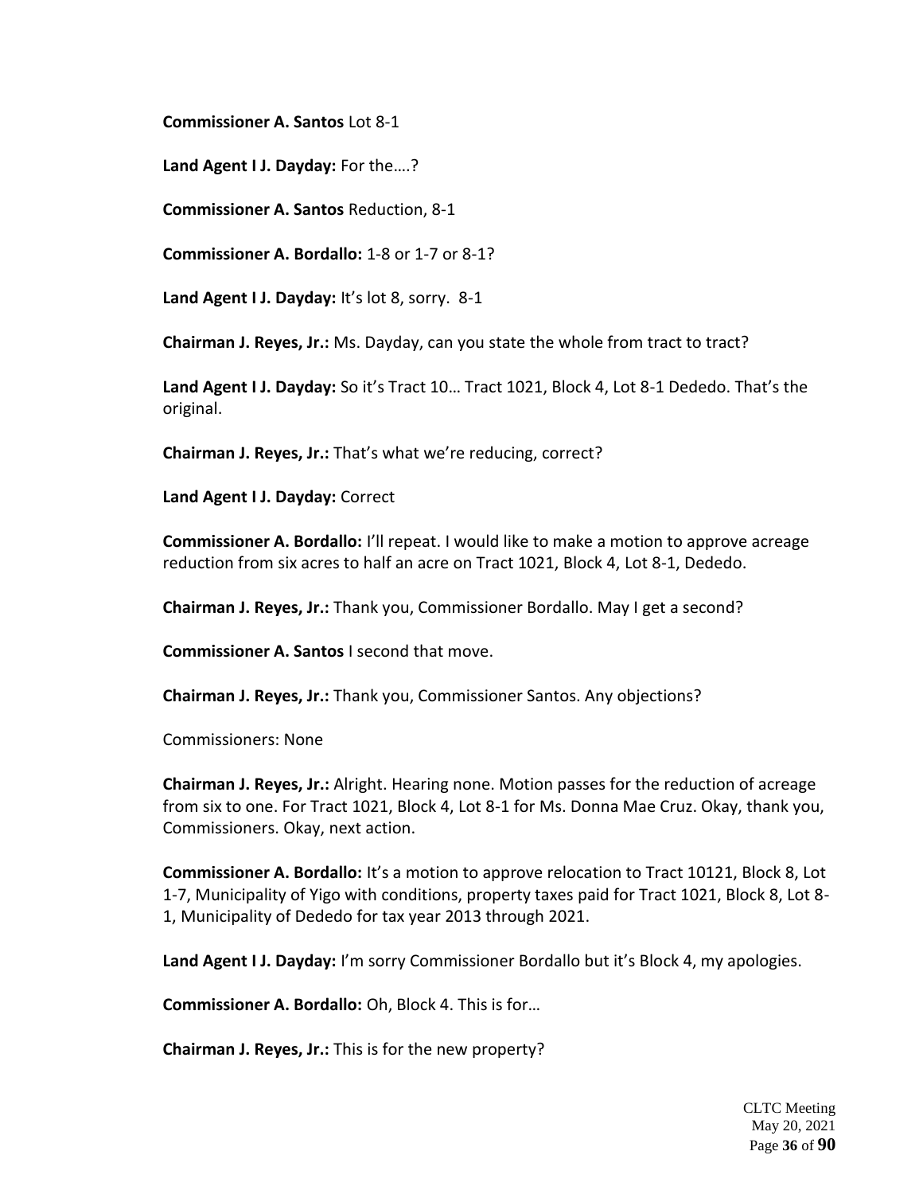**Commissioner A. Santos** Lot 8-1

**Land Agent I J. Dayday:** For the….?

**Commissioner A. Santos** Reduction, 8-1

**Commissioner A. Bordallo:** 1-8 or 1-7 or 8-1?

**Land Agent I J. Dayday:** It's lot 8, sorry. 8-1

**Chairman J. Reyes, Jr.:** Ms. Dayday, can you state the whole from tract to tract?

**Land Agent I J. Dayday:** So it's Tract 10… Tract 1021, Block 4, Lot 8-1 Dededo. That's the original.

**Chairman J. Reyes, Jr.:** That's what we're reducing, correct?

**Land Agent I J. Dayday:** Correct

**Commissioner A. Bordallo:** I'll repeat. I would like to make a motion to approve acreage reduction from six acres to half an acre on Tract 1021, Block 4, Lot 8-1, Dededo.

**Chairman J. Reyes, Jr.:** Thank you, Commissioner Bordallo. May I get a second?

**Commissioner A. Santos** I second that move.

**Chairman J. Reyes, Jr.:** Thank you, Commissioner Santos. Any objections?

Commissioners: None

**Chairman J. Reyes, Jr.:** Alright. Hearing none. Motion passes for the reduction of acreage from six to one. For Tract 1021, Block 4, Lot 8-1 for Ms. Donna Mae Cruz. Okay, thank you, Commissioners. Okay, next action.

**Commissioner A. Bordallo:** It's a motion to approve relocation to Tract 10121, Block 8, Lot 1-7, Municipality of Yigo with conditions, property taxes paid for Tract 1021, Block 8, Lot 8-1, Municipality of Dededo for tax year 2013 through 2021.

**Land Agent I J. Dayday:** I'm sorry Commissioner Bordallo but it's Block 4, my apologies.

**Commissioner A. Bordallo:** Oh, Block 4. This is for…

**Chairman J. Reyes, Jr.:** This is for the new property?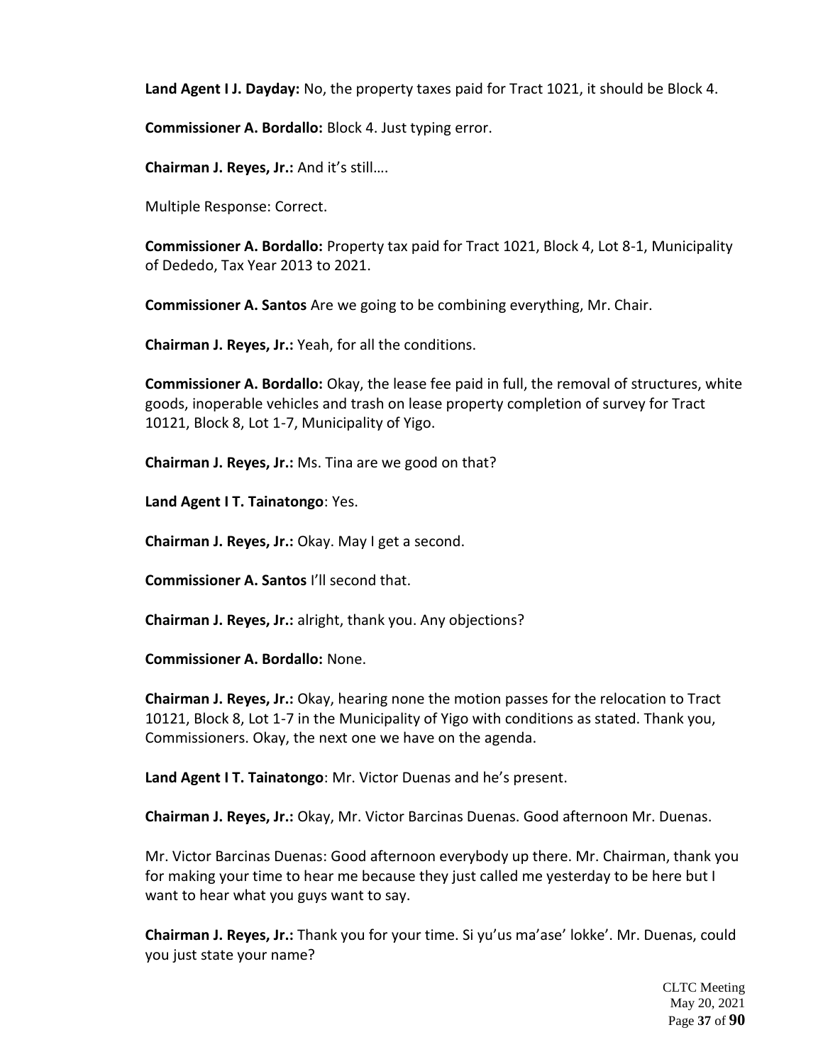**Land Agent I J. Dayday:** No, the property taxes paid for Tract 1021, it should be Block 4.

**Commissioner A. Bordallo:** Block 4. Just typing error.

**Chairman J. Reyes, Jr.:** And it's still….

Multiple Response: Correct.

**Commissioner A. Bordallo:** Property tax paid for Tract 1021, Block 4, Lot 8-1, Municipality of Dededo, Tax Year 2013 to 2021.

**Commissioner A. Santos** Are we going to be combining everything, Mr. Chair.

**Chairman J. Reyes, Jr.:** Yeah, for all the conditions.

**Commissioner A. Bordallo:** Okay, the lease fee paid in full, the removal of structures, white goods, inoperable vehicles and trash on lease property completion of survey for Tract 10121, Block 8, Lot 1-7, Municipality of Yigo.

**Chairman J. Reyes, Jr.:** Ms. Tina are we good on that?

**Land Agent I T. Tainatongo**: Yes.

**Chairman J. Reyes, Jr.:** Okay. May I get a second.

**Commissioner A. Santos** I'll second that.

**Chairman J. Reyes, Jr.:** alright, thank you. Any objections?

**Commissioner A. Bordallo:** None.

**Chairman J. Reyes, Jr.:** Okay, hearing none the motion passes for the relocation to Tract 10121, Block 8, Lot 1-7 in the Municipality of Yigo with conditions as stated. Thank you, Commissioners. Okay, the next one we have on the agenda.

**Land Agent I T. Tainatongo**: Mr. Victor Duenas and he's present.

**Chairman J. Reyes, Jr.:** Okay, Mr. Victor Barcinas Duenas. Good afternoon Mr. Duenas.

Mr. Victor Barcinas Duenas: Good afternoon everybody up there. Mr. Chairman, thank you for making your time to hear me because they just called me yesterday to be here but I want to hear what you guys want to say.

**Chairman J. Reyes, Jr.:** Thank you for your time. Si yu'us ma'ase' lokke'. Mr. Duenas, could you just state your name?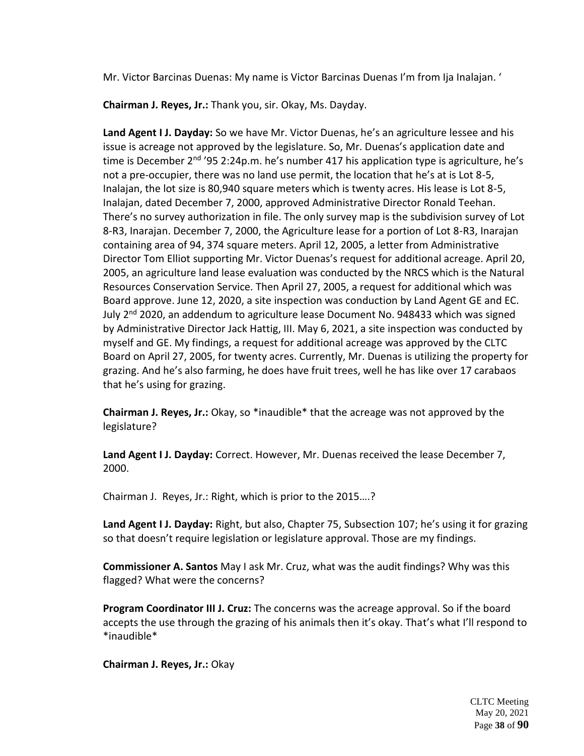Mr. Victor Barcinas Duenas: My name is Victor Barcinas Duenas I'm from Ija Inalajan. '

**Chairman J. Reyes, Jr.:** Thank you, sir. Okay, Ms. Dayday.

**Land Agent I J. Dayday:** So we have Mr. Victor Duenas, he's an agriculture lessee and his issue is acreage not approved by the legislature. So, Mr. Duenas's application date and time is December 2nd '95 2:24p.m. he's number 417 his application type is agriculture, he's not a pre-occupier, there was no land use permit, the location that he's at is Lot 8-5, Inalajan, the lot size is 80,940 square meters which is twenty acres. His lease is Lot 8-5, Inalajan, dated December 7, 2000, approved Administrative Director Ronald Teehan. There's no survey authorization in file. The only survey map is the subdivision survey of Lot 8-R3, Inarajan. December 7, 2000, the Agriculture lease for a portion of Lot 8-R3, Inarajan containing area of 94, 374 square meters. April 12, 2005, a letter from Administrative Director Tom Elliot supporting Mr. Victor Duenas's request for additional acreage. April 20, 2005, an agriculture land lease evaluation was conducted by the NRCS which is the Natural Resources Conservation Service. Then April 27, 2005, a request for additional which was Board approve. June 12, 2020, a site inspection was conduction by Land Agent GE and EC. July 2nd 2020, an addendum to agriculture lease Document No. 948433 which was signed by Administrative Director Jack Hattig, III. May 6, 2021, a site inspection was conducted by myself and GE. My findings, a request for additional acreage was approved by the CLTC Board on April 27, 2005, for twenty acres. Currently, Mr. Duenas is utilizing the property for grazing. And he's also farming, he does have fruit trees, well he has like over 17 carabaos that he's using for grazing.

**Chairman J. Reyes, Jr.:** Okay, so *inaudible* that the acreage was not approved by the legislature?

**Land Agent I J. Dayday:** Correct. However, Mr. Duenas received the lease December 7, 2000.

Chairman J. Reyes, Jr.: Right, which is prior to the 2015….?

**Land Agent I J. Dayday:** Right, but also, Chapter 75, Subsection 107; he's using it for grazing so that doesn't require legislation or legislature approval. Those are my findings.

**Commissioner A. Santos** May I ask Mr. Cruz, what was the audit findings? Why was this flagged? What were the concerns?

**Program Coordinator III J. Cruz:** The concerns was the acreage approval. So if the board accepts the use through the grazing of his animals then it's okay. That's what I'll respond to *inaudible*

**Chairman J. Reyes, Jr.:** Okay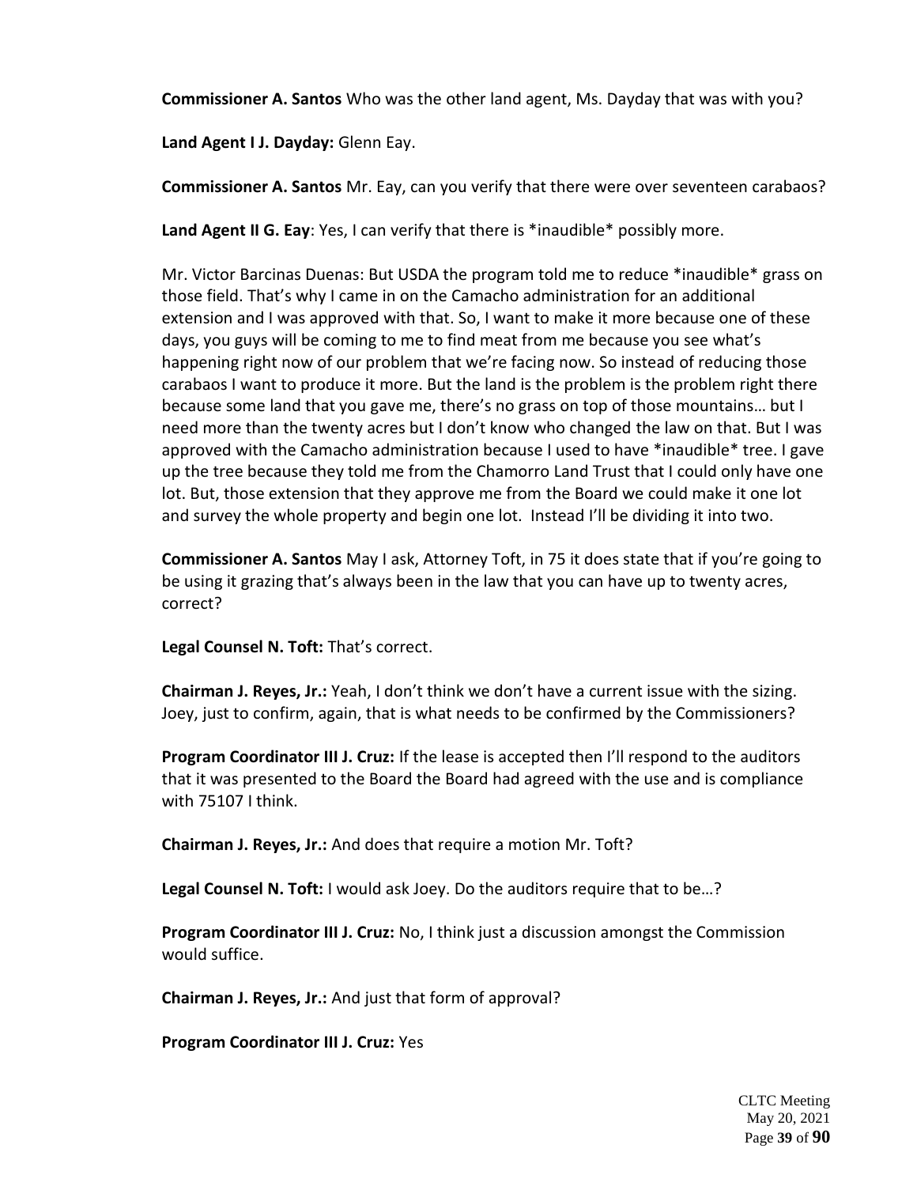**Commissioner A. Santos** Who was the other land agent, Ms. Dayday that was with you?

**Land Agent I J. Dayday:** Glenn Eay.

**Commissioner A. Santos** Mr. Eay, can you verify that there were over seventeen carabaos?

**Land Agent II G. Eay**: Yes, I can verify that there is *inaudible* possibly more.

Mr. Victor Barcinas Duenas: But USDA the program told me to reduce *inaudible* grass on those field. That's why I came in on the Camacho administration for an additional extension and I was approved with that. So, I want to make it more because one of these days, you guys will be coming to me to find meat from me because you see what's happening right now of our problem that we're facing now. So instead of reducing those carabaos I want to produce it more. But the land is the problem is the problem right there because some land that you gave me, there's no grass on top of those mountains… but I need more than the twenty acres but I don't know who changed the law on that. But I was approved with the Camacho administration because I used to have *inaudible* tree. I gave up the tree because they told me from the Chamorro Land Trust that I could only have one lot. But, those extension that they approve me from the Board we could make it one lot and survey the whole property and begin one lot. Instead I'll be dividing it into two.

**Commissioner A. Santos** May I ask, Attorney Toft, in 75 it does state that if you're going to be using it grazing that's always been in the law that you can have up to twenty acres, correct?

**Legal Counsel N. Toft:** That's correct.

**Chairman J. Reyes, Jr.:** Yeah, I don't think we don't have a current issue with the sizing. Joey, just to confirm, again, that is what needs to be confirmed by the Commissioners?

**Program Coordinator III J. Cruz:** If the lease is accepted then I'll respond to the auditors that it was presented to the Board the Board had agreed with the use and is compliance with 75107 I think.

**Chairman J. Reyes, Jr.:** And does that require a motion Mr. Toft?

**Legal Counsel N. Toft:** I would ask Joey. Do the auditors require that to be…?

**Program Coordinator III J. Cruz:** No, I think just a discussion amongst the Commission would suffice.

**Chairman J. Reyes, Jr.:** And just that form of approval?

**Program Coordinator III J. Cruz:** Yes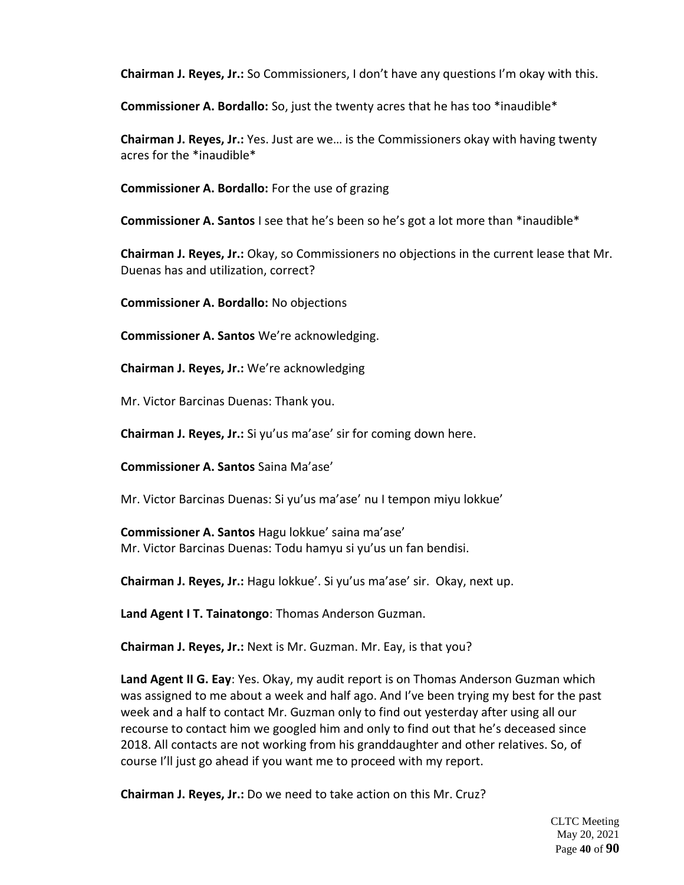**Chairman J. Reyes, Jr.:** So Commissioners, I don't have any questions I'm okay with this.

**Commissioner A. Bordallo:** So, just the twenty acres that he has too *inaudible*

**Chairman J. Reyes, Jr.:** Yes. Just are we… is the Commissioners okay with having twenty acres for the *inaudible*

**Commissioner A. Bordallo:** For the use of grazing

**Commissioner A. Santos** I see that he's been so he's got a lot more than *inaudible*

**Chairman J. Reyes, Jr.:** Okay, so Commissioners no objections in the current lease that Mr. Duenas has and utilization, correct?

**Commissioner A. Bordallo:** No objections

**Commissioner A. Santos** We're acknowledging.

**Chairman J. Reyes, Jr.:** We're acknowledging

Mr. Victor Barcinas Duenas: Thank you.

**Chairman J. Reyes, Jr.:** Si yu'us ma'ase' sir for coming down here.

**Commissioner A. Santos** Saina Ma'ase'

Mr. Victor Barcinas Duenas: Si yu'us ma'ase' nu I tempon miyu lokkue'

**Commissioner A. Santos** Hagu lokkue' saina ma'ase'
Mr. Victor Barcinas Duenas: Todu hamyu si yu'us un fan bendisi.

**Chairman J. Reyes, Jr.:** Hagu lokkue'. Si yu'us ma'ase' sir. Okay, next up.

**Land Agent I T. Tainatongo**: Thomas Anderson Guzman.

**Chairman J. Reyes, Jr.:** Next is Mr. Guzman. Mr. Eay, is that you?

**Land Agent II G. Eay**: Yes. Okay, my audit report is on Thomas Anderson Guzman which was assigned to me about a week and half ago. And I've been trying my best for the past week and a half to contact Mr. Guzman only to find out yesterday after using all our recourse to contact him we googled him and only to find out that he's deceased since 2018. All contacts are not working from his granddaughter and other relatives. So, of course I'll just go ahead if you want me to proceed with my report.

**Chairman J. Reyes, Jr.:** Do we need to take action on this Mr. Cruz?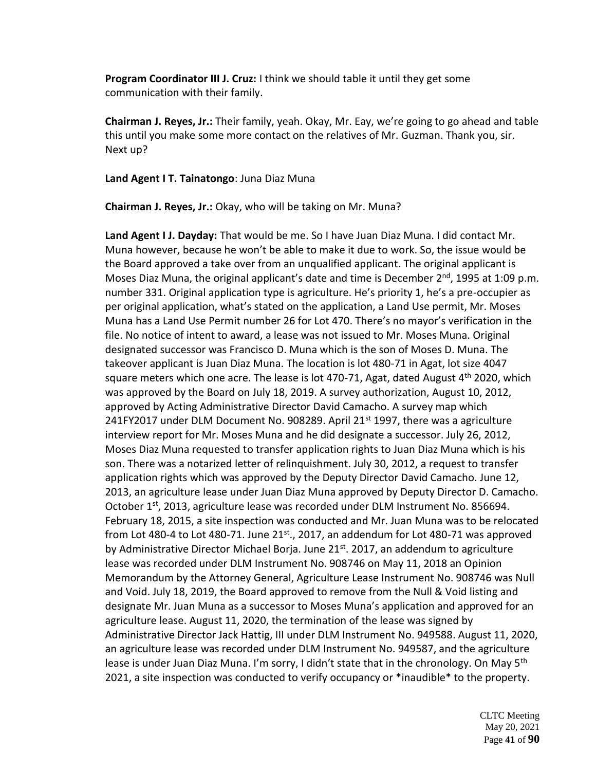**Program Coordinator III J. Cruz:** I think we should table it until they get some communication with their family.

**Chairman J. Reyes, Jr.:** Their family, yeah. Okay, Mr. Eay, we're going to go ahead and table this until you make some more contact on the relatives of Mr. Guzman. Thank you, sir. Next up?

**Land Agent I T. Tainatongo**: Juna Diaz Muna

**Chairman J. Reyes, Jr.:** Okay, who will be taking on Mr. Muna?

**Land Agent I J. Dayday:** That would be me. So I have Juan Diaz Muna. I did contact Mr. Muna however, because he won't be able to make it due to work. So, the issue would be the Board approved a take over from an unqualified applicant. The original applicant is Moses Diaz Muna, the original applicant's date and time is December 2nd, 1995 at 1:09 p.m. number 331. Original application type is agriculture. He's priority 1, he's a pre-occupier as per original application, what's stated on the application, a Land Use permit, Mr. Moses Muna has a Land Use Permit number 26 for Lot 470. There's no mayor's verification in the file. No notice of intent to award, a lease was not issued to Mr. Moses Muna. Original designated successor was Francisco D. Muna which is the son of Moses D. Muna. The takeover applicant is Juan Diaz Muna. The location is lot 480-71 in Agat, lot size 4047 square meters which one acre. The lease is lot 470-71, Agat, dated August 4th 2020, which was approved by the Board on July 18, 2019. A survey authorization, August 10, 2012, approved by Acting Administrative Director David Camacho. A survey map which 241FY2017 under DLM Document No. 908289. April 21st 1997, there was a agriculture interview report for Mr. Moses Muna and he did designate a successor. July 26, 2012, Moses Diaz Muna requested to transfer application rights to Juan Diaz Muna which is his son. There was a notarized letter of relinquishment. July 30, 2012, a request to transfer application rights which was approved by the Deputy Director David Camacho. June 12, 2013, an agriculture lease under Juan Diaz Muna approved by Deputy Director D. Camacho. October 1st, 2013, agriculture lease was recorded under DLM Instrument No. 856694. February 18, 2015, a site inspection was conducted and Mr. Juan Muna was to be relocated from Lot 480-4 to Lot 480-71. June 21st., 2017, an addendum for Lot 480-71 was approved by Administrative Director Michael Borja. June 21st. 2017, an addendum to agriculture lease was recorded under DLM Instrument No. 908746 on May 11, 2018 an Opinion Memorandum by the Attorney General, Agriculture Lease Instrument No. 908746 was Null and Void. July 18, 2019, the Board approved to remove from the Null & Void listing and designate Mr. Juan Muna as a successor to Moses Muna's application and approved for an agriculture lease. August 11, 2020, the termination of the lease was signed by Administrative Director Jack Hattig, III under DLM Instrument No. 949588. August 11, 2020, an agriculture lease was recorded under DLM Instrument No. 949587, and the agriculture lease is under Juan Diaz Muna. I'm sorry, I didn't state that in the chronology. On May 5th 2021, a site inspection was conducted to verify occupancy or *inaudible* to the property.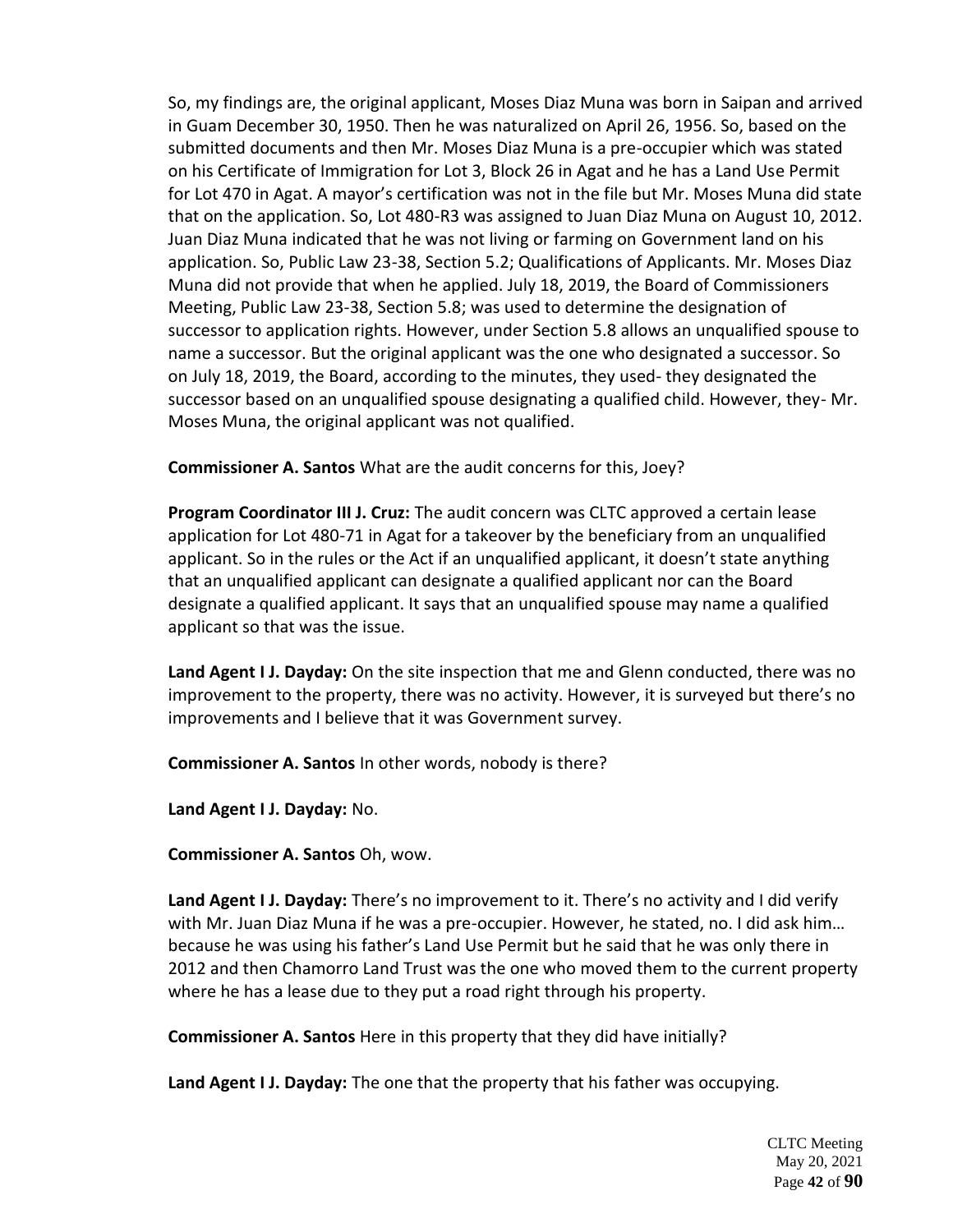So, my findings are, the original applicant, Moses Diaz Muna was born in Saipan and arrived in Guam December 30, 1950. Then he was naturalized on April 26, 1956. So, based on the submitted documents and then Mr. Moses Diaz Muna is a pre-occupier which was stated on his Certificate of Immigration for Lot 3, Block 26 in Agat and he has a Land Use Permit for Lot 470 in Agat. A mayor's certification was not in the file but Mr. Moses Muna did state that on the application. So, Lot 480-R3 was assigned to Juan Diaz Muna on August 10, 2012. Juan Diaz Muna indicated that he was not living or farming on Government land on his application. So, Public Law 23-38, Section 5.2; Qualifications of Applicants. Mr. Moses Diaz Muna did not provide that when he applied. July 18, 2019, the Board of Commissioners Meeting, Public Law 23-38, Section 5.8; was used to determine the designation of successor to application rights. However, under Section 5.8 allows an unqualified spouse to name a successor. But the original applicant was the one who designated a successor. So on July 18, 2019, the Board, according to the minutes, they used- they designated the successor based on an unqualified spouse designating a qualified child. However, they- Mr. Moses Muna, the original applicant was not qualified.

**Commissioner A. Santos** What are the audit concerns for this, Joey?

**Program Coordinator III J. Cruz:** The audit concern was CLTC approved a certain lease application for Lot 480-71 in Agat for a takeover by the beneficiary from an unqualified applicant. So in the rules or the Act if an unqualified applicant, it doesn't state anything that an unqualified applicant can designate a qualified applicant nor can the Board designate a qualified applicant. It says that an unqualified spouse may name a qualified applicant so that was the issue.

**Land Agent I J. Dayday:** On the site inspection that me and Glenn conducted, there was no improvement to the property, there was no activity. However, it is surveyed but there's no improvements and I believe that it was Government survey.

**Commissioner A. Santos** In other words, nobody is there?

**Land Agent I J. Dayday:** No.

**Commissioner A. Santos** Oh, wow.

**Land Agent I J. Dayday:** There's no improvement to it. There's no activity and I did verify with Mr. Juan Diaz Muna if he was a pre-occupier. However, he stated, no. I did ask him… because he was using his father's Land Use Permit but he said that he was only there in 2012 and then Chamorro Land Trust was the one who moved them to the current property where he has a lease due to they put a road right through his property.

**Commissioner A. Santos** Here in this property that they did have initially?

**Land Agent I J. Dayday:** The one that the property that his father was occupying.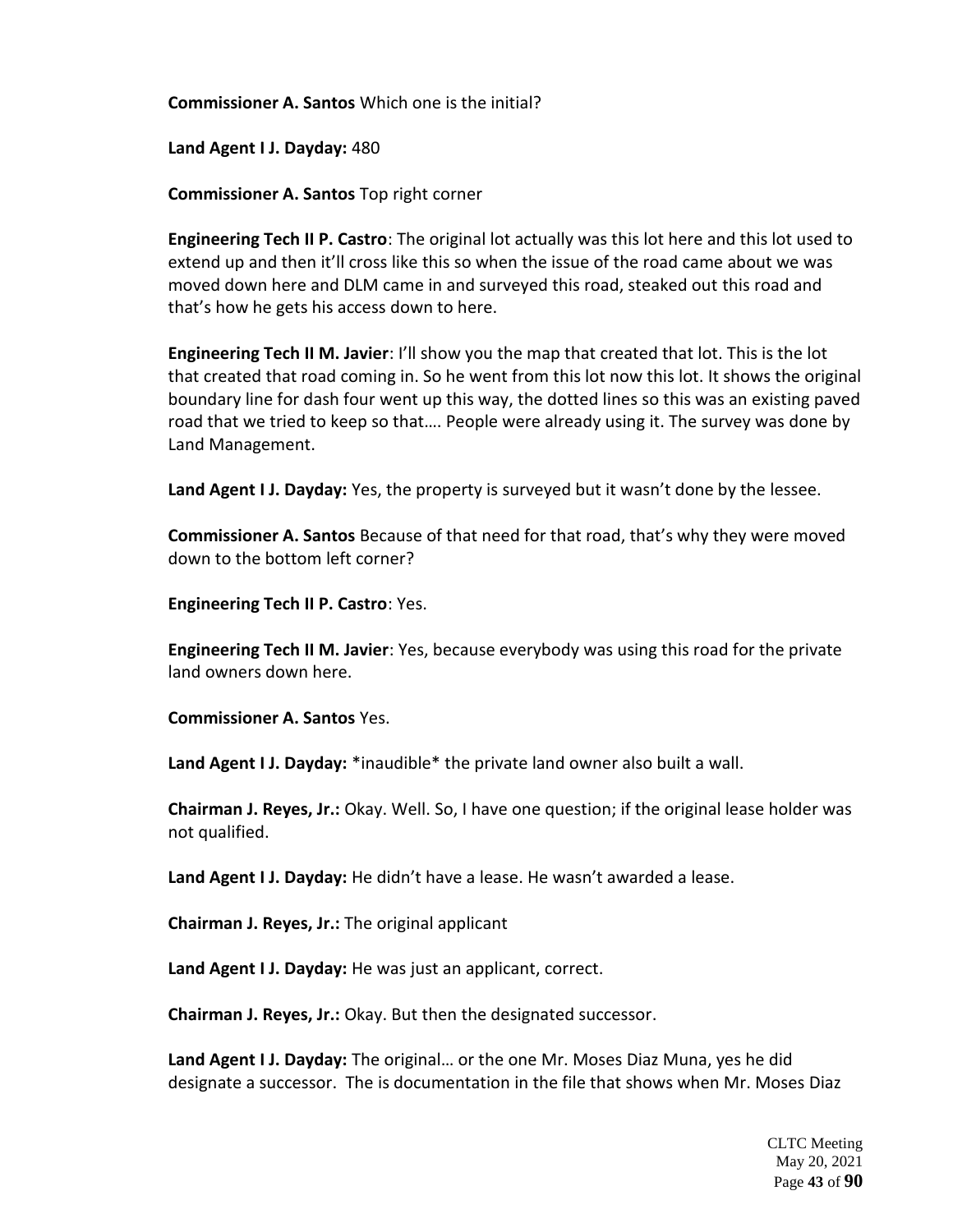**Commissioner A. Santos** Which one is the initial?

**Land Agent I J. Dayday:** 480

**Commissioner A. Santos** Top right corner

**Engineering Tech II P. Castro**: The original lot actually was this lot here and this lot used to extend up and then it'll cross like this so when the issue of the road came about we was moved down here and DLM came in and surveyed this road, steaked out this road and that's how he gets his access down to here.

**Engineering Tech II M. Javier**: I'll show you the map that created that lot. This is the lot that created that road coming in. So he went from this lot now this lot. It shows the original boundary line for dash four went up this way, the dotted lines so this was an existing paved road that we tried to keep so that…. People were already using it. The survey was done by Land Management.

**Land Agent I J. Dayday:** Yes, the property is surveyed but it wasn't done by the lessee.

**Commissioner A. Santos** Because of that need for that road, that's why they were moved down to the bottom left corner?

**Engineering Tech II P. Castro**: Yes.

**Engineering Tech II M. Javier**: Yes, because everybody was using this road for the private land owners down here.

**Commissioner A. Santos** Yes.

**Land Agent I J. Dayday:** *inaudible* the private land owner also built a wall.

**Chairman J. Reyes, Jr.:** Okay. Well. So, I have one question; if the original lease holder was not qualified.

**Land Agent I J. Dayday:** He didn't have a lease. He wasn't awarded a lease.

**Chairman J. Reyes, Jr.:** The original applicant

**Land Agent I J. Dayday:** He was just an applicant, correct.

**Chairman J. Reyes, Jr.:** Okay. But then the designated successor.

**Land Agent I J. Dayday:** The original… or the one Mr. Moses Diaz Muna, yes he did designate a successor. The is documentation in the file that shows when Mr. Moses Diaz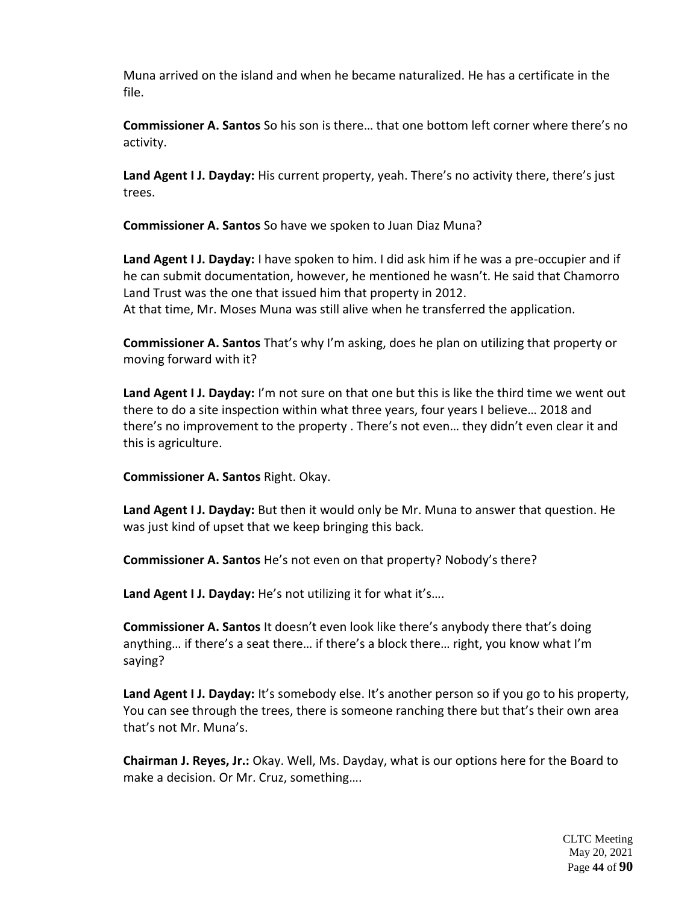Muna arrived on the island and when he became naturalized. He has a certificate in the file.

**Commissioner A. Santos** So his son is there… that one bottom left corner where there's no activity.

**Land Agent I J. Dayday:** His current property, yeah. There's no activity there, there's just trees.

**Commissioner A. Santos** So have we spoken to Juan Diaz Muna?

**Land Agent I J. Dayday:** I have spoken to him. I did ask him if he was a pre-occupier and if he can submit documentation, however, he mentioned he wasn't. He said that Chamorro Land Trust was the one that issued him that property in 2012.
At that time, Mr. Moses Muna was still alive when he transferred the application.

**Commissioner A. Santos** That's why I'm asking, does he plan on utilizing that property or moving forward with it?

**Land Agent I J. Dayday:** I'm not sure on that one but this is like the third time we went out there to do a site inspection within what three years, four years I believe… 2018 and there's no improvement to the property . There's not even… they didn't even clear it and this is agriculture.

**Commissioner A. Santos** Right. Okay.

**Land Agent I J. Dayday:** But then it would only be Mr. Muna to answer that question. He was just kind of upset that we keep bringing this back.

**Commissioner A. Santos** He's not even on that property? Nobody's there?

**Land Agent I J. Dayday:** He's not utilizing it for what it's….

**Commissioner A. Santos** It doesn't even look like there's anybody there that's doing anything… if there's a seat there… if there's a block there… right, you know what I'm saying?

**Land Agent I J. Dayday:** It's somebody else. It's another person so if you go to his property, You can see through the trees, there is someone ranching there but that's their own area that's not Mr. Muna's.

**Chairman J. Reyes, Jr.:** Okay. Well, Ms. Dayday, what is our options here for the Board to make a decision. Or Mr. Cruz, something….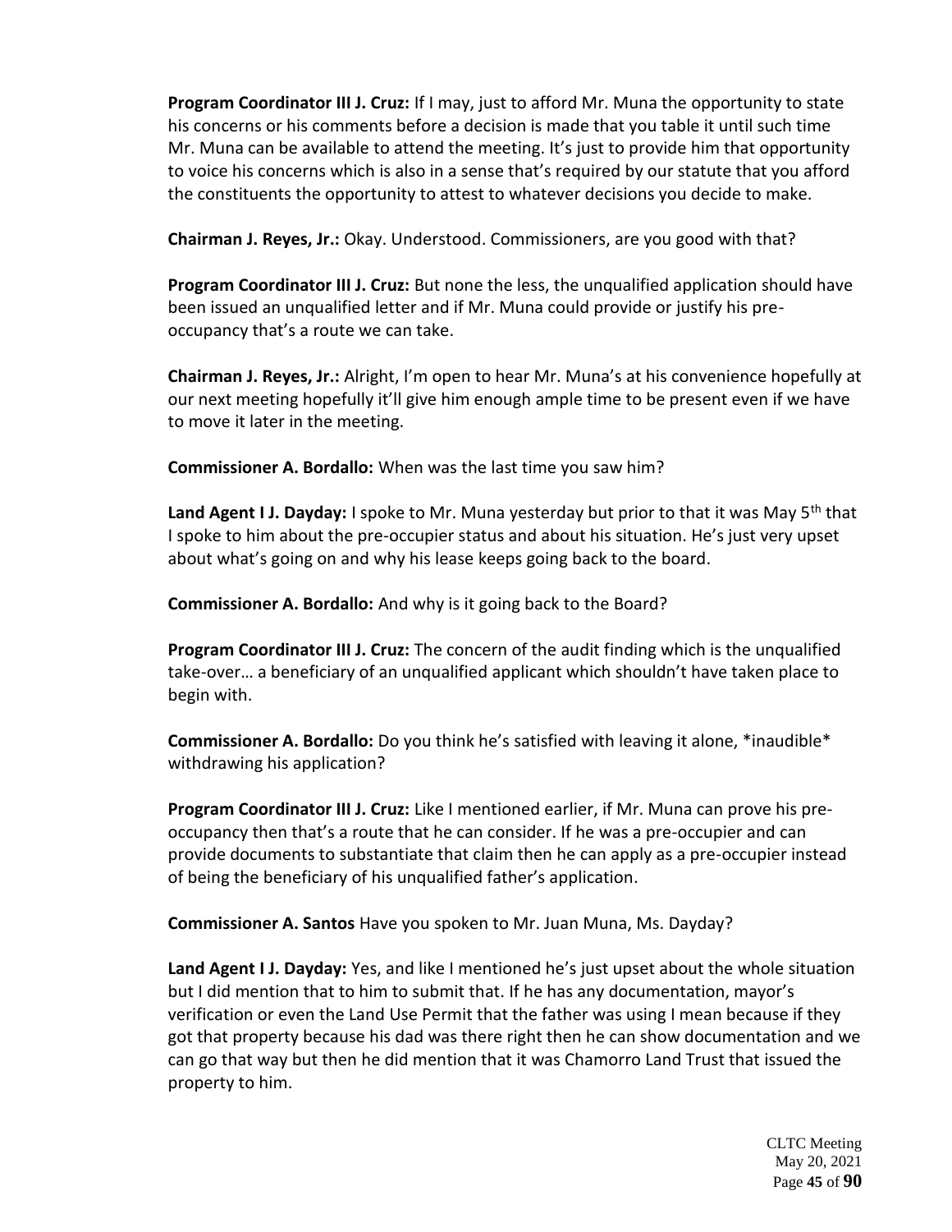**Program Coordinator III J. Cruz:** If I may, just to afford Mr. Muna the opportunity to state his concerns or his comments before a decision is made that you table it until such time Mr. Muna can be available to attend the meeting. It's just to provide him that opportunity to voice his concerns which is also in a sense that's required by our statute that you afford the constituents the opportunity to attest to whatever decisions you decide to make.

**Chairman J. Reyes, Jr.:** Okay. Understood. Commissioners, are you good with that?

**Program Coordinator III J. Cruz:** But none the less, the unqualified application should have been issued an unqualified letter and if Mr. Muna could provide or justify his pre-occupancy that's a route we can take.

**Chairman J. Reyes, Jr.:** Alright, I'm open to hear Mr. Muna's at his convenience hopefully at our next meeting hopefully it'll give him enough ample time to be present even if we have to move it later in the meeting.

**Commissioner A. Bordallo:** When was the last time you saw him?

**Land Agent I J. Dayday:** I spoke to Mr. Muna yesterday but prior to that it was May 5th that I spoke to him about the pre-occupier status and about his situation. He's just very upset about what's going on and why his lease keeps going back to the board.

**Commissioner A. Bordallo:** And why is it going back to the Board?

**Program Coordinator III J. Cruz:** The concern of the audit finding which is the unqualified take-over… a beneficiary of an unqualified applicant which shouldn't have taken place to begin with.

**Commissioner A. Bordallo:** Do you think he's satisfied with leaving it alone, *inaudible* withdrawing his application?

**Program Coordinator III J. Cruz:** Like I mentioned earlier, if Mr. Muna can prove his pre-occupancy then that's a route that he can consider. If he was a pre-occupier and can provide documents to substantiate that claim then he can apply as a pre-occupier instead of being the beneficiary of his unqualified father's application.

**Commissioner A. Santos** Have you spoken to Mr. Juan Muna, Ms. Dayday?

**Land Agent I J. Dayday:** Yes, and like I mentioned he's just upset about the whole situation but I did mention that to him to submit that. If he has any documentation, mayor's verification or even the Land Use Permit that the father was using I mean because if they got that property because his dad was there right then he can show documentation and we can go that way but then he did mention that it was Chamorro Land Trust that issued the property to him.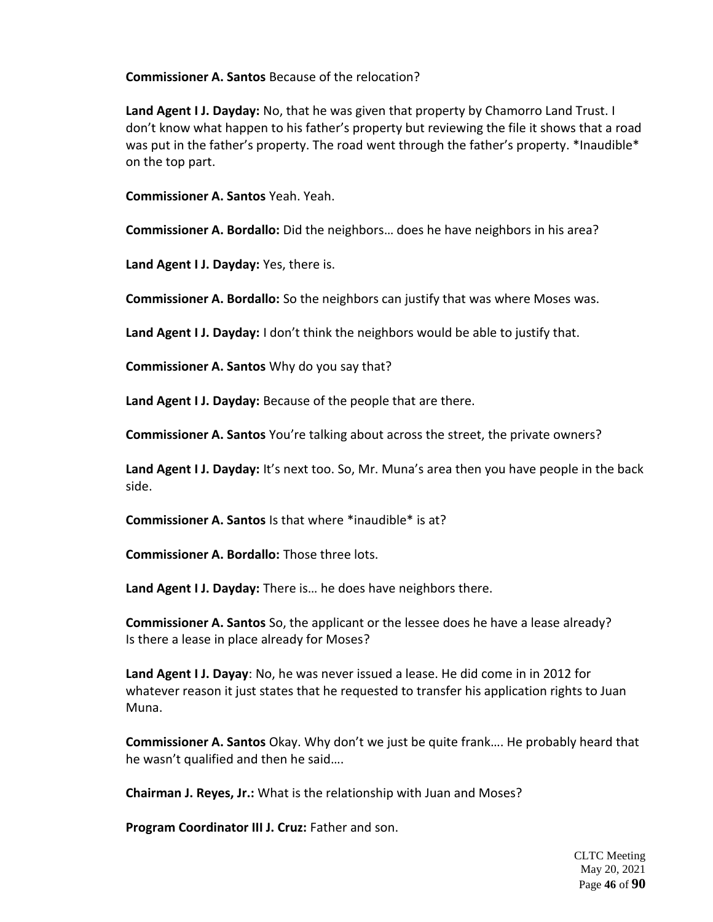**Commissioner A. Santos** Because of the relocation?

**Land Agent I J. Dayday:** No, that he was given that property by Chamorro Land Trust. I don't know what happen to his father's property but reviewing the file it shows that a road was put in the father's property. The road went through the father's property. *Inaudible* on the top part.

**Commissioner A. Santos** Yeah. Yeah.

**Commissioner A. Bordallo:** Did the neighbors… does he have neighbors in his area?

**Land Agent I J. Dayday:** Yes, there is.

**Commissioner A. Bordallo:** So the neighbors can justify that was where Moses was.

**Land Agent I J. Dayday:** I don't think the neighbors would be able to justify that.

**Commissioner A. Santos** Why do you say that?

**Land Agent I J. Dayday:** Because of the people that are there.

**Commissioner A. Santos** You're talking about across the street, the private owners?

**Land Agent I J. Dayday:** It's next too. So, Mr. Muna's area then you have people in the back side.

**Commissioner A. Santos** Is that where *inaudible* is at?

**Commissioner A. Bordallo:** Those three lots.

**Land Agent I J. Dayday:** There is… he does have neighbors there.

**Commissioner A. Santos** So, the applicant or the lessee does he have a lease already? Is there a lease in place already for Moses?

**Land Agent I J. Dayay**: No, he was never issued a lease. He did come in in 2012 for whatever reason it just states that he requested to transfer his application rights to Juan Muna.

**Commissioner A. Santos** Okay. Why don't we just be quite frank…. He probably heard that he wasn't qualified and then he said….

**Chairman J. Reyes, Jr.:** What is the relationship with Juan and Moses?

**Program Coordinator III J. Cruz:** Father and son.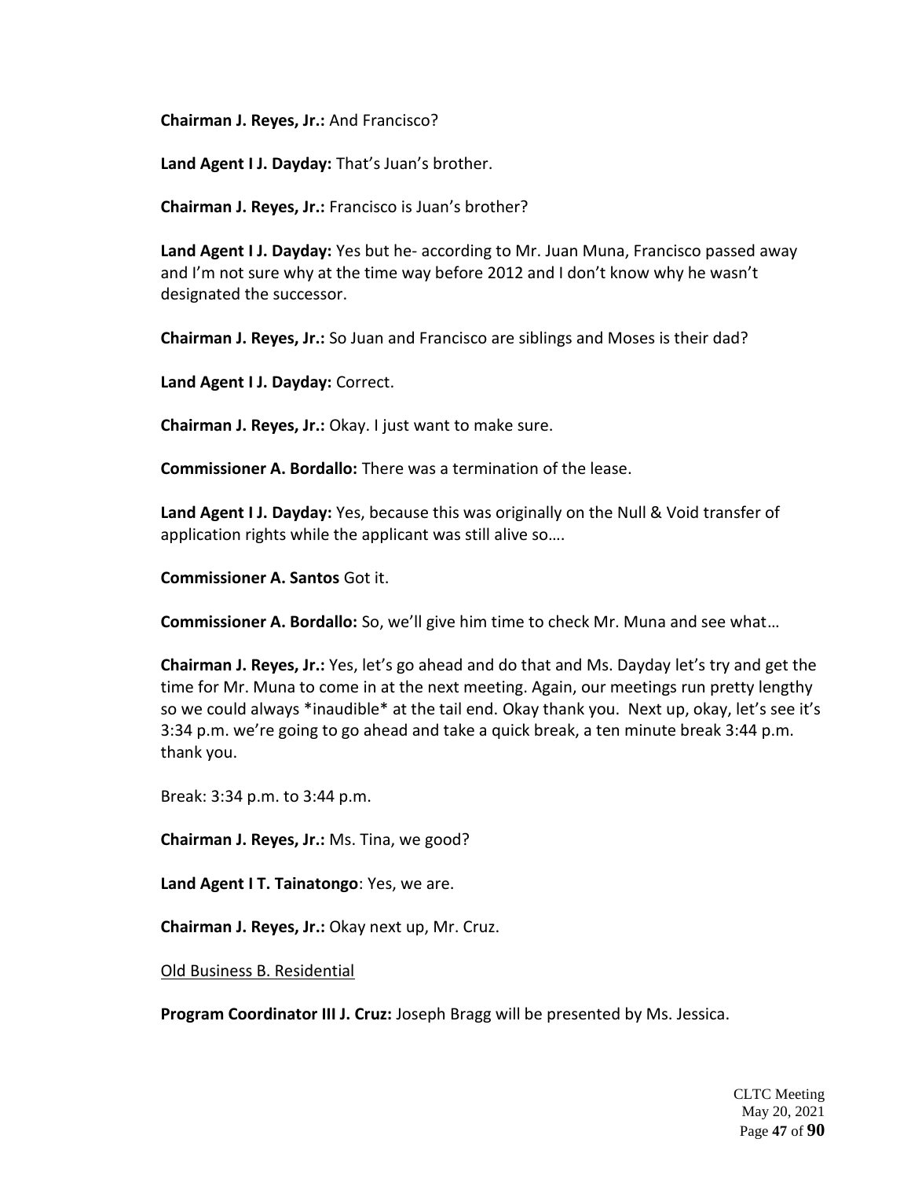**Chairman J. Reyes, Jr.:** And Francisco?

**Land Agent I J. Dayday:** That's Juan's brother.

**Chairman J. Reyes, Jr.:** Francisco is Juan's brother?

**Land Agent I J. Dayday:** Yes but he- according to Mr. Juan Muna, Francisco passed away and I'm not sure why at the time way before 2012 and I don't know why he wasn't designated the successor.

**Chairman J. Reyes, Jr.:** So Juan and Francisco are siblings and Moses is their dad?

**Land Agent I J. Dayday:** Correct.

**Chairman J. Reyes, Jr.:** Okay. I just want to make sure.

**Commissioner A. Bordallo:** There was a termination of the lease.

**Land Agent I J. Dayday:** Yes, because this was originally on the Null & Void transfer of application rights while the applicant was still alive so….

**Commissioner A. Santos** Got it.

**Commissioner A. Bordallo:** So, we'll give him time to check Mr. Muna and see what…

**Chairman J. Reyes, Jr.:** Yes, let's go ahead and do that and Ms. Dayday let's try and get the time for Mr. Muna to come in at the next meeting. Again, our meetings run pretty lengthy so we could always *inaudible* at the tail end. Okay thank you. Next up, okay, let's see it's 3:34 p.m. we're going to go ahead and take a quick break, a ten minute break 3:44 p.m. thank you.

Break: 3:34 p.m. to 3:44 p.m.

**Chairman J. Reyes, Jr.:** Ms. Tina, we good?

**Land Agent I T. Tainatongo**: Yes, we are.

**Chairman J. Reyes, Jr.:** Okay next up, Mr. Cruz.

<u>Old Business B. Residential</u>

**Program Coordinator III J. Cruz:** Joseph Bragg will be presented by Ms. Jessica.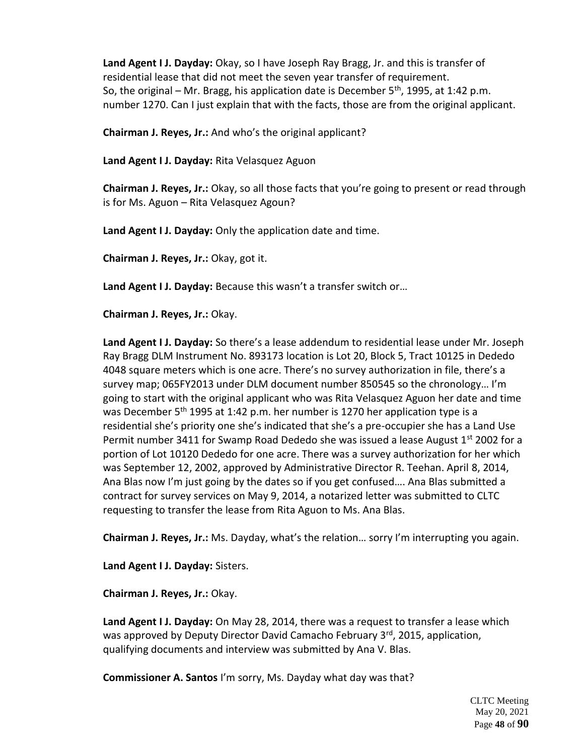**Land Agent I J. Dayday:** Okay, so I have Joseph Ray Bragg, Jr. and this is transfer of residential lease that did not meet the seven year transfer of requirement. So, the original – Mr. Bragg, his application date is December 5th, 1995, at 1:42 p.m. number 1270. Can I just explain that with the facts, those are from the original applicant.

**Chairman J. Reyes, Jr.:** And who's the original applicant?

**Land Agent I J. Dayday:** Rita Velasquez Aguon

**Chairman J. Reyes, Jr.:** Okay, so all those facts that you're going to present or read through is for Ms. Aguon – Rita Velasquez Agoun?

**Land Agent I J. Dayday:** Only the application date and time.

**Chairman J. Reyes, Jr.:** Okay, got it.

**Land Agent I J. Dayday:** Because this wasn't a transfer switch or…

**Chairman J. Reyes, Jr.:** Okay.

**Land Agent I J. Dayday:** So there's a lease addendum to residential lease under Mr. Joseph Ray Bragg DLM Instrument No. 893173 location is Lot 20, Block 5, Tract 10125 in Dededo 4048 square meters which is one acre. There's no survey authorization in file, there's a survey map; 065FY2013 under DLM document number 850545 so the chronology… I'm going to start with the original applicant who was Rita Velasquez Aguon her date and time was December 5th 1995 at 1:42 p.m. her number is 1270 her application type is a residential she's priority one she's indicated that she's a pre-occupier she has a Land Use Permit number 3411 for Swamp Road Dededo she was issued a lease August 1st 2002 for a portion of Lot 10120 Dededo for one acre. There was a survey authorization for her which was September 12, 2002, approved by Administrative Director R. Teehan. April 8, 2014, Ana Blas now I'm just going by the dates so if you get confused…. Ana Blas submitted a contract for survey services on May 9, 2014, a notarized letter was submitted to CLTC requesting to transfer the lease from Rita Aguon to Ms. Ana Blas.

**Chairman J. Reyes, Jr.:** Ms. Dayday, what's the relation… sorry I'm interrupting you again.

**Land Agent I J. Dayday:** Sisters.

**Chairman J. Reyes, Jr.:** Okay.

**Land Agent I J. Dayday:** On May 28, 2014, there was a request to transfer a lease which was approved by Deputy Director David Camacho February 3rd, 2015, application, qualifying documents and interview was submitted by Ana V. Blas.

**Commissioner A. Santos** I'm sorry, Ms. Dayday what day was that?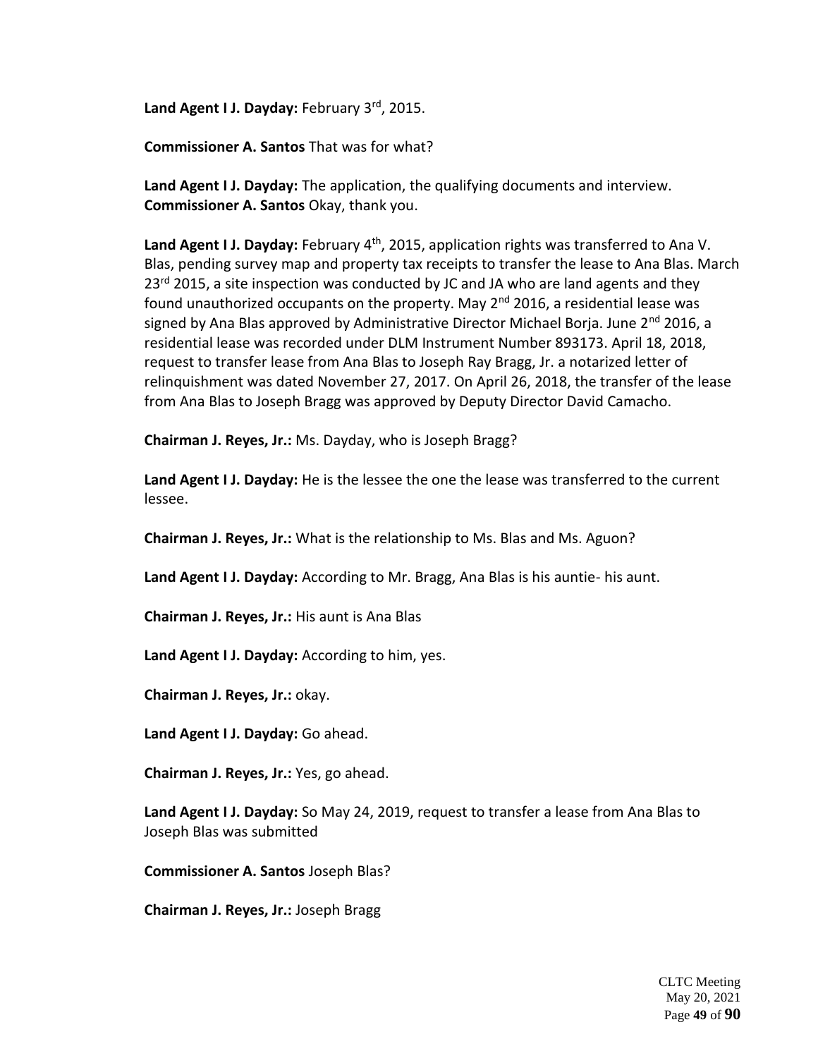**Land Agent I J. Dayday:** February 3rd, 2015.

**Commissioner A. Santos** That was for what?

**Land Agent I J. Dayday:** The application, the qualifying documents and interview.
**Commissioner A. Santos** Okay, thank you.

**Land Agent I J. Dayday:** February 4th, 2015, application rights was transferred to Ana V. Blas, pending survey map and property tax receipts to transfer the lease to Ana Blas. March 23rd 2015, a site inspection was conducted by JC and JA who are land agents and they found unauthorized occupants on the property. May 2nd 2016, a residential lease was signed by Ana Blas approved by Administrative Director Michael Borja. June 2nd 2016, a residential lease was recorded under DLM Instrument Number 893173. April 18, 2018, request to transfer lease from Ana Blas to Joseph Ray Bragg, Jr. a notarized letter of relinquishment was dated November 27, 2017. On April 26, 2018, the transfer of the lease from Ana Blas to Joseph Bragg was approved by Deputy Director David Camacho.

**Chairman J. Reyes, Jr.:** Ms. Dayday, who is Joseph Bragg?

**Land Agent I J. Dayday:** He is the lessee the one the lease was transferred to the current lessee.

**Chairman J. Reyes, Jr.:** What is the relationship to Ms. Blas and Ms. Aguon?

**Land Agent I J. Dayday:** According to Mr. Bragg, Ana Blas is his auntie- his aunt.

**Chairman J. Reyes, Jr.:** His aunt is Ana Blas

**Land Agent I J. Dayday:** According to him, yes.

**Chairman J. Reyes, Jr.:** okay.

**Land Agent I J. Dayday:** Go ahead.

**Chairman J. Reyes, Jr.:** Yes, go ahead.

**Land Agent I J. Dayday:** So May 24, 2019, request to transfer a lease from Ana Blas to Joseph Blas was submitted

**Commissioner A. Santos** Joseph Blas?

**Chairman J. Reyes, Jr.:** Joseph Bragg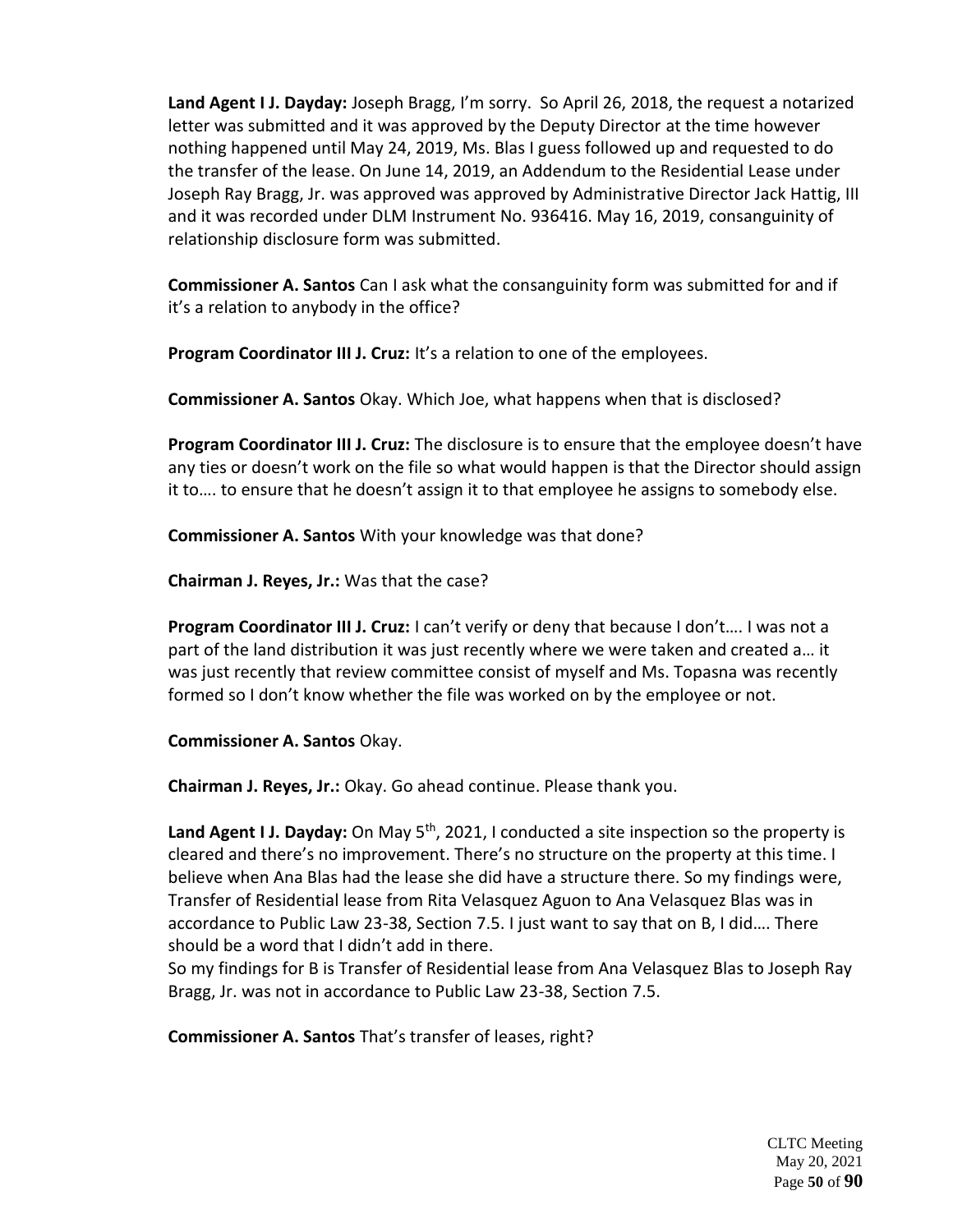**Land Agent I J. Dayday:** Joseph Bragg, I'm sorry. So April 26, 2018, the request a notarized letter was submitted and it was approved by the Deputy Director at the time however nothing happened until May 24, 2019, Ms. Blas I guess followed up and requested to do the transfer of the lease. On June 14, 2019, an Addendum to the Residential Lease under Joseph Ray Bragg, Jr. was approved was approved by Administrative Director Jack Hattig, III and it was recorded under DLM Instrument No. 936416. May 16, 2019, consanguinity of relationship disclosure form was submitted.

**Commissioner A. Santos** Can I ask what the consanguinity form was submitted for and if it's a relation to anybody in the office?

**Program Coordinator III J. Cruz:** It's a relation to one of the employees.

**Commissioner A. Santos** Okay. Which Joe, what happens when that is disclosed?

**Program Coordinator III J. Cruz:** The disclosure is to ensure that the employee doesn't have any ties or doesn't work on the file so what would happen is that the Director should assign it to…. to ensure that he doesn't assign it to that employee he assigns to somebody else.

**Commissioner A. Santos** With your knowledge was that done?

**Chairman J. Reyes, Jr.:** Was that the case?

**Program Coordinator III J. Cruz:** I can't verify or deny that because I don't…. I was not a part of the land distribution it was just recently where we were taken and created a… it was just recently that review committee consist of myself and Ms. Topasna was recently formed so I don't know whether the file was worked on by the employee or not.

**Commissioner A. Santos** Okay.

**Chairman J. Reyes, Jr.:** Okay. Go ahead continue. Please thank you.

**Land Agent I J. Dayday:** On May 5th, 2021, I conducted a site inspection so the property is cleared and there's no improvement. There's no structure on the property at this time. I believe when Ana Blas had the lease she did have a structure there. So my findings were, Transfer of Residential lease from Rita Velasquez Aguon to Ana Velasquez Blas was in accordance to Public Law 23-38, Section 7.5. I just want to say that on B, I did…. There should be a word that I didn't add in there.
So my findings for B is Transfer of Residential lease from Ana Velasquez Blas to Joseph Ray Bragg, Jr. was not in accordance to Public Law 23-38, Section 7.5.

**Commissioner A. Santos** That's transfer of leases, right?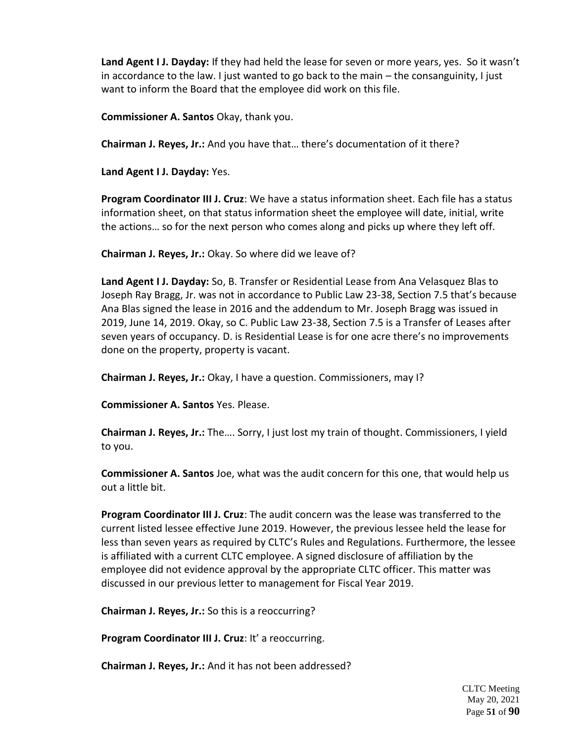**Land Agent I J. Dayday:** If they had held the lease for seven or more years, yes. So it wasn't in accordance to the law. I just wanted to go back to the main – the consanguinity, I just want to inform the Board that the employee did work on this file.

**Commissioner A. Santos** Okay, thank you.

**Chairman J. Reyes, Jr.:** And you have that… there's documentation of it there?

**Land Agent I J. Dayday:** Yes.

**Program Coordinator III J. Cruz**: We have a status information sheet. Each file has a status information sheet, on that status information sheet the employee will date, initial, write the actions… so for the next person who comes along and picks up where they left off.

**Chairman J. Reyes, Jr.:** Okay. So where did we leave of?

**Land Agent I J. Dayday:** So, B. Transfer or Residential Lease from Ana Velasquez Blas to Joseph Ray Bragg, Jr. was not in accordance to Public Law 23-38, Section 7.5 that's because Ana Blas signed the lease in 2016 and the addendum to Mr. Joseph Bragg was issued in 2019, June 14, 2019. Okay, so C. Public Law 23-38, Section 7.5 is a Transfer of Leases after seven years of occupancy. D. is Residential Lease is for one acre there's no improvements done on the property, property is vacant.

**Chairman J. Reyes, Jr.:** Okay, I have a question. Commissioners, may I?

**Commissioner A. Santos** Yes. Please.

**Chairman J. Reyes, Jr.:** The…. Sorry, I just lost my train of thought. Commissioners, I yield to you.

**Commissioner A. Santos** Joe, what was the audit concern for this one, that would help us out a little bit.

**Program Coordinator III J. Cruz**: The audit concern was the lease was transferred to the current listed lessee effective June 2019. However, the previous lessee held the lease for less than seven years as required by CLTC's Rules and Regulations. Furthermore, the lessee is affiliated with a current CLTC employee. A signed disclosure of affiliation by the employee did not evidence approval by the appropriate CLTC officer. This matter was discussed in our previous letter to management for Fiscal Year 2019.

**Chairman J. Reyes, Jr.:** So this is a reoccurring?

**Program Coordinator III J. Cruz**: It' a reoccurring.

**Chairman J. Reyes, Jr.:** And it has not been addressed?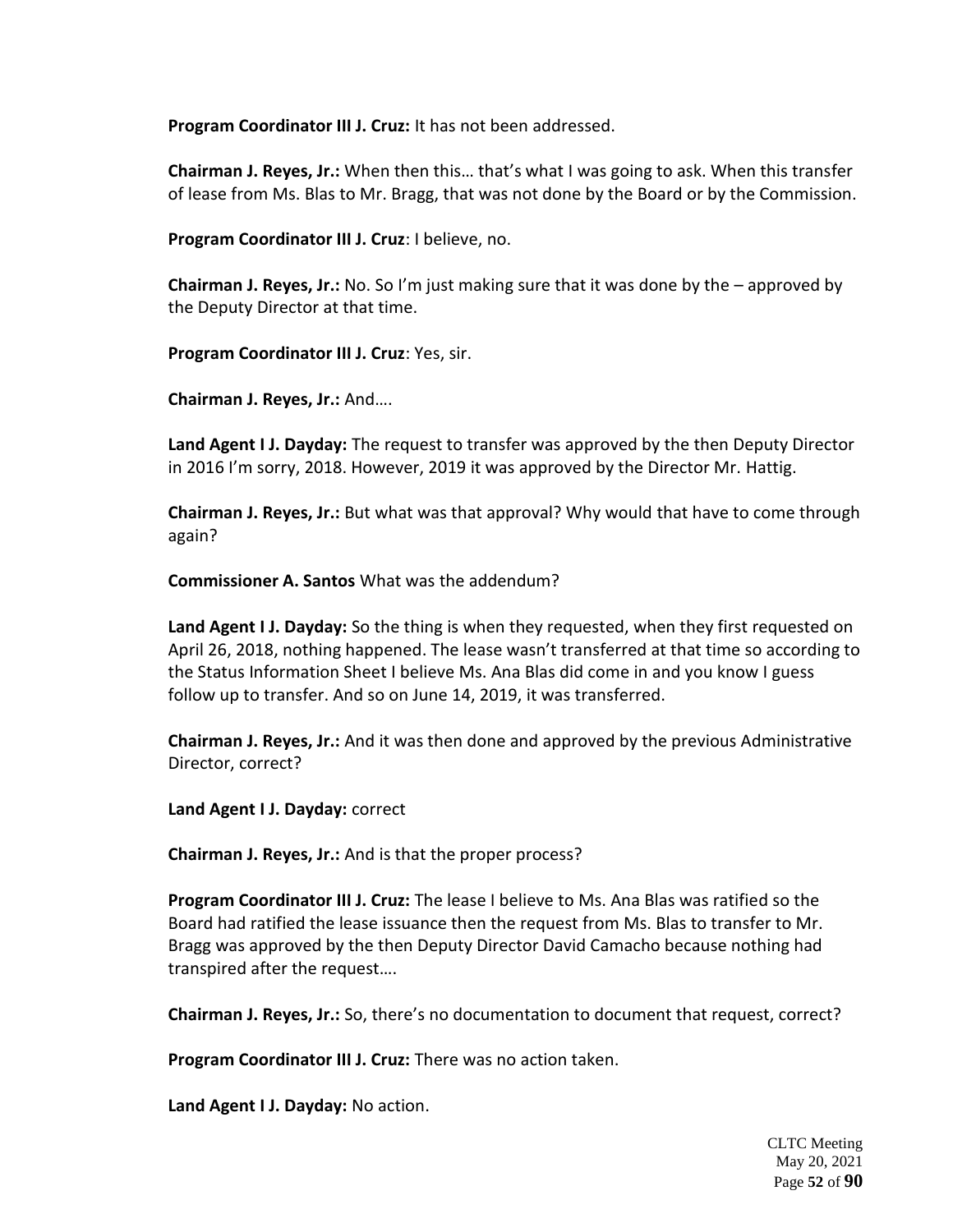**Program Coordinator III J. Cruz:** It has not been addressed.

**Chairman J. Reyes, Jr.:** When then this… that's what I was going to ask. When this transfer of lease from Ms. Blas to Mr. Bragg, that was not done by the Board or by the Commission.

**Program Coordinator III J. Cruz**: I believe, no.

**Chairman J. Reyes, Jr.:** No. So I'm just making sure that it was done by the – approved by the Deputy Director at that time.

**Program Coordinator III J. Cruz**: Yes, sir.

**Chairman J. Reyes, Jr.:** And….

**Land Agent I J. Dayday:** The request to transfer was approved by the then Deputy Director in 2016 I'm sorry, 2018. However, 2019 it was approved by the Director Mr. Hattig.

**Chairman J. Reyes, Jr.:** But what was that approval? Why would that have to come through again?

**Commissioner A. Santos** What was the addendum?

**Land Agent I J. Dayday:** So the thing is when they requested, when they first requested on April 26, 2018, nothing happened. The lease wasn't transferred at that time so according to the Status Information Sheet I believe Ms. Ana Blas did come in and you know I guess follow up to transfer. And so on June 14, 2019, it was transferred.

**Chairman J. Reyes, Jr.:** And it was then done and approved by the previous Administrative Director, correct?

**Land Agent I J. Dayday:** correct

**Chairman J. Reyes, Jr.:** And is that the proper process?

**Program Coordinator III J. Cruz:** The lease I believe to Ms. Ana Blas was ratified so the Board had ratified the lease issuance then the request from Ms. Blas to transfer to Mr. Bragg was approved by the then Deputy Director David Camacho because nothing had transpired after the request….

**Chairman J. Reyes, Jr.:** So, there's no documentation to document that request, correct?

**Program Coordinator III J. Cruz:** There was no action taken.

**Land Agent I J. Dayday:** No action.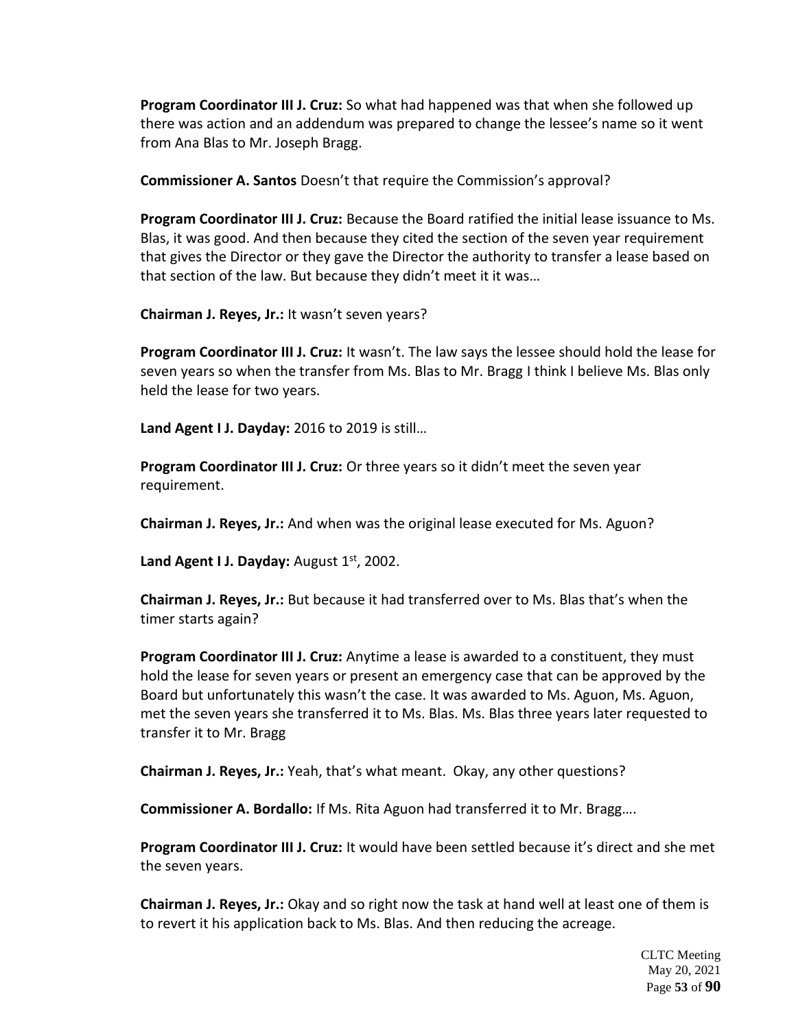**Program Coordinator III J. Cruz:** So what had happened was that when she followed up there was action and an addendum was prepared to change the lessee's name so it went from Ana Blas to Mr. Joseph Bragg.

**Commissioner A. Santos** Doesn't that require the Commission's approval?

**Program Coordinator III J. Cruz:** Because the Board ratified the initial lease issuance to Ms. Blas, it was good. And then because they cited the section of the seven year requirement that gives the Director or they gave the Director the authority to transfer a lease based on that section of the law. But because they didn't meet it it was…

**Chairman J. Reyes, Jr.:** It wasn't seven years?

**Program Coordinator III J. Cruz:** It wasn't. The law says the lessee should hold the lease for seven years so when the transfer from Ms. Blas to Mr. Bragg I think I believe Ms. Blas only held the lease for two years.

**Land Agent I J. Dayday:** 2016 to 2019 is still…

**Program Coordinator III J. Cruz:** Or three years so it didn't meet the seven year requirement.

**Chairman J. Reyes, Jr.:** And when was the original lease executed for Ms. Aguon?

**Land Agent I J. Dayday:** August 1st, 2002.

**Chairman J. Reyes, Jr.:** But because it had transferred over to Ms. Blas that's when the timer starts again?

**Program Coordinator III J. Cruz:** Anytime a lease is awarded to a constituent, they must hold the lease for seven years or present an emergency case that can be approved by the Board but unfortunately this wasn't the case. It was awarded to Ms. Aguon, Ms. Aguon, met the seven years she transferred it to Ms. Blas. Ms. Blas three years later requested to transfer it to Mr. Bragg

**Chairman J. Reyes, Jr.:** Yeah, that's what meant. Okay, any other questions?

**Commissioner A. Bordallo:** If Ms. Rita Aguon had transferred it to Mr. Bragg….

**Program Coordinator III J. Cruz:** It would have been settled because it's direct and she met the seven years.

**Chairman J. Reyes, Jr.:** Okay and so right now the task at hand well at least one of them is to revert it his application back to Ms. Blas. And then reducing the acreage.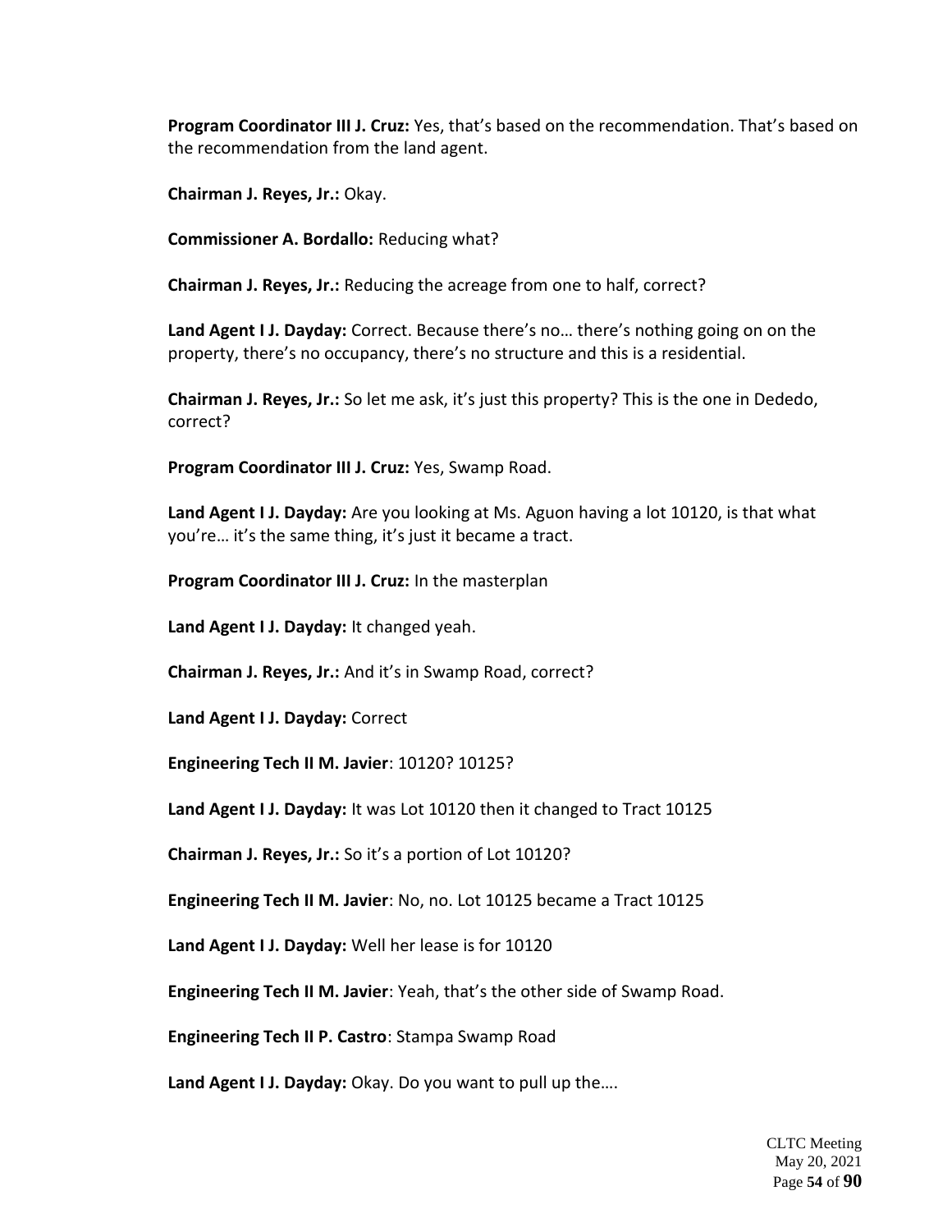**Program Coordinator III J. Cruz:** Yes, that's based on the recommendation. That's based on the recommendation from the land agent.

**Chairman J. Reyes, Jr.:** Okay.

**Commissioner A. Bordallo:** Reducing what?

**Chairman J. Reyes, Jr.:** Reducing the acreage from one to half, correct?

**Land Agent I J. Dayday:** Correct. Because there's no… there's nothing going on on the property, there's no occupancy, there's no structure and this is a residential.

**Chairman J. Reyes, Jr.:** So let me ask, it's just this property? This is the one in Dededo, correct?

**Program Coordinator III J. Cruz:** Yes, Swamp Road.

**Land Agent I J. Dayday:** Are you looking at Ms. Aguon having a lot 10120, is that what you're… it's the same thing, it's just it became a tract.

**Program Coordinator III J. Cruz:** In the masterplan

**Land Agent I J. Dayday:** It changed yeah.

**Chairman J. Reyes, Jr.:** And it's in Swamp Road, correct?

**Land Agent I J. Dayday:** Correct

**Engineering Tech II M. Javier**: 10120? 10125?

**Land Agent I J. Dayday:** It was Lot 10120 then it changed to Tract 10125

**Chairman J. Reyes, Jr.:** So it's a portion of Lot 10120?

**Engineering Tech II M. Javier**: No, no. Lot 10125 became a Tract 10125

**Land Agent I J. Dayday:** Well her lease is for 10120

**Engineering Tech II M. Javier**: Yeah, that's the other side of Swamp Road.

**Engineering Tech II P. Castro**: Stampa Swamp Road

**Land Agent I J. Dayday:** Okay. Do you want to pull up the….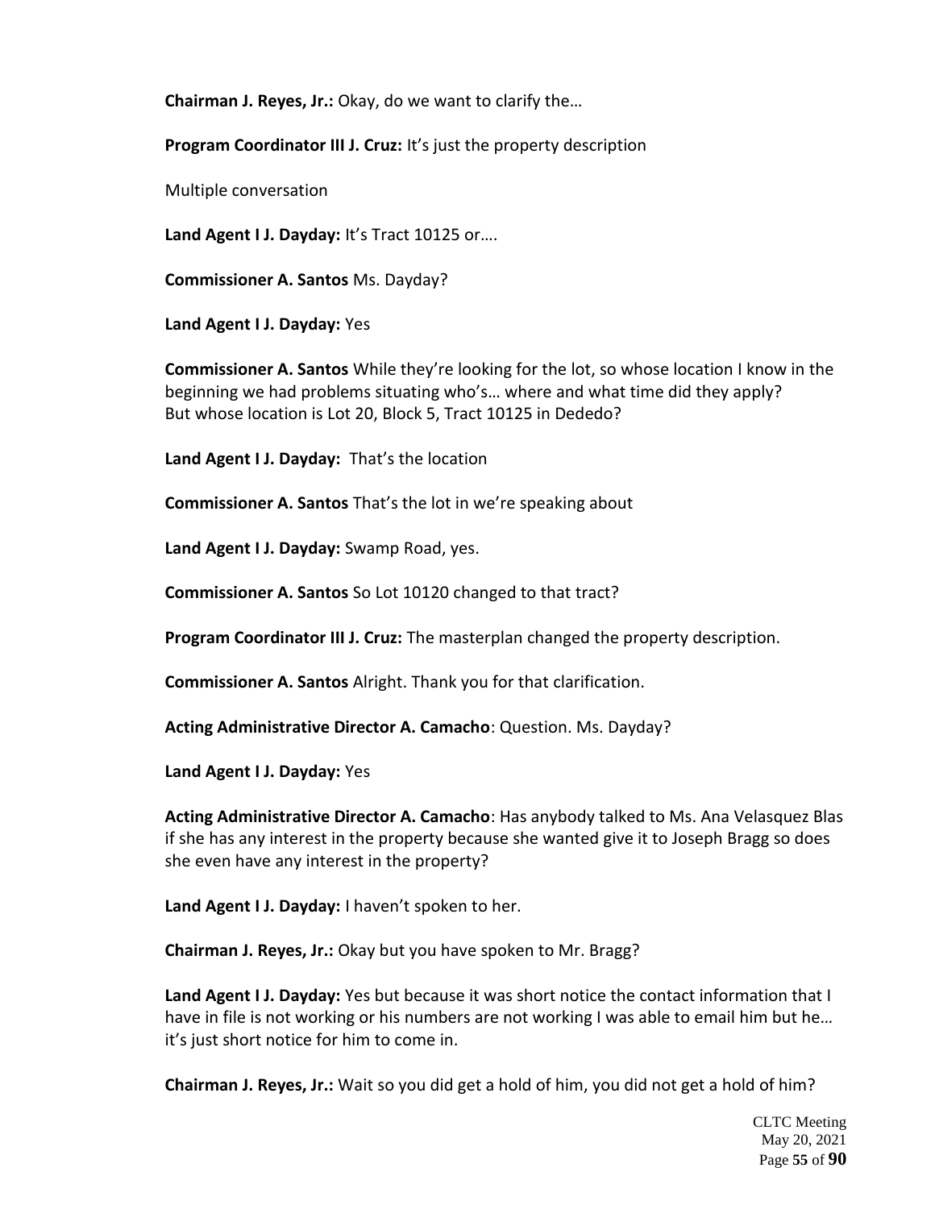**Chairman J. Reyes, Jr.:** Okay, do we want to clarify the…

**Program Coordinator III J. Cruz:** It's just the property description

Multiple conversation

**Land Agent I J. Dayday:** It's Tract 10125 or….

**Commissioner A. Santos** Ms. Dayday?

**Land Agent I J. Dayday:** Yes

**Commissioner A. Santos** While they're looking for the lot, so whose location I know in the beginning we had problems situating who's… where and what time did they apply? But whose location is Lot 20, Block 5, Tract 10125 in Dededo?

**Land Agent I J. Dayday:** That's the location

**Commissioner A. Santos** That's the lot in we're speaking about

**Land Agent I J. Dayday:** Swamp Road, yes.

**Commissioner A. Santos** So Lot 10120 changed to that tract?

**Program Coordinator III J. Cruz:** The masterplan changed the property description.

**Commissioner A. Santos** Alright. Thank you for that clarification.

**Acting Administrative Director A. Camacho**: Question. Ms. Dayday?

**Land Agent I J. Dayday:** Yes

**Acting Administrative Director A. Camacho**: Has anybody talked to Ms. Ana Velasquez Blas if she has any interest in the property because she wanted give it to Joseph Bragg so does she even have any interest in the property?

**Land Agent I J. Dayday:** I haven't spoken to her.

**Chairman J. Reyes, Jr.:** Okay but you have spoken to Mr. Bragg?

**Land Agent I J. Dayday:** Yes but because it was short notice the contact information that I have in file is not working or his numbers are not working I was able to email him but he… it's just short notice for him to come in.

**Chairman J. Reyes, Jr.:** Wait so you did get a hold of him, you did not get a hold of him?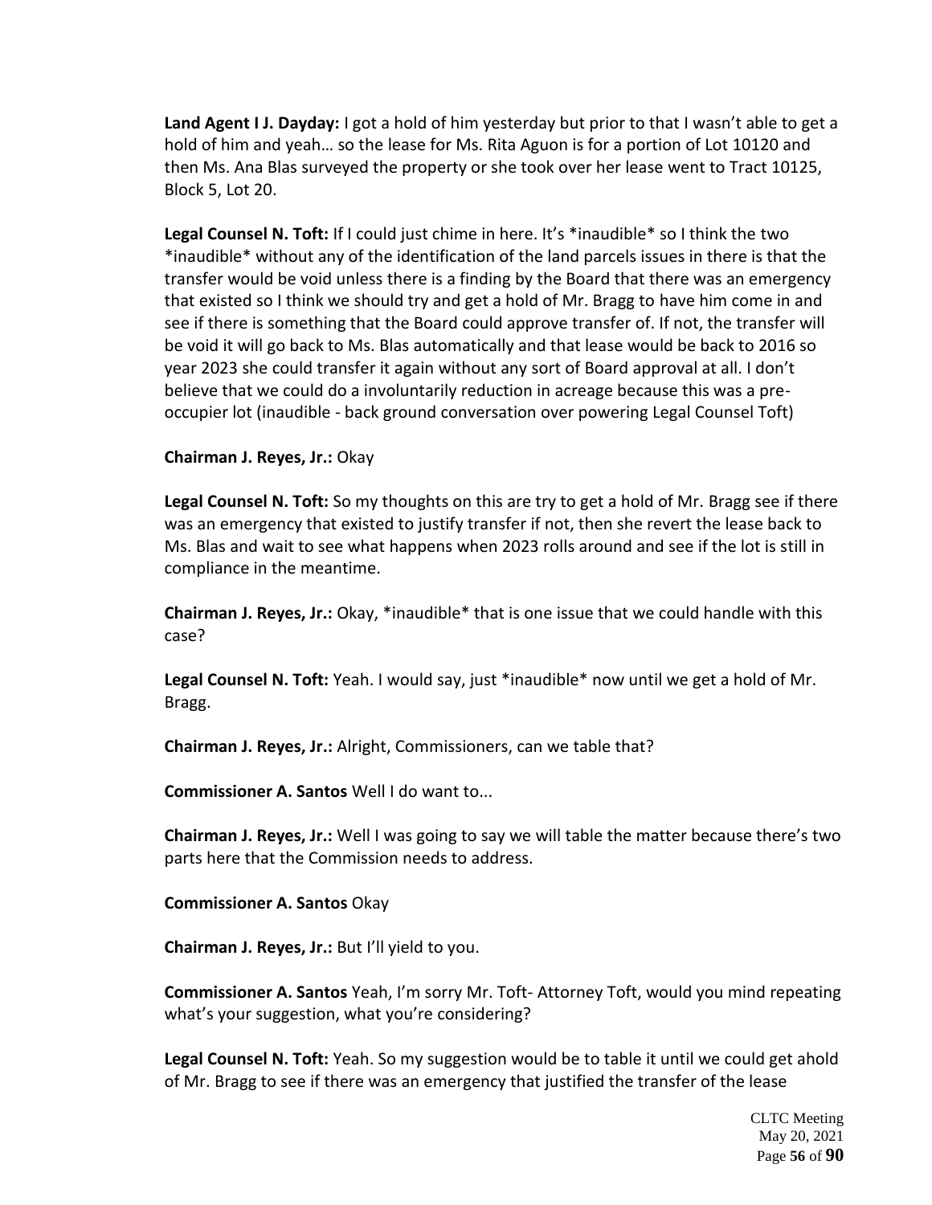**Land Agent I J. Dayday:** I got a hold of him yesterday but prior to that I wasn't able to get a hold of him and yeah… so the lease for Ms. Rita Aguon is for a portion of Lot 10120 and then Ms. Ana Blas surveyed the property or she took over her lease went to Tract 10125, Block 5, Lot 20.

**Legal Counsel N. Toft:** If I could just chime in here. It's *inaudible* so I think the two *inaudible* without any of the identification of the land parcels issues in there is that the transfer would be void unless there is a finding by the Board that there was an emergency that existed so I think we should try and get a hold of Mr. Bragg to have him come in and see if there is something that the Board could approve transfer of. If not, the transfer will be void it will go back to Ms. Blas automatically and that lease would be back to 2016 so year 2023 she could transfer it again without any sort of Board approval at all. I don't believe that we could do a involuntarily reduction in acreage because this was a pre-occupier lot (inaudible - back ground conversation over powering Legal Counsel Toft)

**Chairman J. Reyes, Jr.:** Okay

**Legal Counsel N. Toft:** So my thoughts on this are try to get a hold of Mr. Bragg see if there was an emergency that existed to justify transfer if not, then she revert the lease back to Ms. Blas and wait to see what happens when 2023 rolls around and see if the lot is still in compliance in the meantime.

**Chairman J. Reyes, Jr.:** Okay, *inaudible* that is one issue that we could handle with this case?

**Legal Counsel N. Toft:** Yeah. I would say, just *inaudible* now until we get a hold of Mr. Bragg.

**Chairman J. Reyes, Jr.:** Alright, Commissioners, can we table that?

**Commissioner A. Santos** Well I do want to...

**Chairman J. Reyes, Jr.:** Well I was going to say we will table the matter because there's two parts here that the Commission needs to address.

**Commissioner A. Santos** Okay

**Chairman J. Reyes, Jr.:** But I'll yield to you.

**Commissioner A. Santos** Yeah, I'm sorry Mr. Toft- Attorney Toft, would you mind repeating what's your suggestion, what you're considering?

**Legal Counsel N. Toft:** Yeah. So my suggestion would be to table it until we could get ahold of Mr. Bragg to see if there was an emergency that justified the transfer of the lease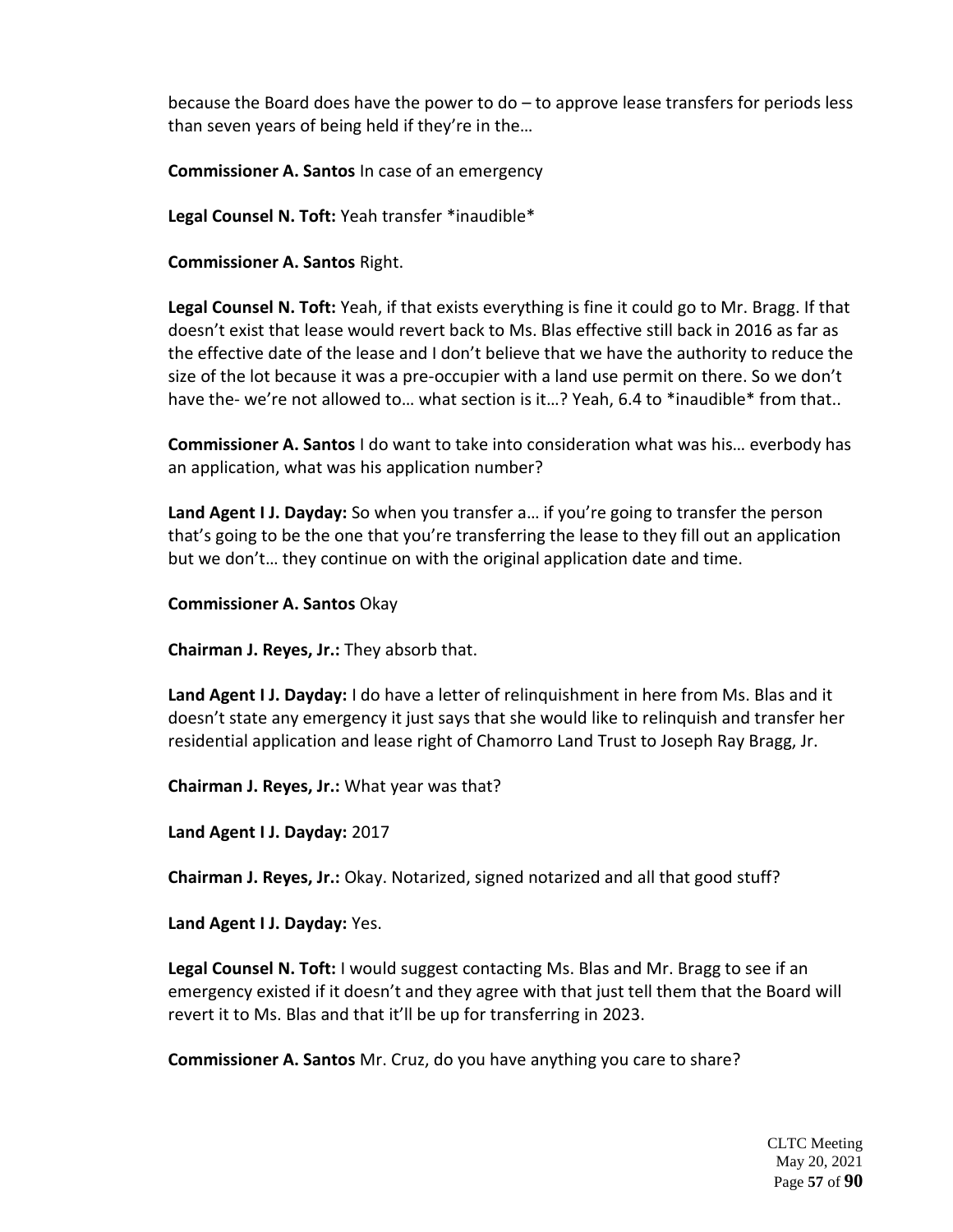because the Board does have the power to do – to approve lease transfers for periods less than seven years of being held if they're in the…

**Commissioner A. Santos** In case of an emergency

**Legal Counsel N. Toft:** Yeah transfer *inaudible*

**Commissioner A. Santos** Right.

**Legal Counsel N. Toft:** Yeah, if that exists everything is fine it could go to Mr. Bragg. If that doesn't exist that lease would revert back to Ms. Blas effective still back in 2016 as far as the effective date of the lease and I don't believe that we have the authority to reduce the size of the lot because it was a pre-occupier with a land use permit on there. So we don't have the- we're not allowed to… what section is it…? Yeah, 6.4 to *inaudible* from that..

**Commissioner A. Santos** I do want to take into consideration what was his… everbody has an application, what was his application number?

**Land Agent I J. Dayday:** So when you transfer a… if you're going to transfer the person that's going to be the one that you're transferring the lease to they fill out an application but we don't… they continue on with the original application date and time.

**Commissioner A. Santos** Okay

**Chairman J. Reyes, Jr.:** They absorb that.

**Land Agent I J. Dayday:** I do have a letter of relinquishment in here from Ms. Blas and it doesn't state any emergency it just says that she would like to relinquish and transfer her residential application and lease right of Chamorro Land Trust to Joseph Ray Bragg, Jr.

**Chairman J. Reyes, Jr.:** What year was that?

**Land Agent I J. Dayday:** 2017

**Chairman J. Reyes, Jr.:** Okay. Notarized, signed notarized and all that good stuff?

**Land Agent I J. Dayday:** Yes.

**Legal Counsel N. Toft:** I would suggest contacting Ms. Blas and Mr. Bragg to see if an emergency existed if it doesn't and they agree with that just tell them that the Board will revert it to Ms. Blas and that it'll be up for transferring in 2023.

**Commissioner A. Santos** Mr. Cruz, do you have anything you care to share?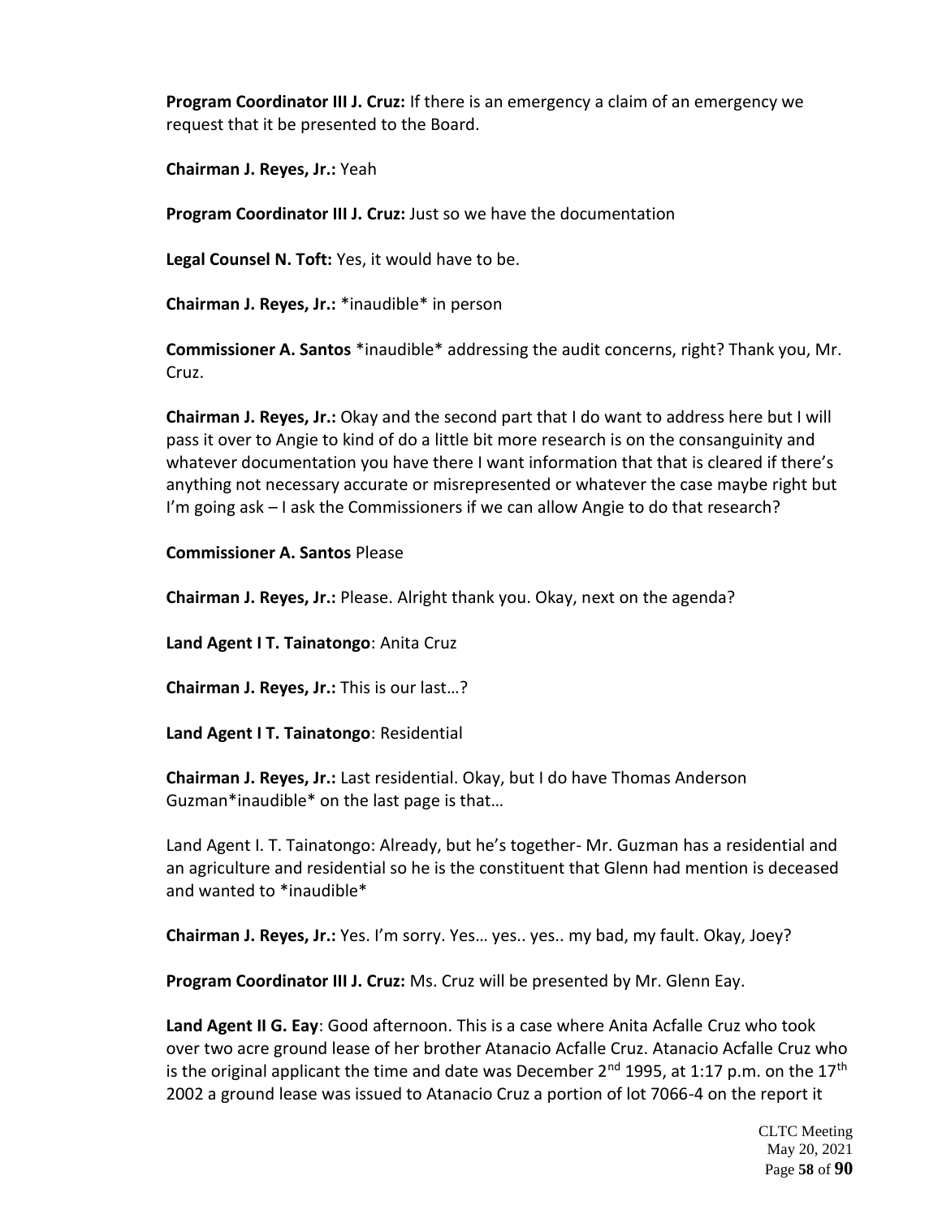**Program Coordinator III J. Cruz:** If there is an emergency a claim of an emergency we request that it be presented to the Board.

**Chairman J. Reyes, Jr.:** Yeah

**Program Coordinator III J. Cruz:** Just so we have the documentation

**Legal Counsel N. Toft:** Yes, it would have to be.

**Chairman J. Reyes, Jr.:** *inaudible* in person

**Commissioner A. Santos** *inaudible* addressing the audit concerns, right? Thank you, Mr. Cruz.

**Chairman J. Reyes, Jr.:** Okay and the second part that I do want to address here but I will pass it over to Angie to kind of do a little bit more research is on the consanguinity and whatever documentation you have there I want information that that is cleared if there's anything not necessary accurate or misrepresented or whatever the case maybe right but I'm going ask – I ask the Commissioners if we can allow Angie to do that research?

**Commissioner A. Santos** Please

**Chairman J. Reyes, Jr.:** Please. Alright thank you. Okay, next on the agenda?

**Land Agent I T. Tainatongo**: Anita Cruz

**Chairman J. Reyes, Jr.:** This is our last…?

**Land Agent I T. Tainatongo**: Residential

**Chairman J. Reyes, Jr.:** Last residential. Okay, but I do have Thomas Anderson Guzman*inaudible* on the last page is that…

Land Agent I. T. Tainatongo: Already, but he's together- Mr. Guzman has a residential and an agriculture and residential so he is the constituent that Glenn had mention is deceased and wanted to *inaudible*

**Chairman J. Reyes, Jr.:** Yes. I'm sorry. Yes… yes.. yes.. my bad, my fault. Okay, Joey?

**Program Coordinator III J. Cruz:** Ms. Cruz will be presented by Mr. Glenn Eay.

**Land Agent II G. Eay**: Good afternoon. This is a case where Anita Acfalle Cruz who took over two acre ground lease of her brother Atanacio Acfalle Cruz. Atanacio Acfalle Cruz who is the original applicant the time and date was December 2nd 1995, at 1:17 p.m. on the 17th 2002 a ground lease was issued to Atanacio Cruz a portion of lot 7066-4 on the report it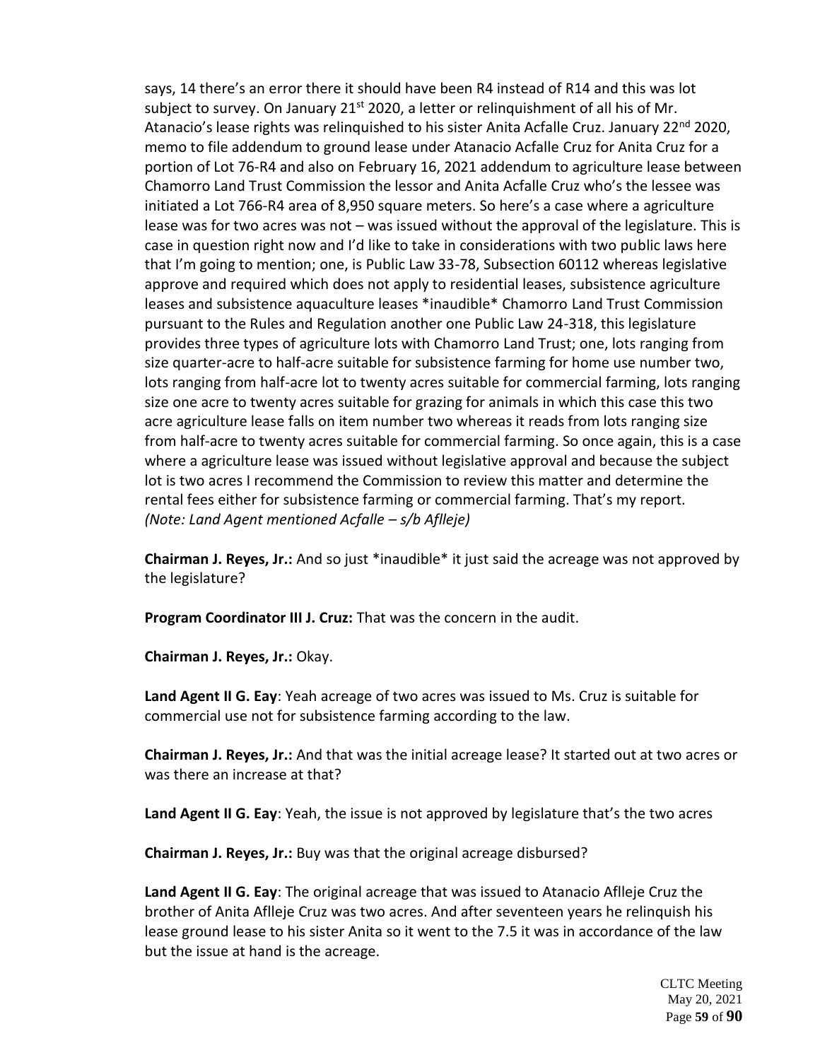says, 14 there's an error there it should have been R4 instead of R14 and this was lot subject to survey. On January 21st 2020, a letter or relinquishment of all his of Mr. Atanacio's lease rights was relinquished to his sister Anita Acfalle Cruz. January 22nd 2020, memo to file addendum to ground lease under Atanacio Acfalle Cruz for Anita Cruz for a portion of Lot 76-R4 and also on February 16, 2021 addendum to agriculture lease between Chamorro Land Trust Commission the lessor and Anita Acfalle Cruz who's the lessee was initiated a Lot 766-R4 area of 8,950 square meters. So here's a case where a agriculture lease was for two acres was not – was issued without the approval of the legislature. This is case in question right now and I'd like to take in considerations with two public laws here that I'm going to mention; one, is Public Law 33-78, Subsection 60112 whereas legislative approve and required which does not apply to residential leases, subsistence agriculture leases and subsistence aquaculture leases *inaudible* Chamorro Land Trust Commission pursuant to the Rules and Regulation another one Public Law 24-318, this legislature provides three types of agriculture lots with Chamorro Land Trust; one, lots ranging from size quarter-acre to half-acre suitable for subsistence farming for home use number two, lots ranging from half-acre lot to twenty acres suitable for commercial farming, lots ranging size one acre to twenty acres suitable for grazing for animals in which this case this two acre agriculture lease falls on item number two whereas it reads from lots ranging size from half-acre to twenty acres suitable for commercial farming. So once again, this is a case where a agriculture lease was issued without legislative approval and because the subject lot is two acres I recommend the Commission to review this matter and determine the rental fees either for subsistence farming or commercial farming. That's my report.
*(Note: Land Agent mentioned Acfalle – s/b Aflleje)*

**Chairman J. Reyes, Jr.:** And so just *inaudible* it just said the acreage was not approved by the legislature?

**Program Coordinator III J. Cruz:** That was the concern in the audit.

**Chairman J. Reyes, Jr.:** Okay.

**Land Agent II G. Eay**: Yeah acreage of two acres was issued to Ms. Cruz is suitable for commercial use not for subsistence farming according to the law.

**Chairman J. Reyes, Jr.:** And that was the initial acreage lease? It started out at two acres or was there an increase at that?

**Land Agent II G. Eay**: Yeah, the issue is not approved by legislature that's the two acres

**Chairman J. Reyes, Jr.:** Buy was that the original acreage disbursed?

**Land Agent II G. Eay**: The original acreage that was issued to Atanacio Aflleje Cruz the brother of Anita Aflleje Cruz was two acres. And after seventeen years he relinquish his lease ground lease to his sister Anita so it went to the 7.5 it was in accordance of the law but the issue at hand is the acreage.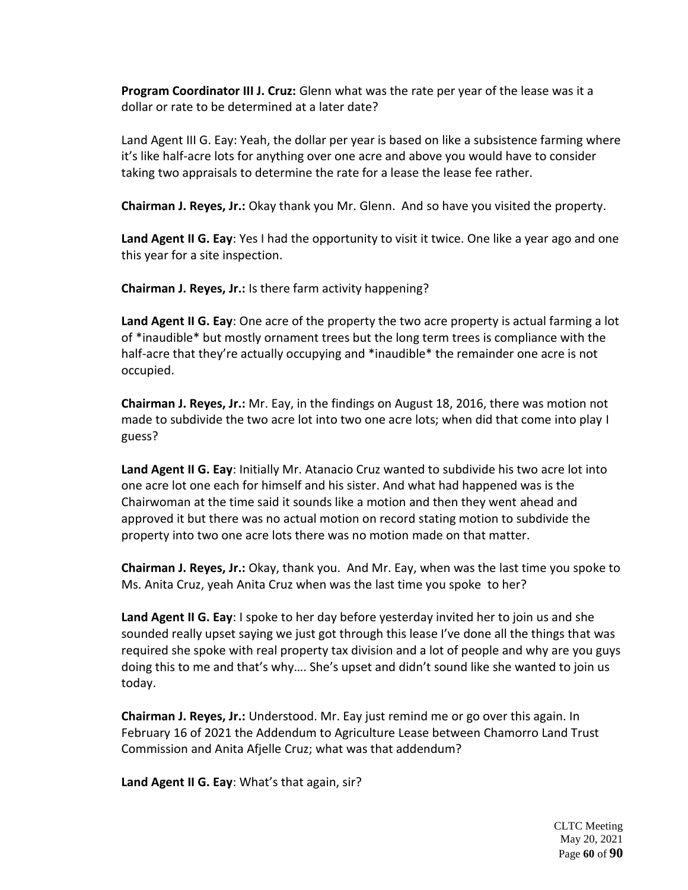**Program Coordinator III J. Cruz:** Glenn what was the rate per year of the lease was it a dollar or rate to be determined at a later date?

Land Agent III G. Eay: Yeah, the dollar per year is based on like a subsistence farming where it's like half-acre lots for anything over one acre and above you would have to consider taking two appraisals to determine the rate for a lease the lease fee rather.

**Chairman J. Reyes, Jr.:** Okay thank you Mr. Glenn. And so have you visited the property.

**Land Agent II G. Eay**: Yes I had the opportunity to visit it twice. One like a year ago and one this year for a site inspection.

**Chairman J. Reyes, Jr.:** Is there farm activity happening?

**Land Agent II G. Eay**: One acre of the property the two acre property is actual farming a lot of *inaudible* but mostly ornament trees but the long term trees is compliance with the half-acre that they're actually occupying and *inaudible* the remainder one acre is not occupied.

**Chairman J. Reyes, Jr.:** Mr. Eay, in the findings on August 18, 2016, there was motion not made to subdivide the two acre lot into two one acre lots; when did that come into play I guess?

**Land Agent II G. Eay**: Initially Mr. Atanacio Cruz wanted to subdivide his two acre lot into one acre lot one each for himself and his sister. And what had happened was is the Chairwoman at the time said it sounds like a motion and then they went ahead and approved it but there was no actual motion on record stating motion to subdivide the property into two one acre lots there was no motion made on that matter.

**Chairman J. Reyes, Jr.:** Okay, thank you. And Mr. Eay, when was the last time you spoke to Ms. Anita Cruz, yeah Anita Cruz when was the last time you spoke to her?

**Land Agent II G. Eay**: I spoke to her day before yesterday invited her to join us and she sounded really upset saying we just got through this lease I've done all the things that was required she spoke with real property tax division and a lot of people and why are you guys doing this to me and that's why…. She's upset and didn't sound like she wanted to join us today.

**Chairman J. Reyes, Jr.:** Understood. Mr. Eay just remind me or go over this again. In February 16 of 2021 the Addendum to Agriculture Lease between Chamorro Land Trust Commission and Anita Afjelle Cruz; what was that addendum?

**Land Agent II G. Eay**: What's that again, sir?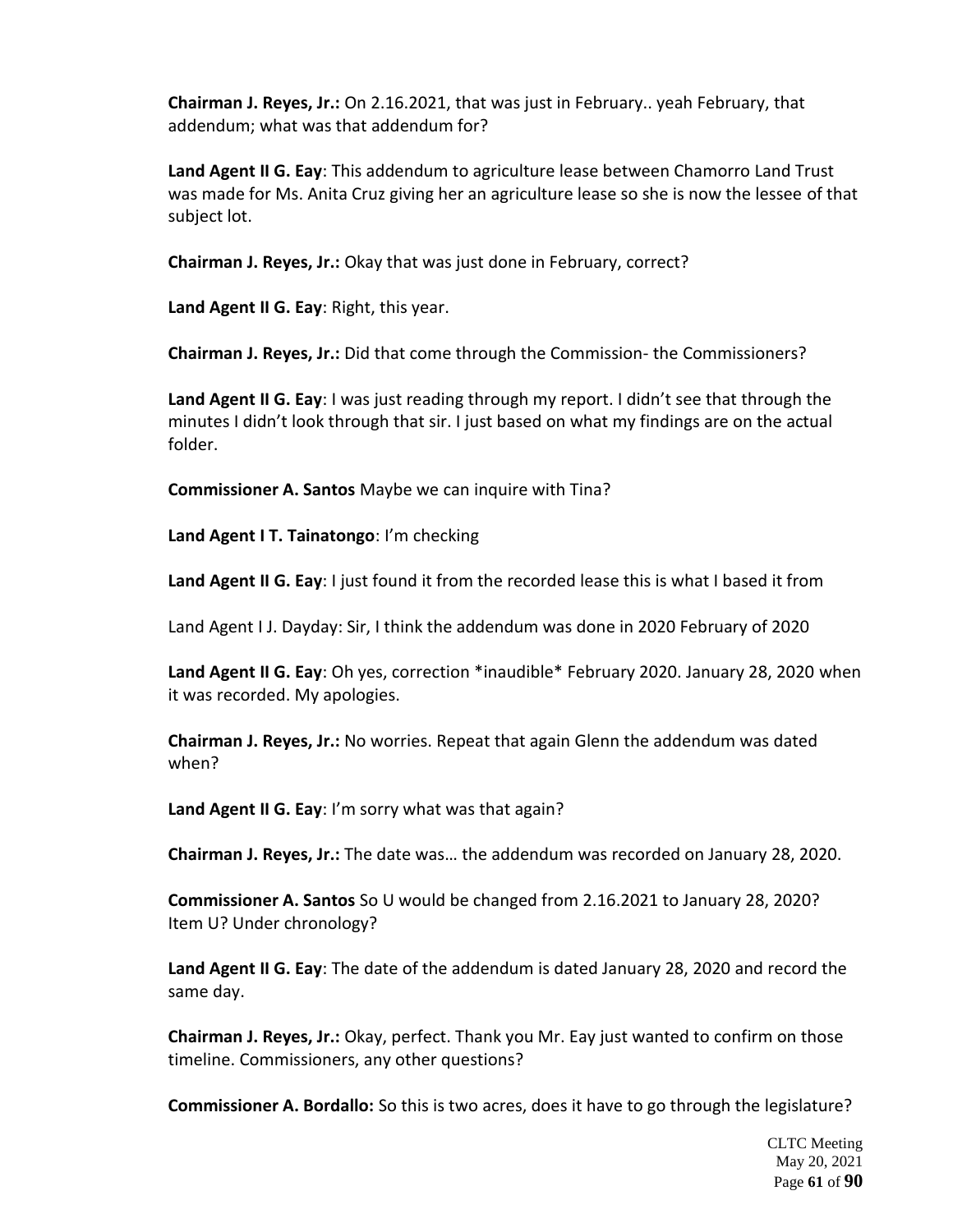**Chairman J. Reyes, Jr.:** On 2.16.2021, that was just in February.. yeah February, that addendum; what was that addendum for?

**Land Agent II G. Eay**: This addendum to agriculture lease between Chamorro Land Trust was made for Ms. Anita Cruz giving her an agriculture lease so she is now the lessee of that subject lot.

**Chairman J. Reyes, Jr.:** Okay that was just done in February, correct?

**Land Agent II G. Eay**: Right, this year.

**Chairman J. Reyes, Jr.:** Did that come through the Commission- the Commissioners?

**Land Agent II G. Eay**: I was just reading through my report. I didn't see that through the minutes I didn't look through that sir. I just based on what my findings are on the actual folder.

**Commissioner A. Santos** Maybe we can inquire with Tina?

**Land Agent I T. Tainatongo**: I'm checking

**Land Agent II G. Eay**: I just found it from the recorded lease this is what I based it from

Land Agent I J. Dayday: Sir, I think the addendum was done in 2020 February of 2020

**Land Agent II G. Eay**: Oh yes, correction *inaudible* February 2020. January 28, 2020 when it was recorded. My apologies.

**Chairman J. Reyes, Jr.:** No worries. Repeat that again Glenn the addendum was dated when?

**Land Agent II G. Eay**: I'm sorry what was that again?

**Chairman J. Reyes, Jr.:** The date was… the addendum was recorded on January 28, 2020.

**Commissioner A. Santos** So U would be changed from 2.16.2021 to January 28, 2020? Item U? Under chronology?

**Land Agent II G. Eay**: The date of the addendum is dated January 28, 2020 and record the same day.

**Chairman J. Reyes, Jr.:** Okay, perfect. Thank you Mr. Eay just wanted to confirm on those timeline. Commissioners, any other questions?

**Commissioner A. Bordallo:** So this is two acres, does it have to go through the legislature?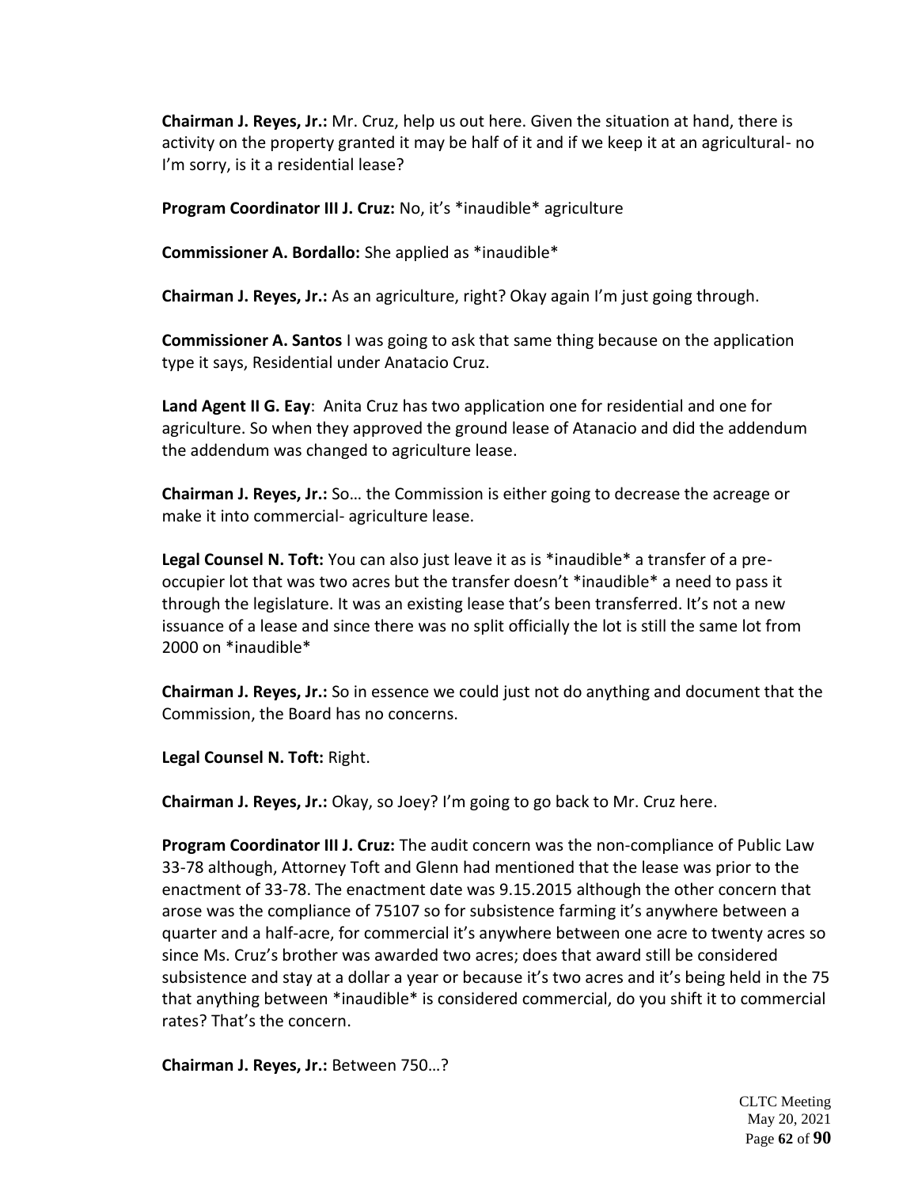**Chairman J. Reyes, Jr.:** Mr. Cruz, help us out here. Given the situation at hand, there is activity on the property granted it may be half of it and if we keep it at an agricultural- no I'm sorry, is it a residential lease?

**Program Coordinator III J. Cruz:** No, it's *inaudible* agriculture

**Commissioner A. Bordallo:** She applied as *inaudible*

**Chairman J. Reyes, Jr.:** As an agriculture, right? Okay again I'm just going through.

**Commissioner A. Santos** I was going to ask that same thing because on the application type it says, Residential under Anatacio Cruz.

**Land Agent II G. Eay**: Anita Cruz has two application one for residential and one for agriculture. So when they approved the ground lease of Atanacio and did the addendum the addendum was changed to agriculture lease.

**Chairman J. Reyes, Jr.:** So… the Commission is either going to decrease the acreage or make it into commercial- agriculture lease.

**Legal Counsel N. Toft:** You can also just leave it as is *inaudible* a transfer of a pre-occupier lot that was two acres but the transfer doesn't *inaudible* a need to pass it through the legislature. It was an existing lease that's been transferred. It's not a new issuance of a lease and since there was no split officially the lot is still the same lot from 2000 on *inaudible*

**Chairman J. Reyes, Jr.:** So in essence we could just not do anything and document that the Commission, the Board has no concerns.

**Legal Counsel N. Toft:** Right.

**Chairman J. Reyes, Jr.:** Okay, so Joey? I'm going to go back to Mr. Cruz here.

**Program Coordinator III J. Cruz:** The audit concern was the non-compliance of Public Law 33-78 although, Attorney Toft and Glenn had mentioned that the lease was prior to the enactment of 33-78. The enactment date was 9.15.2015 although the other concern that arose was the compliance of 75107 so for subsistence farming it's anywhere between a quarter and a half-acre, for commercial it's anywhere between one acre to twenty acres so since Ms. Cruz's brother was awarded two acres; does that award still be considered subsistence and stay at a dollar a year or because it's two acres and it's being held in the 75 that anything between *inaudible* is considered commercial, do you shift it to commercial rates? That's the concern.

**Chairman J. Reyes, Jr.:** Between 750…?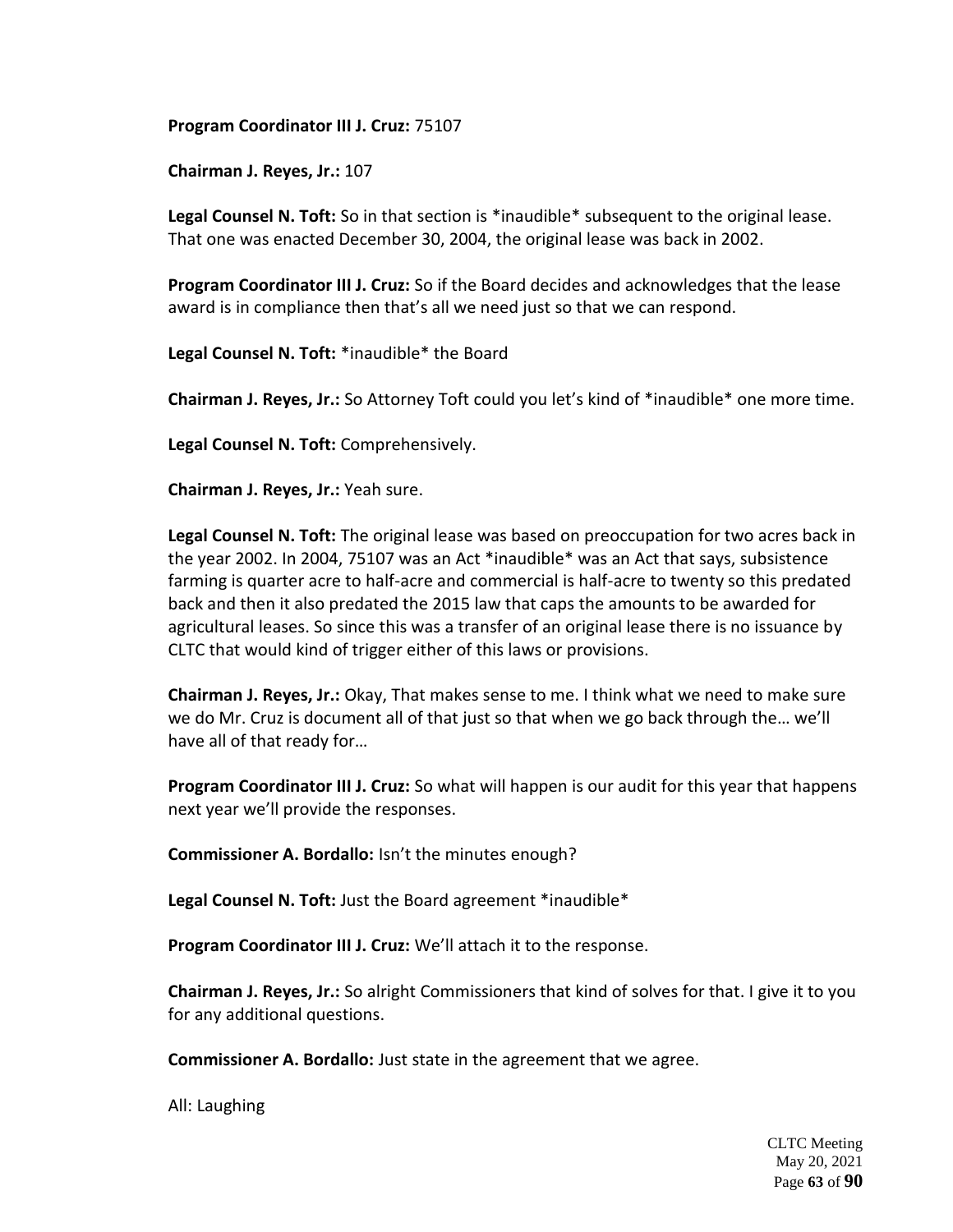**Program Coordinator III J. Cruz:** 75107

**Chairman J. Reyes, Jr.:** 107

**Legal Counsel N. Toft:** So in that section is *inaudible* subsequent to the original lease. That one was enacted December 30, 2004, the original lease was back in 2002.

**Program Coordinator III J. Cruz:** So if the Board decides and acknowledges that the lease award is in compliance then that's all we need just so that we can respond.

**Legal Counsel N. Toft:** *inaudible* the Board

**Chairman J. Reyes, Jr.:** So Attorney Toft could you let's kind of *inaudible* one more time.

**Legal Counsel N. Toft:** Comprehensively.

**Chairman J. Reyes, Jr.:** Yeah sure.

**Legal Counsel N. Toft:** The original lease was based on preoccupation for two acres back in the year 2002. In 2004, 75107 was an Act *inaudible* was an Act that says, subsistence farming is quarter acre to half-acre and commercial is half-acre to twenty so this predated back and then it also predated the 2015 law that caps the amounts to be awarded for agricultural leases. So since this was a transfer of an original lease there is no issuance by CLTC that would kind of trigger either of this laws or provisions.

**Chairman J. Reyes, Jr.:** Okay, That makes sense to me. I think what we need to make sure we do Mr. Cruz is document all of that just so that when we go back through the… we'll have all of that ready for…

**Program Coordinator III J. Cruz:** So what will happen is our audit for this year that happens next year we'll provide the responses.

**Commissioner A. Bordallo:** Isn't the minutes enough?

**Legal Counsel N. Toft:** Just the Board agreement *inaudible*

**Program Coordinator III J. Cruz:** We'll attach it to the response.

**Chairman J. Reyes, Jr.:** So alright Commissioners that kind of solves for that. I give it to you for any additional questions.

**Commissioner A. Bordallo:** Just state in the agreement that we agree.

All: Laughing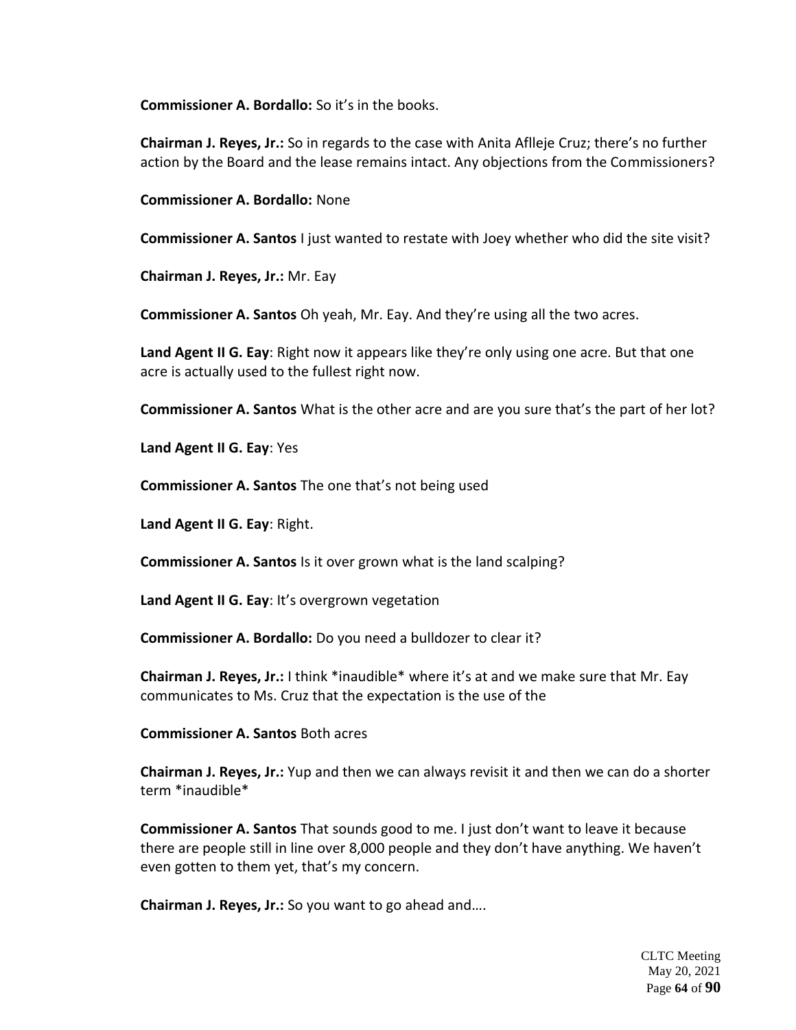**Commissioner A. Bordallo:** So it's in the books.

**Chairman J. Reyes, Jr.:** So in regards to the case with Anita Aflleje Cruz; there's no further action by the Board and the lease remains intact. Any objections from the Commissioners?

**Commissioner A. Bordallo:** None

**Commissioner A. Santos** I just wanted to restate with Joey whether who did the site visit?

**Chairman J. Reyes, Jr.:** Mr. Eay

**Commissioner A. Santos** Oh yeah, Mr. Eay. And they're using all the two acres.

**Land Agent II G. Eay**: Right now it appears like they're only using one acre. But that one acre is actually used to the fullest right now.

**Commissioner A. Santos** What is the other acre and are you sure that's the part of her lot?

**Land Agent II G. Eay**: Yes

**Commissioner A. Santos** The one that's not being used

**Land Agent II G. Eay**: Right.

**Commissioner A. Santos** Is it over grown what is the land scalping?

**Land Agent II G. Eay**: It's overgrown vegetation

**Commissioner A. Bordallo:** Do you need a bulldozer to clear it?

**Chairman J. Reyes, Jr.:** I think *inaudible* where it's at and we make sure that Mr. Eay communicates to Ms. Cruz that the expectation is the use of the

**Commissioner A. Santos** Both acres

**Chairman J. Reyes, Jr.:** Yup and then we can always revisit it and then we can do a shorter term *inaudible*

**Commissioner A. Santos** That sounds good to me. I just don't want to leave it because there are people still in line over 8,000 people and they don't have anything. We haven't even gotten to them yet, that's my concern.

**Chairman J. Reyes, Jr.:** So you want to go ahead and….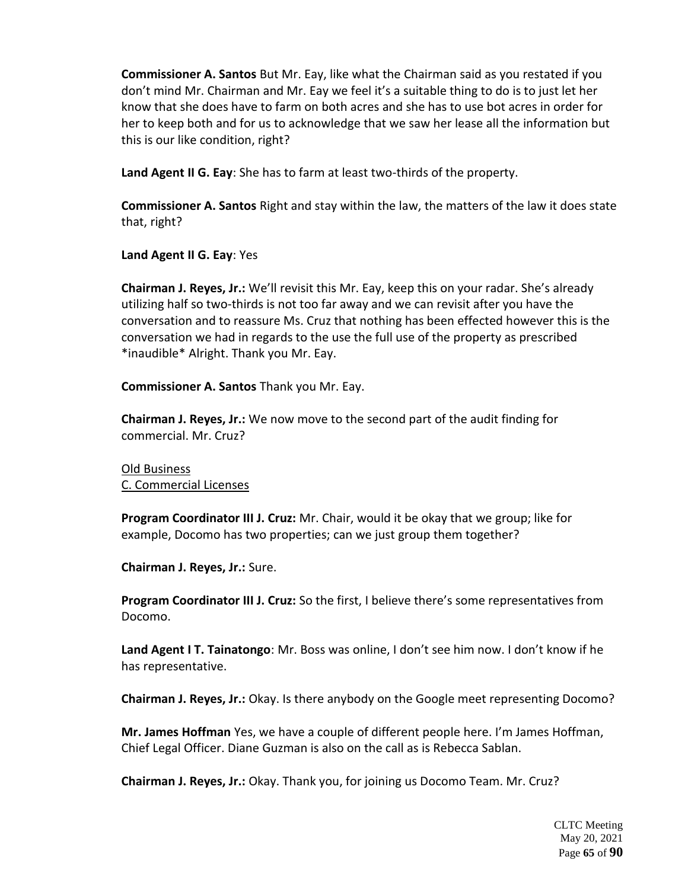**Commissioner A. Santos** But Mr. Eay, like what the Chairman said as you restated if you don't mind Mr. Chairman and Mr. Eay we feel it's a suitable thing to do is to just let her know that she does have to farm on both acres and she has to use bot acres in order for her to keep both and for us to acknowledge that we saw her lease all the information but this is our like condition, right?

**Land Agent II G. Eay**: She has to farm at least two-thirds of the property.

**Commissioner A. Santos** Right and stay within the law, the matters of the law it does state that, right?

**Land Agent II G. Eay**: Yes

**Chairman J. Reyes, Jr.:** We'll revisit this Mr. Eay, keep this on your radar. She's already utilizing half so two-thirds is not too far away and we can revisit after you have the conversation and to reassure Ms. Cruz that nothing has been effected however this is the conversation we had in regards to the use the full use of the property as prescribed *inaudible* Alright. Thank you Mr. Eay.

**Commissioner A. Santos** Thank you Mr. Eay.

**Chairman J. Reyes, Jr.:** We now move to the second part of the audit finding for commercial. Mr. Cruz?

<u>Old Business</u>
<u>C. Commercial Licenses</u>

**Program Coordinator III J. Cruz:** Mr. Chair, would it be okay that we group; like for example, Docomo has two properties; can we just group them together?

**Chairman J. Reyes, Jr.:** Sure.

**Program Coordinator III J. Cruz:** So the first, I believe there's some representatives from Docomo.

**Land Agent I T. Tainatongo**: Mr. Boss was online, I don't see him now. I don't know if he has representative.

**Chairman J. Reyes, Jr.:** Okay. Is there anybody on the Google meet representing Docomo?

**Mr. James Hoffman** Yes, we have a couple of different people here. I'm James Hoffman, Chief Legal Officer. Diane Guzman is also on the call as is Rebecca Sablan.

**Chairman J. Reyes, Jr.:** Okay. Thank you, for joining us Docomo Team. Mr. Cruz?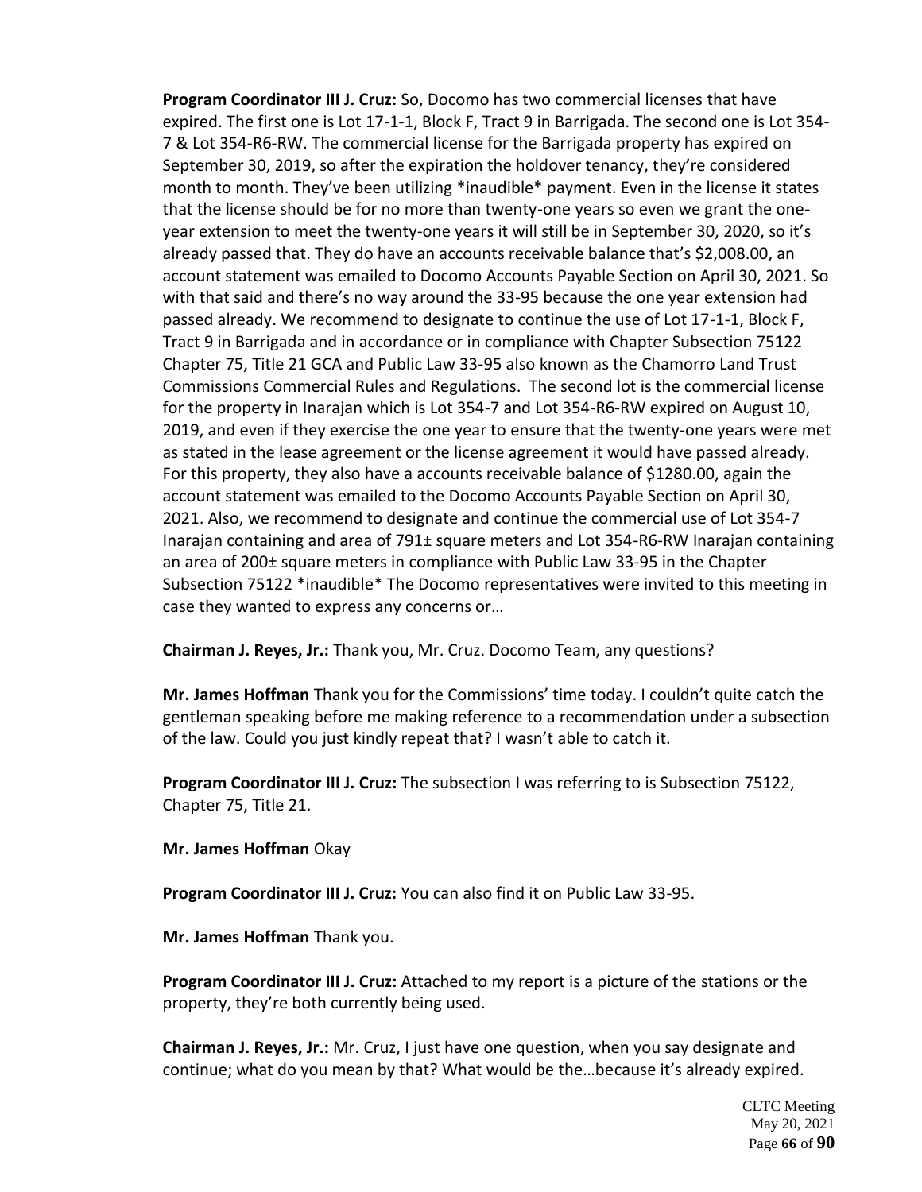**Program Coordinator III J. Cruz:** So, Docomo has two commercial licenses that have expired. The first one is Lot 17-1-1, Block F, Tract 9 in Barrigada. The second one is Lot 354-7 & Lot 354-R6-RW. The commercial license for the Barrigada property has expired on September 30, 2019, so after the expiration the holdover tenancy, they're considered month to month. They've been utilizing *inaudible* payment. Even in the license it states that the license should be for no more than twenty-one years so even we grant the one-year extension to meet the twenty-one years it will still be in September 30, 2020, so it's already passed that. They do have an accounts receivable balance that's $2,008.00, an account statement was emailed to Docomo Accounts Payable Section on April 30, 2021. So with that said and there's no way around the 33-95 because the one year extension had passed already. We recommend to designate to continue the use of Lot 17-1-1, Block F, Tract 9 in Barrigada and in accordance or in compliance with Chapter Subsection 75122 Chapter 75, Title 21 GCA and Public Law 33-95 also known as the Chamorro Land Trust Commissions Commercial Rules and Regulations. The second lot is the commercial license for the property in Inarajan which is Lot 354-7 and Lot 354-R6-RW expired on August 10, 2019, and even if they exercise the one year to ensure that the twenty-one years were met as stated in the lease agreement or the license agreement it would have passed already. For this property, they also have a accounts receivable balance of $1280.00, again the account statement was emailed to the Docomo Accounts Payable Section on April 30, 2021. Also, we recommend to designate and continue the commercial use of Lot 354-7 Inarajan containing and area of 791± square meters and Lot 354-R6-RW Inarajan containing an area of 200± square meters in compliance with Public Law 33-95 in the Chapter Subsection 75122 *inaudible* The Docomo representatives were invited to this meeting in case they wanted to express any concerns or…

**Chairman J. Reyes, Jr.:** Thank you, Mr. Cruz. Docomo Team, any questions?

**Mr. James Hoffman** Thank you for the Commissions' time today. I couldn't quite catch the gentleman speaking before me making reference to a recommendation under a subsection of the law. Could you just kindly repeat that? I wasn't able to catch it.

**Program Coordinator III J. Cruz:** The subsection I was referring to is Subsection 75122, Chapter 75, Title 21.

**Mr. James Hoffman** Okay

**Program Coordinator III J. Cruz:** You can also find it on Public Law 33-95.

**Mr. James Hoffman** Thank you.

**Program Coordinator III J. Cruz:** Attached to my report is a picture of the stations or the property, they're both currently being used.

**Chairman J. Reyes, Jr.:** Mr. Cruz, I just have one question, when you say designate and continue; what do you mean by that? What would be the…because it's already expired.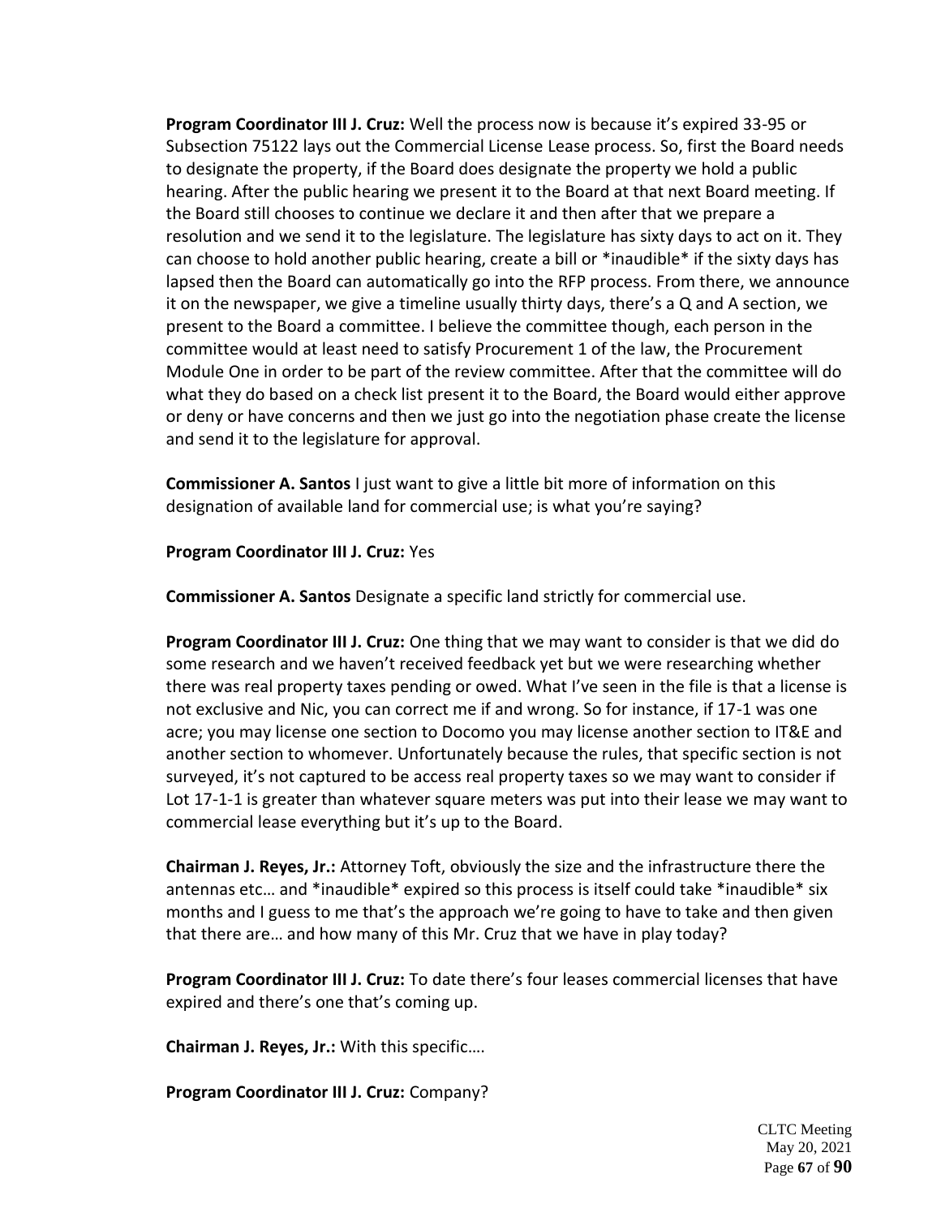**Program Coordinator III J. Cruz:** Well the process now is because it's expired 33-95 or Subsection 75122 lays out the Commercial License Lease process. So, first the Board needs to designate the property, if the Board does designate the property we hold a public hearing. After the public hearing we present it to the Board at that next Board meeting. If the Board still chooses to continue we declare it and then after that we prepare a resolution and we send it to the legislature. The legislature has sixty days to act on it. They can choose to hold another public hearing, create a bill or *inaudible* if the sixty days has lapsed then the Board can automatically go into the RFP process. From there, we announce it on the newspaper, we give a timeline usually thirty days, there's a Q and A section, we present to the Board a committee. I believe the committee though, each person in the committee would at least need to satisfy Procurement 1 of the law, the Procurement Module One in order to be part of the review committee. After that the committee will do what they do based on a check list present it to the Board, the Board would either approve or deny or have concerns and then we just go into the negotiation phase create the license and send it to the legislature for approval.

**Commissioner A. Santos** I just want to give a little bit more of information on this designation of available land for commercial use; is what you're saying?

**Program Coordinator III J. Cruz:** Yes

**Commissioner A. Santos** Designate a specific land strictly for commercial use.

**Program Coordinator III J. Cruz:** One thing that we may want to consider is that we did do some research and we haven't received feedback yet but we were researching whether there was real property taxes pending or owed. What I've seen in the file is that a license is not exclusive and Nic, you can correct me if and wrong. So for instance, if 17-1 was one acre; you may license one section to Docomo you may license another section to IT&E and another section to whomever. Unfortunately because the rules, that specific section is not surveyed, it's not captured to be access real property taxes so we may want to consider if Lot 17-1-1 is greater than whatever square meters was put into their lease we may want to commercial lease everything but it's up to the Board.

**Chairman J. Reyes, Jr.:** Attorney Toft, obviously the size and the infrastructure there the antennas etc… and *inaudible* expired so this process is itself could take *inaudible* six months and I guess to me that's the approach we're going to have to take and then given that there are… and how many of this Mr. Cruz that we have in play today?

**Program Coordinator III J. Cruz:** To date there's four leases commercial licenses that have expired and there's one that's coming up.

**Chairman J. Reyes, Jr.:** With this specific….

**Program Coordinator III J. Cruz:** Company?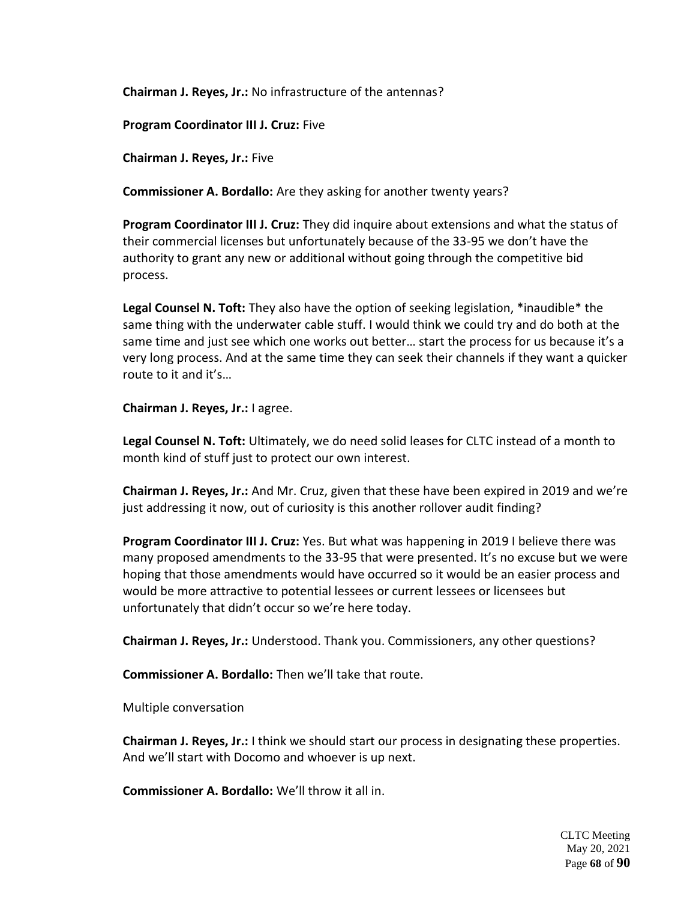**Chairman J. Reyes, Jr.:** No infrastructure of the antennas?

**Program Coordinator III J. Cruz:** Five

**Chairman J. Reyes, Jr.:** Five

**Commissioner A. Bordallo:** Are they asking for another twenty years?

**Program Coordinator III J. Cruz:** They did inquire about extensions and what the status of their commercial licenses but unfortunately because of the 33-95 we don't have the authority to grant any new or additional without going through the competitive bid process.

**Legal Counsel N. Toft:** They also have the option of seeking legislation, *inaudible* the same thing with the underwater cable stuff. I would think we could try and do both at the same time and just see which one works out better… start the process for us because it's a very long process. And at the same time they can seek their channels if they want a quicker route to it and it's…

**Chairman J. Reyes, Jr.:** I agree.

**Legal Counsel N. Toft:** Ultimately, we do need solid leases for CLTC instead of a month to month kind of stuff just to protect our own interest.

**Chairman J. Reyes, Jr.:** And Mr. Cruz, given that these have been expired in 2019 and we're just addressing it now, out of curiosity is this another rollover audit finding?

**Program Coordinator III J. Cruz:** Yes. But what was happening in 2019 I believe there was many proposed amendments to the 33-95 that were presented. It's no excuse but we were hoping that those amendments would have occurred so it would be an easier process and would be more attractive to potential lessees or current lessees or licensees but unfortunately that didn't occur so we're here today.

**Chairman J. Reyes, Jr.:** Understood. Thank you. Commissioners, any other questions?

**Commissioner A. Bordallo:** Then we'll take that route.

Multiple conversation

**Chairman J. Reyes, Jr.:** I think we should start our process in designating these properties. And we'll start with Docomo and whoever is up next.

**Commissioner A. Bordallo:** We'll throw it all in.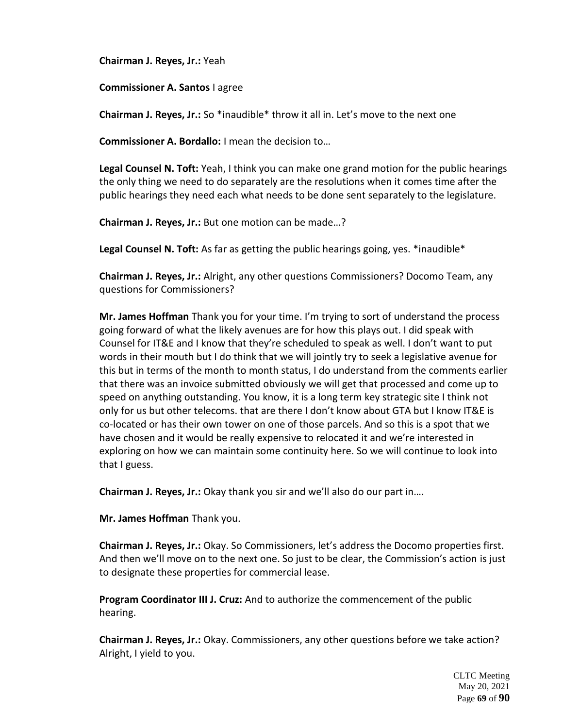**Chairman J. Reyes, Jr.:** Yeah

**Commissioner A. Santos** I agree

**Chairman J. Reyes, Jr.:** So *inaudible* throw it all in. Let's move to the next one

**Commissioner A. Bordallo:** I mean the decision to…

**Legal Counsel N. Toft:** Yeah, I think you can make one grand motion for the public hearings the only thing we need to do separately are the resolutions when it comes time after the public hearings they need each what needs to be done sent separately to the legislature.

**Chairman J. Reyes, Jr.:** But one motion can be made…?

**Legal Counsel N. Toft:** As far as getting the public hearings going, yes. *inaudible*

**Chairman J. Reyes, Jr.:** Alright, any other questions Commissioners? Docomo Team, any questions for Commissioners?

**Mr. James Hoffman** Thank you for your time. I'm trying to sort of understand the process going forward of what the likely avenues are for how this plays out. I did speak with Counsel for IT&E and I know that they're scheduled to speak as well. I don't want to put words in their mouth but I do think that we will jointly try to seek a legislative avenue for this but in terms of the month to month status, I do understand from the comments earlier that there was an invoice submitted obviously we will get that processed and come up to speed on anything outstanding. You know, it is a long term key strategic site I think not only for us but other telecoms. that are there I don't know about GTA but I know IT&E is co-located or has their own tower on one of those parcels. And so this is a spot that we have chosen and it would be really expensive to relocated it and we're interested in exploring on how we can maintain some continuity here. So we will continue to look into that I guess.

**Chairman J. Reyes, Jr.:** Okay thank you sir and we'll also do our part in….

**Mr. James Hoffman** Thank you.

**Chairman J. Reyes, Jr.:** Okay. So Commissioners, let's address the Docomo properties first. And then we'll move on to the next one. So just to be clear, the Commission's action is just to designate these properties for commercial lease.

**Program Coordinator III J. Cruz:** And to authorize the commencement of the public hearing.

**Chairman J. Reyes, Jr.:** Okay. Commissioners, any other questions before we take action? Alright, I yield to you.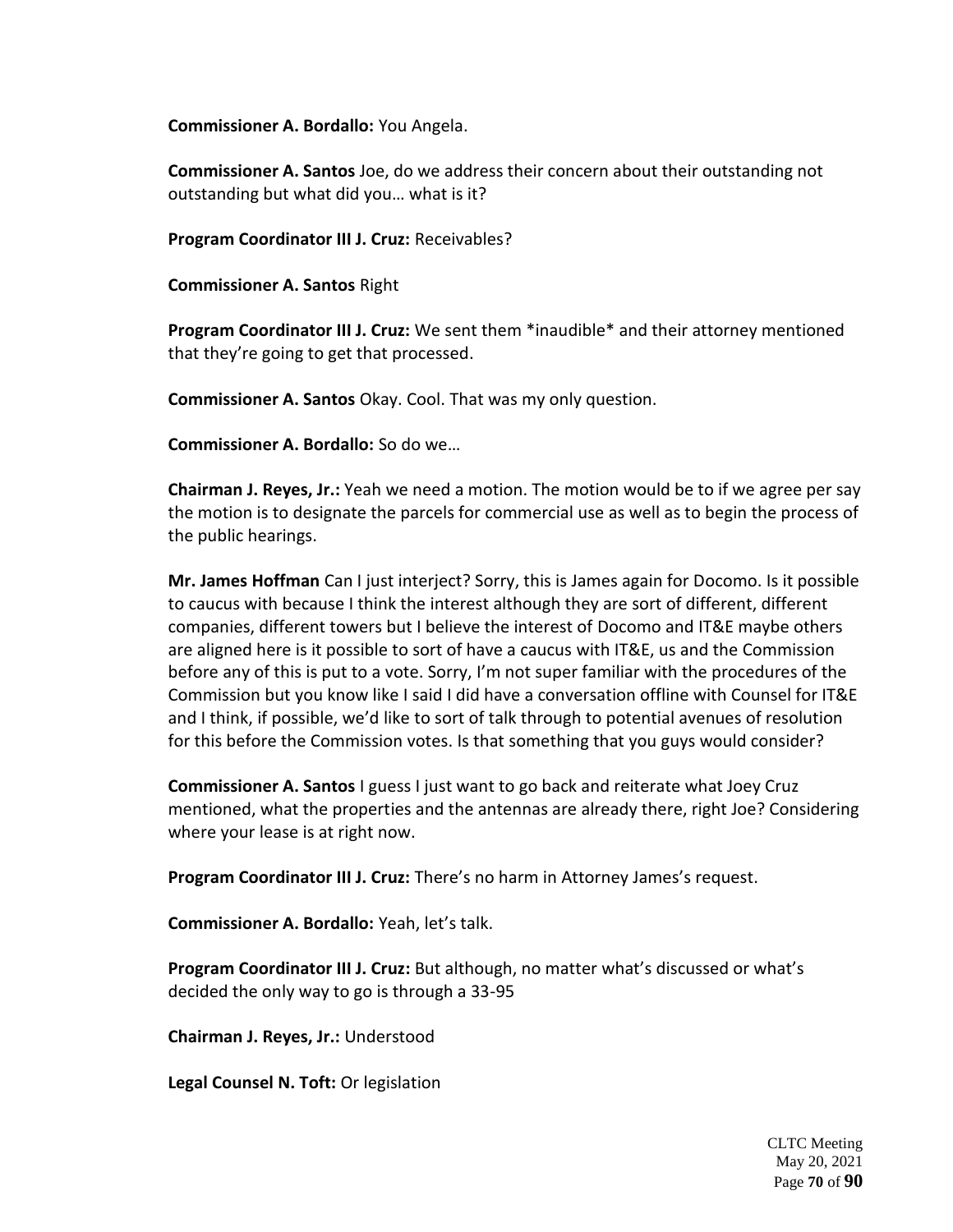**Commissioner A. Bordallo:** You Angela.

**Commissioner A. Santos** Joe, do we address their concern about their outstanding not outstanding but what did you… what is it?

**Program Coordinator III J. Cruz:** Receivables?

**Commissioner A. Santos** Right

**Program Coordinator III J. Cruz:** We sent them *inaudible* and their attorney mentioned that they're going to get that processed.

**Commissioner A. Santos** Okay. Cool. That was my only question.

**Commissioner A. Bordallo:** So do we…

**Chairman J. Reyes, Jr.:** Yeah we need a motion. The motion would be to if we agree per say the motion is to designate the parcels for commercial use as well as to begin the process of the public hearings.

**Mr. James Hoffman** Can I just interject? Sorry, this is James again for Docomo. Is it possible to caucus with because I think the interest although they are sort of different, different companies, different towers but I believe the interest of Docomo and IT&E maybe others are aligned here is it possible to sort of have a caucus with IT&E, us and the Commission before any of this is put to a vote. Sorry, I'm not super familiar with the procedures of the Commission but you know like I said I did have a conversation offline with Counsel for IT&E and I think, if possible, we'd like to sort of talk through to potential avenues of resolution for this before the Commission votes. Is that something that you guys would consider?

**Commissioner A. Santos** I guess I just want to go back and reiterate what Joey Cruz mentioned, what the properties and the antennas are already there, right Joe? Considering where your lease is at right now.

**Program Coordinator III J. Cruz:** There's no harm in Attorney James's request.

**Commissioner A. Bordallo:** Yeah, let's talk.

**Program Coordinator III J. Cruz:** But although, no matter what's discussed or what's decided the only way to go is through a 33-95

**Chairman J. Reyes, Jr.:** Understood

**Legal Counsel N. Toft:** Or legislation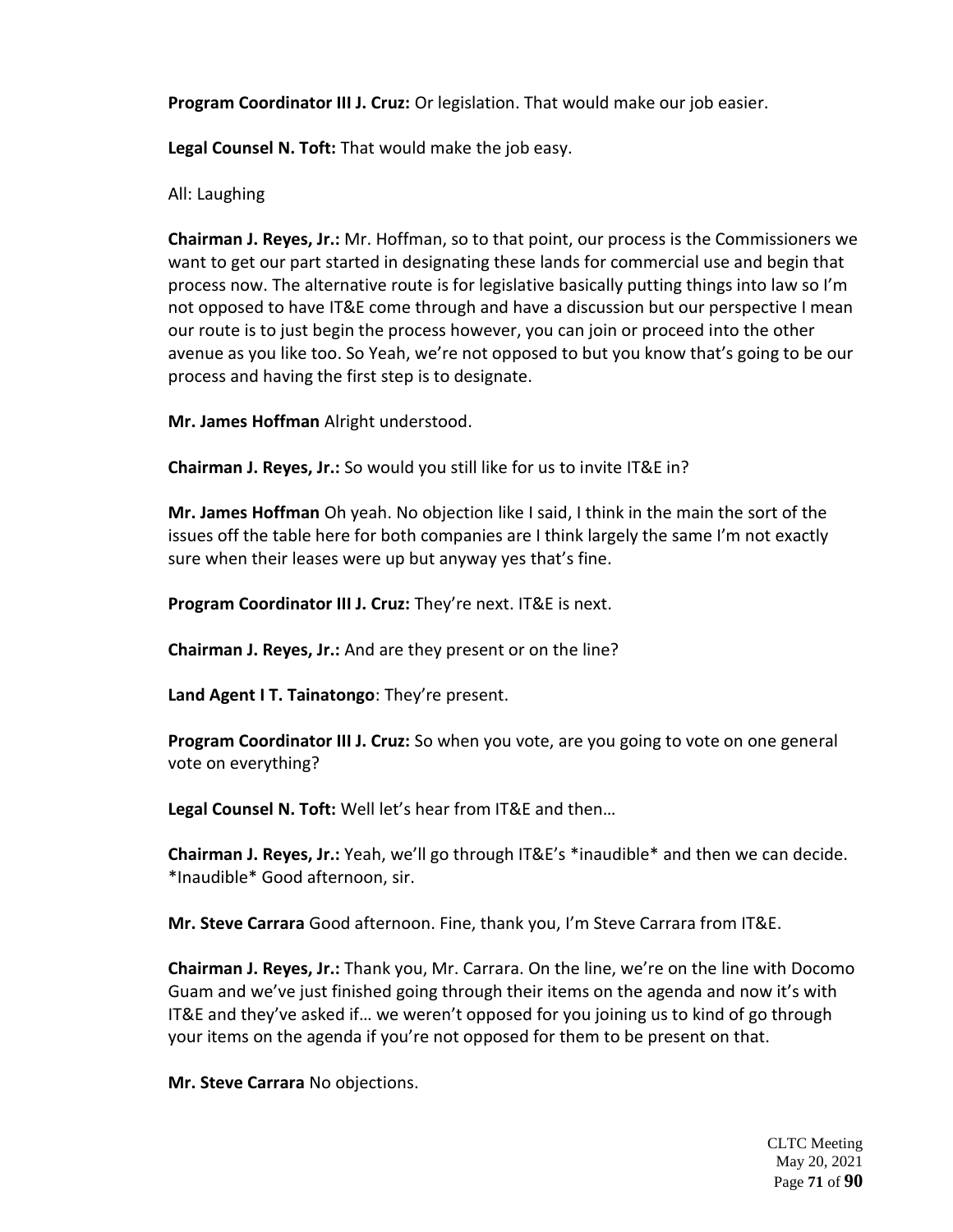**Program Coordinator III J. Cruz:** Or legislation. That would make our job easier.

**Legal Counsel N. Toft:** That would make the job easy.

All: Laughing

**Chairman J. Reyes, Jr.:** Mr. Hoffman, so to that point, our process is the Commissioners we want to get our part started in designating these lands for commercial use and begin that process now. The alternative route is for legislative basically putting things into law so I'm not opposed to have IT&E come through and have a discussion but our perspective I mean our route is to just begin the process however, you can join or proceed into the other avenue as you like too. So Yeah, we're not opposed to but you know that's going to be our process and having the first step is to designate.

**Mr. James Hoffman** Alright understood.

**Chairman J. Reyes, Jr.:** So would you still like for us to invite IT&E in?

**Mr. James Hoffman** Oh yeah. No objection like I said, I think in the main the sort of the issues off the table here for both companies are I think largely the same I'm not exactly sure when their leases were up but anyway yes that's fine.

**Program Coordinator III J. Cruz:** They're next. IT&E is next.

**Chairman J. Reyes, Jr.:** And are they present or on the line?

**Land Agent I T. Tainatongo**: They're present.

**Program Coordinator III J. Cruz:** So when you vote, are you going to vote on one general vote on everything?

**Legal Counsel N. Toft:** Well let's hear from IT&E and then…

**Chairman J. Reyes, Jr.:** Yeah, we'll go through IT&E's *inaudible* and then we can decide. *Inaudible* Good afternoon, sir.

**Mr. Steve Carrara** Good afternoon. Fine, thank you, I'm Steve Carrara from IT&E.

**Chairman J. Reyes, Jr.:** Thank you, Mr. Carrara. On the line, we're on the line with Docomo Guam and we've just finished going through their items on the agenda and now it's with IT&E and they've asked if… we weren't opposed for you joining us to kind of go through your items on the agenda if you're not opposed for them to be present on that.

**Mr. Steve Carrara** No objections.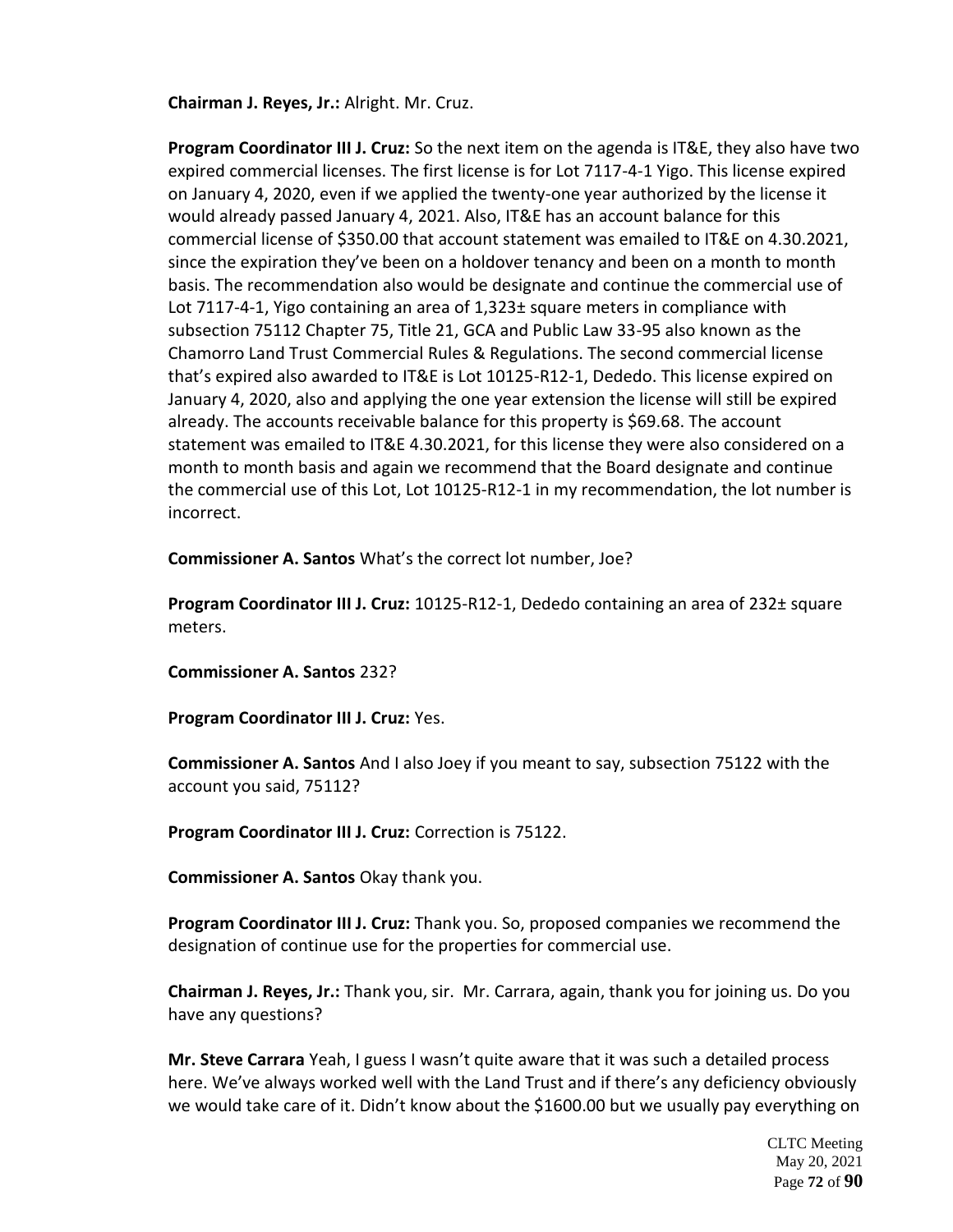**Chairman J. Reyes, Jr.:** Alright. Mr. Cruz.

**Program Coordinator III J. Cruz:** So the next item on the agenda is IT&E, they also have two expired commercial licenses. The first license is for Lot 7117-4-1 Yigo. This license expired on January 4, 2020, even if we applied the twenty-one year authorized by the license it would already passed January 4, 2021. Also, IT&E has an account balance for this commercial license of $350.00 that account statement was emailed to IT&E on 4.30.2021, since the expiration they've been on a holdover tenancy and been on a month to month basis. The recommendation also would be designate and continue the commercial use of Lot 7117-4-1, Yigo containing an area of 1,323± square meters in compliance with subsection 75112 Chapter 75, Title 21, GCA and Public Law 33-95 also known as the Chamorro Land Trust Commercial Rules & Regulations. The second commercial license that's expired also awarded to IT&E is Lot 10125-R12-1, Dededo. This license expired on January 4, 2020, also and applying the one year extension the license will still be expired already. The accounts receivable balance for this property is $69.68. The account statement was emailed to IT&E 4.30.2021, for this license they were also considered on a month to month basis and again we recommend that the Board designate and continue the commercial use of this Lot, Lot 10125-R12-1 in my recommendation, the lot number is incorrect.

**Commissioner A. Santos** What's the correct lot number, Joe?

**Program Coordinator III J. Cruz:** 10125-R12-1, Dededo containing an area of 232± square meters.

**Commissioner A. Santos** 232?

**Program Coordinator III J. Cruz:** Yes.

**Commissioner A. Santos** And I also Joey if you meant to say, subsection 75122 with the account you said, 75112?

**Program Coordinator III J. Cruz:** Correction is 75122.

**Commissioner A. Santos** Okay thank you.

**Program Coordinator III J. Cruz:** Thank you. So, proposed companies we recommend the designation of continue use for the properties for commercial use.

**Chairman J. Reyes, Jr.:** Thank you, sir. Mr. Carrara, again, thank you for joining us. Do you have any questions?

**Mr. Steve Carrara** Yeah, I guess I wasn't quite aware that it was such a detailed process here. We've always worked well with the Land Trust and if there's any deficiency obviously we would take care of it. Didn't know about the $1600.00 but we usually pay everything on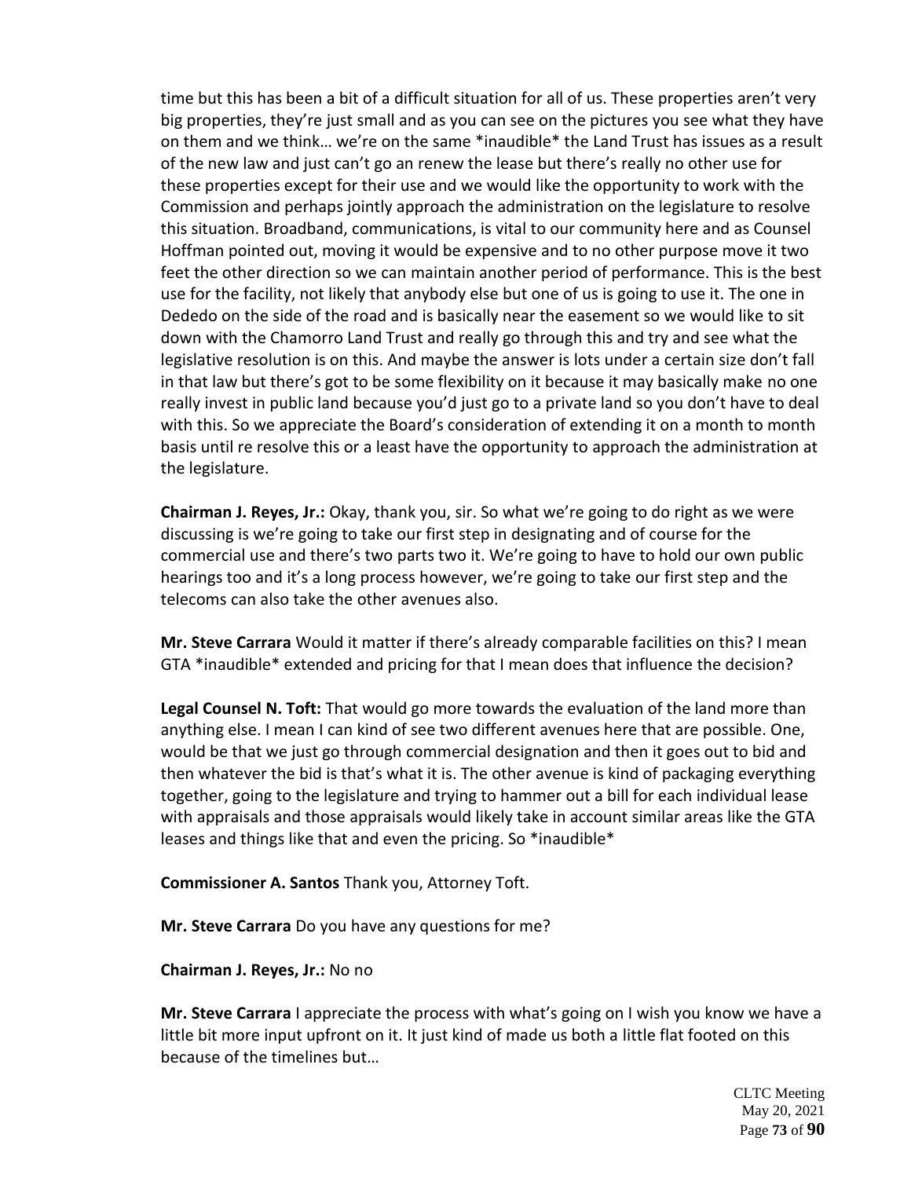time but this has been a bit of a difficult situation for all of us. These properties aren't very big properties, they're just small and as you can see on the pictures you see what they have on them and we think… we're on the same *inaudible* the Land Trust has issues as a result of the new law and just can't go an renew the lease but there's really no other use for these properties except for their use and we would like the opportunity to work with the Commission and perhaps jointly approach the administration on the legislature to resolve this situation. Broadband, communications, is vital to our community here and as Counsel Hoffman pointed out, moving it would be expensive and to no other purpose move it two feet the other direction so we can maintain another period of performance. This is the best use for the facility, not likely that anybody else but one of us is going to use it. The one in Dededo on the side of the road and is basically near the easement so we would like to sit down with the Chamorro Land Trust and really go through this and try and see what the legislative resolution is on this. And maybe the answer is lots under a certain size don't fall in that law but there's got to be some flexibility on it because it may basically make no one really invest in public land because you'd just go to a private land so you don't have to deal with this. So we appreciate the Board's consideration of extending it on a month to month basis until re resolve this or a least have the opportunity to approach the administration at the legislature.

**Chairman J. Reyes, Jr.:** Okay, thank you, sir. So what we're going to do right as we were discussing is we're going to take our first step in designating and of course for the commercial use and there's two parts two it. We're going to have to hold our own public hearings too and it's a long process however, we're going to take our first step and the telecoms can also take the other avenues also.

**Mr. Steve Carrara** Would it matter if there's already comparable facilities on this? I mean GTA *inaudible* extended and pricing for that I mean does that influence the decision?

**Legal Counsel N. Toft:** That would go more towards the evaluation of the land more than anything else. I mean I can kind of see two different avenues here that are possible. One, would be that we just go through commercial designation and then it goes out to bid and then whatever the bid is that's what it is. The other avenue is kind of packaging everything together, going to the legislature and trying to hammer out a bill for each individual lease with appraisals and those appraisals would likely take in account similar areas like the GTA leases and things like that and even the pricing. So *inaudible*

**Commissioner A. Santos** Thank you, Attorney Toft.

**Mr. Steve Carrara** Do you have any questions for me?

**Chairman J. Reyes, Jr.:** No no

**Mr. Steve Carrara** I appreciate the process with what's going on I wish you know we have a little bit more input upfront on it. It just kind of made us both a little flat footed on this because of the timelines but…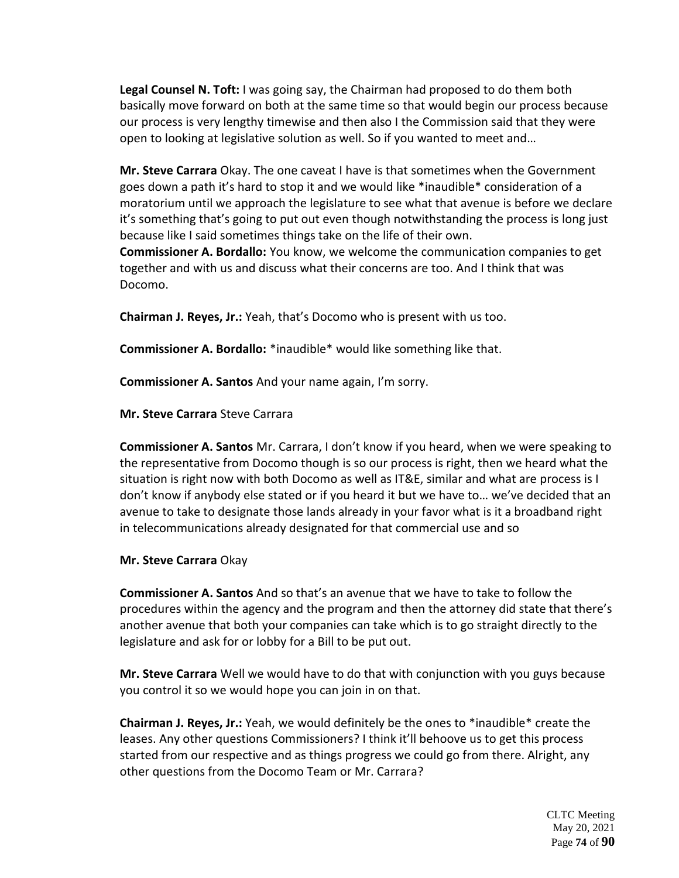**Legal Counsel N. Toft:** I was going say, the Chairman had proposed to do them both basically move forward on both at the same time so that would begin our process because our process is very lengthy timewise and then also I the Commission said that they were open to looking at legislative solution as well. So if you wanted to meet and…

**Mr. Steve Carrara** Okay. The one caveat I have is that sometimes when the Government goes down a path it's hard to stop it and we would like *inaudible* consideration of a moratorium until we approach the legislature to see what that avenue is before we declare it's something that's going to put out even though notwithstanding the process is long just because like I said sometimes things take on the life of their own.

**Commissioner A. Bordallo:** You know, we welcome the communication companies to get together and with us and discuss what their concerns are too. And I think that was Docomo.

**Chairman J. Reyes, Jr.:** Yeah, that's Docomo who is present with us too.

**Commissioner A. Bordallo:** *inaudible* would like something like that.

**Commissioner A. Santos** And your name again, I'm sorry.

**Mr. Steve Carrara** Steve Carrara

**Commissioner A. Santos** Mr. Carrara, I don't know if you heard, when we were speaking to the representative from Docomo though is so our process is right, then we heard what the situation is right now with both Docomo as well as IT&E, similar and what are process is I don't know if anybody else stated or if you heard it but we have to… we've decided that an avenue to take to designate those lands already in your favor what is it a broadband right in telecommunications already designated for that commercial use and so

**Mr. Steve Carrara** Okay

**Commissioner A. Santos** And so that's an avenue that we have to take to follow the procedures within the agency and the program and then the attorney did state that there's another avenue that both your companies can take which is to go straight directly to the legislature and ask for or lobby for a Bill to be put out.

**Mr. Steve Carrara** Well we would have to do that with conjunction with you guys because you control it so we would hope you can join in on that.

**Chairman J. Reyes, Jr.:** Yeah, we would definitely be the ones to *inaudible* create the leases. Any other questions Commissioners? I think it'll behoove us to get this process started from our respective and as things progress we could go from there. Alright, any other questions from the Docomo Team or Mr. Carrara?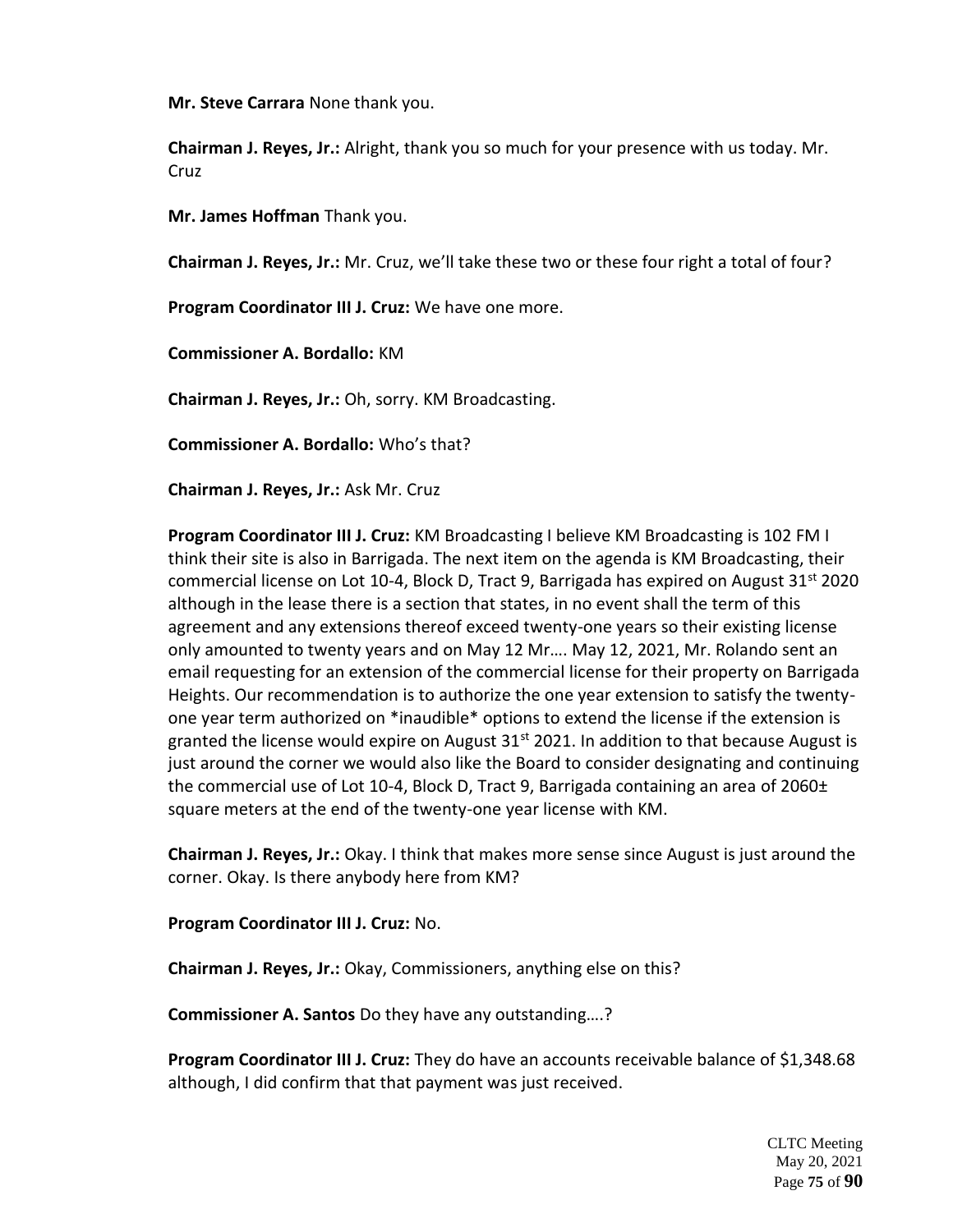**Mr. Steve Carrara** None thank you.

**Chairman J. Reyes, Jr.:** Alright, thank you so much for your presence with us today. Mr. Cruz

**Mr. James Hoffman** Thank you.

**Chairman J. Reyes, Jr.:** Mr. Cruz, we'll take these two or these four right a total of four?

**Program Coordinator III J. Cruz:** We have one more.

**Commissioner A. Bordallo:** KM

**Chairman J. Reyes, Jr.:** Oh, sorry. KM Broadcasting.

**Commissioner A. Bordallo:** Who's that?

**Chairman J. Reyes, Jr.:** Ask Mr. Cruz

**Program Coordinator III J. Cruz:** KM Broadcasting I believe KM Broadcasting is 102 FM I think their site is also in Barrigada. The next item on the agenda is KM Broadcasting, their commercial license on Lot 10-4, Block D, Tract 9, Barrigada has expired on August 31st 2020 although in the lease there is a section that states, in no event shall the term of this agreement and any extensions thereof exceed twenty-one years so their existing license only amounted to twenty years and on May 12 Mr…. May 12, 2021, Mr. Rolando sent an email requesting for an extension of the commercial license for their property on Barrigada Heights. Our recommendation is to authorize the one year extension to satisfy the twenty-one year term authorized on *inaudible* options to extend the license if the extension is granted the license would expire on August 31st 2021. In addition to that because August is just around the corner we would also like the Board to consider designating and continuing the commercial use of Lot 10-4, Block D, Tract 9, Barrigada containing an area of 2060± square meters at the end of the twenty-one year license with KM.

**Chairman J. Reyes, Jr.:** Okay. I think that makes more sense since August is just around the corner. Okay. Is there anybody here from KM?

**Program Coordinator III J. Cruz:** No.

**Chairman J. Reyes, Jr.:** Okay, Commissioners, anything else on this?

**Commissioner A. Santos** Do they have any outstanding….?

**Program Coordinator III J. Cruz:** They do have an accounts receivable balance of $1,348.68 although, I did confirm that that payment was just received.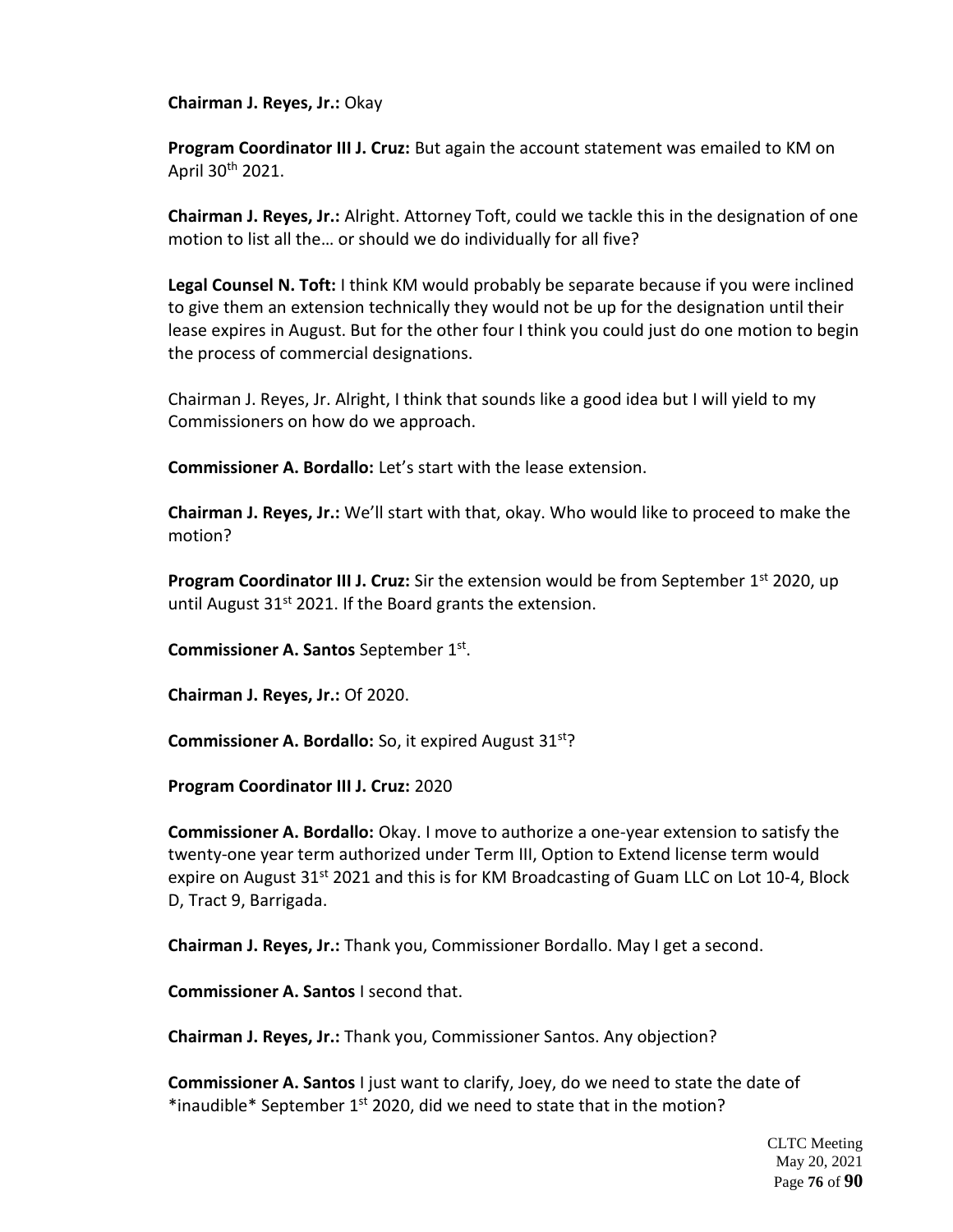**Chairman J. Reyes, Jr.:** Okay

**Program Coordinator III J. Cruz:** But again the account statement was emailed to KM on April 30th 2021.

**Chairman J. Reyes, Jr.:** Alright. Attorney Toft, could we tackle this in the designation of one motion to list all the… or should we do individually for all five?

**Legal Counsel N. Toft:** I think KM would probably be separate because if you were inclined to give them an extension technically they would not be up for the designation until their lease expires in August. But for the other four I think you could just do one motion to begin the process of commercial designations.

Chairman J. Reyes, Jr. Alright, I think that sounds like a good idea but I will yield to my Commissioners on how do we approach.

**Commissioner A. Bordallo:** Let's start with the lease extension.

**Chairman J. Reyes, Jr.:** We'll start with that, okay. Who would like to proceed to make the motion?

**Program Coordinator III J. Cruz:** Sir the extension would be from September 1st 2020, up until August 31st 2021. If the Board grants the extension.

**Commissioner A. Santos** September 1st.

**Chairman J. Reyes, Jr.:** Of 2020.

**Commissioner A. Bordallo:** So, it expired August 31st?

**Program Coordinator III J. Cruz:** 2020

**Commissioner A. Bordallo:** Okay. I move to authorize a one-year extension to satisfy the twenty-one year term authorized under Term III, Option to Extend license term would expire on August 31st 2021 and this is for KM Broadcasting of Guam LLC on Lot 10-4, Block D, Tract 9, Barrigada.

**Chairman J. Reyes, Jr.:** Thank you, Commissioner Bordallo. May I get a second.

**Commissioner A. Santos** I second that.

**Chairman J. Reyes, Jr.:** Thank you, Commissioner Santos. Any objection?

**Commissioner A. Santos** I just want to clarify, Joey, do we need to state the date of *inaudible* September 1st 2020, did we need to state that in the motion?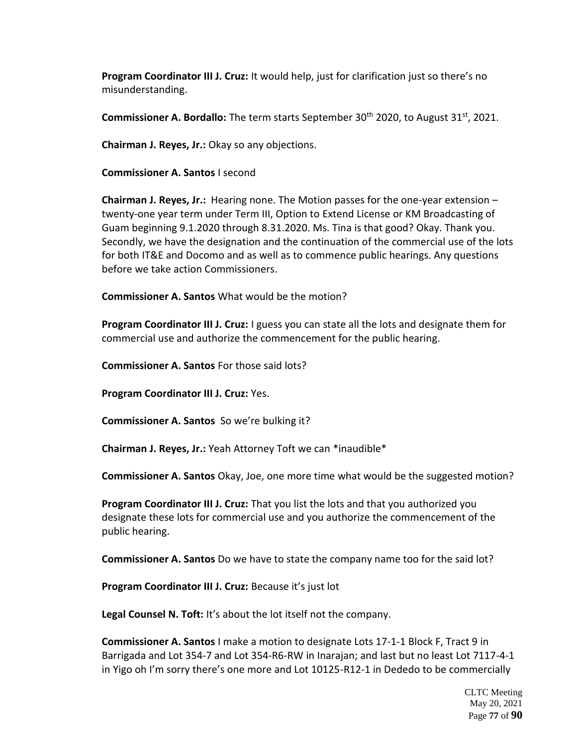**Program Coordinator III J. Cruz:** It would help, just for clarification just so there's no misunderstanding.

**Commissioner A. Bordallo:** The term starts September 30th 2020, to August 31st, 2021.

**Chairman J. Reyes, Jr.:** Okay so any objections.

**Commissioner A. Santos** I second

**Chairman J. Reyes, Jr.:** Hearing none. The Motion passes for the one-year extension – twenty-one year term under Term III, Option to Extend License or KM Broadcasting of Guam beginning 9.1.2020 through 8.31.2020. Ms. Tina is that good? Okay. Thank you. Secondly, we have the designation and the continuation of the commercial use of the lots for both IT&E and Docomo and as well as to commence public hearings. Any questions before we take action Commissioners.

**Commissioner A. Santos** What would be the motion?

**Program Coordinator III J. Cruz:** I guess you can state all the lots and designate them for commercial use and authorize the commencement for the public hearing.

**Commissioner A. Santos** For those said lots?

**Program Coordinator III J. Cruz:** Yes.

**Commissioner A. Santos** So we're bulking it?

**Chairman J. Reyes, Jr.:** Yeah Attorney Toft we can *inaudible*

**Commissioner A. Santos** Okay, Joe, one more time what would be the suggested motion?

**Program Coordinator III J. Cruz:** That you list the lots and that you authorized you designate these lots for commercial use and you authorize the commencement of the public hearing.

**Commissioner A. Santos** Do we have to state the company name too for the said lot?

**Program Coordinator III J. Cruz:** Because it's just lot

**Legal Counsel N. Toft:** It's about the lot itself not the company.

**Commissioner A. Santos** I make a motion to designate Lots 17-1-1 Block F, Tract 9 in Barrigada and Lot 354-7 and Lot 354-R6-RW in Inarajan; and last but no least Lot 7117-4-1 in Yigo oh I'm sorry there's one more and Lot 10125-R12-1 in Dededo to be commercially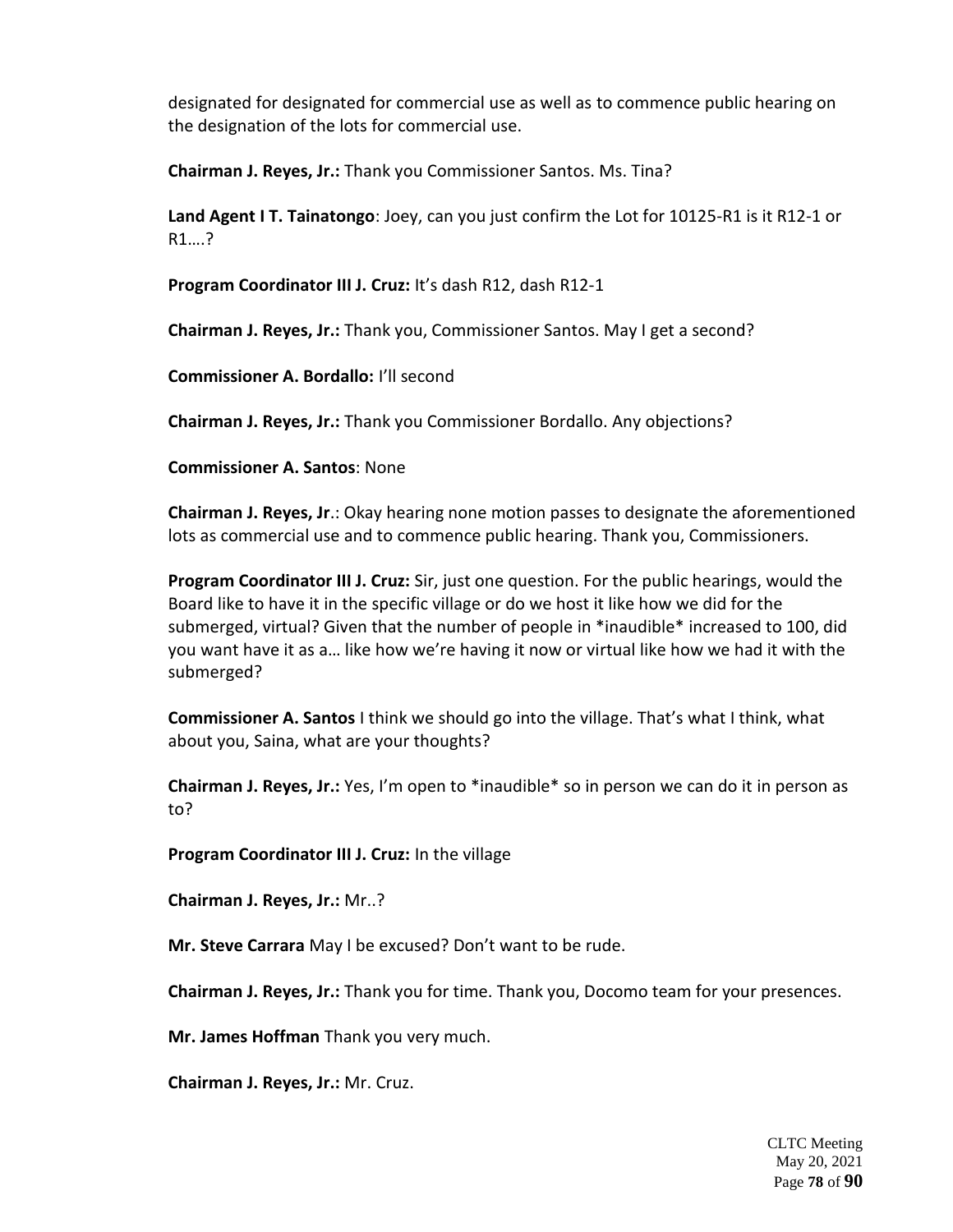designated for designated for commercial use as well as to commence public hearing on the designation of the lots for commercial use.

**Chairman J. Reyes, Jr.:** Thank you Commissioner Santos. Ms. Tina?

**Land Agent I T. Tainatongo**: Joey, can you just confirm the Lot for 10125-R1 is it R12-1 or R1….?

**Program Coordinator III J. Cruz:** It's dash R12, dash R12-1

**Chairman J. Reyes, Jr.:** Thank you, Commissioner Santos. May I get a second?

**Commissioner A. Bordallo:** I'll second

**Chairman J. Reyes, Jr.:** Thank you Commissioner Bordallo. Any objections?

**Commissioner A. Santos**: None

**Chairman J. Reyes, Jr**.: Okay hearing none motion passes to designate the aforementioned lots as commercial use and to commence public hearing. Thank you, Commissioners.

**Program Coordinator III J. Cruz:** Sir, just one question. For the public hearings, would the Board like to have it in the specific village or do we host it like how we did for the submerged, virtual? Given that the number of people in *inaudible* increased to 100, did you want have it as a… like how we're having it now or virtual like how we had it with the submerged?

**Commissioner A. Santos** I think we should go into the village. That's what I think, what about you, Saina, what are your thoughts?

**Chairman J. Reyes, Jr.:** Yes, I'm open to *inaudible* so in person we can do it in person as to?

**Program Coordinator III J. Cruz:** In the village

**Chairman J. Reyes, Jr.:** Mr..?

**Mr. Steve Carrara** May I be excused? Don't want to be rude.

**Chairman J. Reyes, Jr.:** Thank you for time. Thank you, Docomo team for your presences.

**Mr. James Hoffman** Thank you very much.

**Chairman J. Reyes, Jr.:** Mr. Cruz.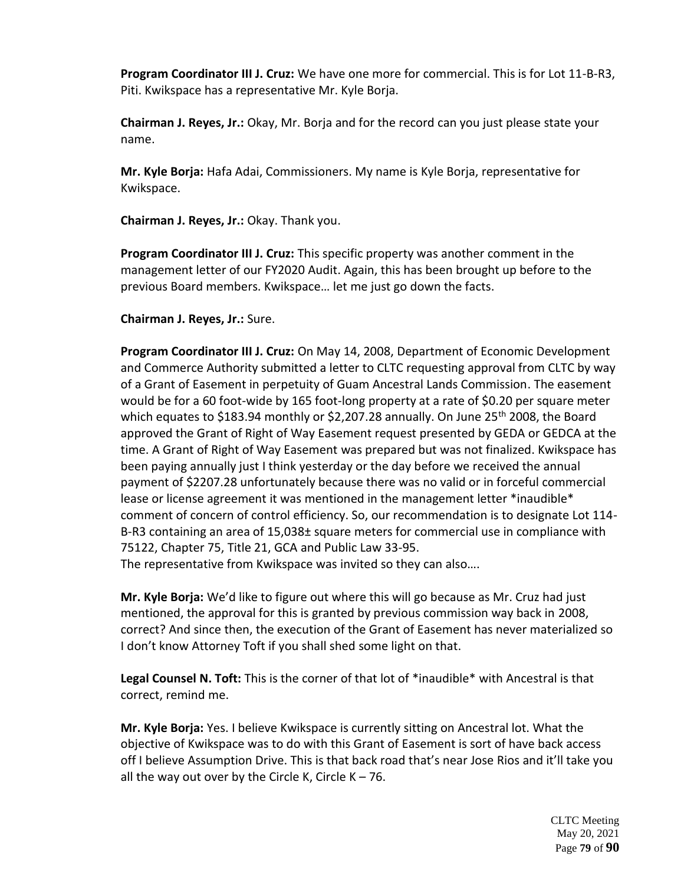**Program Coordinator III J. Cruz:** We have one more for commercial. This is for Lot 11-B-R3, Piti. Kwikspace has a representative Mr. Kyle Borja.

**Chairman J. Reyes, Jr.:** Okay, Mr. Borja and for the record can you just please state your name.

**Mr. Kyle Borja:** Hafa Adai, Commissioners. My name is Kyle Borja, representative for Kwikspace.

**Chairman J. Reyes, Jr.:** Okay. Thank you.

**Program Coordinator III J. Cruz:** This specific property was another comment in the management letter of our FY2020 Audit. Again, this has been brought up before to the previous Board members. Kwikspace… let me just go down the facts.

**Chairman J. Reyes, Jr.:** Sure.

**Program Coordinator III J. Cruz:** On May 14, 2008, Department of Economic Development and Commerce Authority submitted a letter to CLTC requesting approval from CLTC by way of a Grant of Easement in perpetuity of Guam Ancestral Lands Commission. The easement would be for a 60 foot-wide by 165 foot-long property at a rate of $0.20 per square meter which equates to $183.94 monthly or $2,207.28 annually. On June 25th 2008, the Board approved the Grant of Right of Way Easement request presented by GEDA or GEDCA at the time. A Grant of Right of Way Easement was prepared but was not finalized. Kwikspace has been paying annually just I think yesterday or the day before we received the annual payment of $2207.28 unfortunately because there was no valid or in forceful commercial lease or license agreement it was mentioned in the management letter *inaudible* comment of concern of control efficiency. So, our recommendation is to designate Lot 114-B-R3 containing an area of 15,038± square meters for commercial use in compliance with 75122, Chapter 75, Title 21, GCA and Public Law 33-95.
The representative from Kwikspace was invited so they can also….

**Mr. Kyle Borja:** We'd like to figure out where this will go because as Mr. Cruz had just mentioned, the approval for this is granted by previous commission way back in 2008, correct? And since then, the execution of the Grant of Easement has never materialized so I don't know Attorney Toft if you shall shed some light on that.

**Legal Counsel N. Toft:** This is the corner of that lot of *inaudible* with Ancestral is that correct, remind me.

**Mr. Kyle Borja:** Yes. I believe Kwikspace is currently sitting on Ancestral lot. What the objective of Kwikspace was to do with this Grant of Easement is sort of have back access off I believe Assumption Drive. This is that back road that's near Jose Rios and it'll take you all the way out over by the Circle K, Circle K – 76.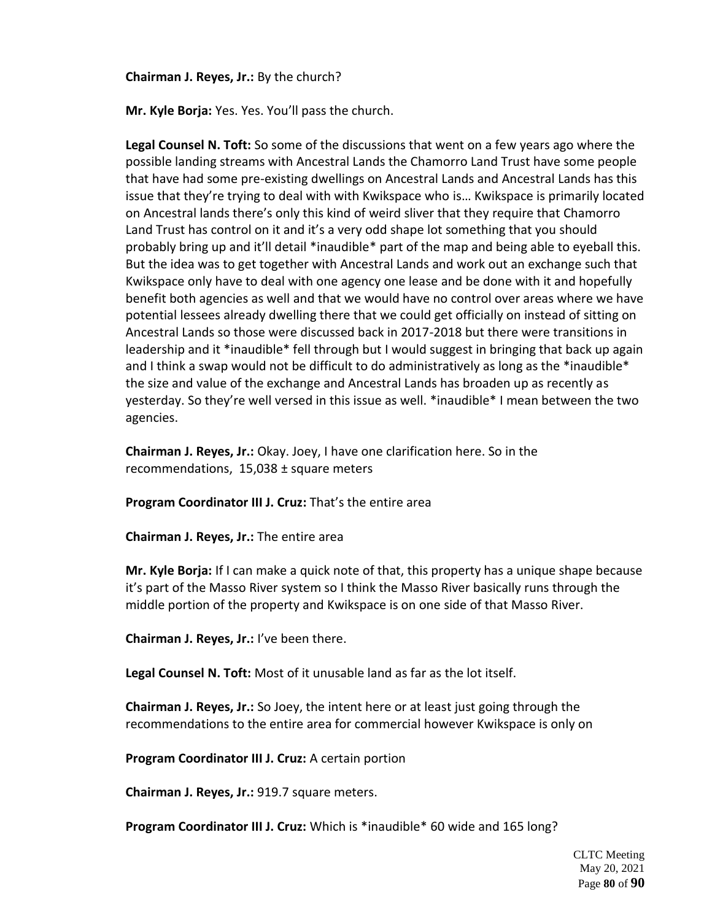**Chairman J. Reyes, Jr.:** By the church?

**Mr. Kyle Borja:** Yes. Yes. You'll pass the church.

**Legal Counsel N. Toft:** So some of the discussions that went on a few years ago where the possible landing streams with Ancestral Lands the Chamorro Land Trust have some people that have had some pre-existing dwellings on Ancestral Lands and Ancestral Lands has this issue that they're trying to deal with with Kwikspace who is… Kwikspace is primarily located on Ancestral lands there's only this kind of weird sliver that they require that Chamorro Land Trust has control on it and it's a very odd shape lot something that you should probably bring up and it'll detail *inaudible* part of the map and being able to eyeball this. But the idea was to get together with Ancestral Lands and work out an exchange such that Kwikspace only have to deal with one agency one lease and be done with it and hopefully benefit both agencies as well and that we would have no control over areas where we have potential lessees already dwelling there that we could get officially on instead of sitting on Ancestral Lands so those were discussed back in 2017-2018 but there were transitions in leadership and it *inaudible* fell through but I would suggest in bringing that back up again and I think a swap would not be difficult to do administratively as long as the *inaudible* the size and value of the exchange and Ancestral Lands has broaden up as recently as yesterday. So they're well versed in this issue as well. *inaudible* I mean between the two agencies.

**Chairman J. Reyes, Jr.:** Okay. Joey, I have one clarification here. So in the recommendations, 15,038 ± square meters

**Program Coordinator III J. Cruz:** That's the entire area

**Chairman J. Reyes, Jr.:** The entire area

**Mr. Kyle Borja:** If I can make a quick note of that, this property has a unique shape because it's part of the Masso River system so I think the Masso River basically runs through the middle portion of the property and Kwikspace is on one side of that Masso River.

**Chairman J. Reyes, Jr.:** I've been there.

**Legal Counsel N. Toft:** Most of it unusable land as far as the lot itself.

**Chairman J. Reyes, Jr.:** So Joey, the intent here or at least just going through the recommendations to the entire area for commercial however Kwikspace is only on

**Program Coordinator III J. Cruz:** A certain portion

**Chairman J. Reyes, Jr.:** 919.7 square meters.

**Program Coordinator III J. Cruz:** Which is *inaudible* 60 wide and 165 long?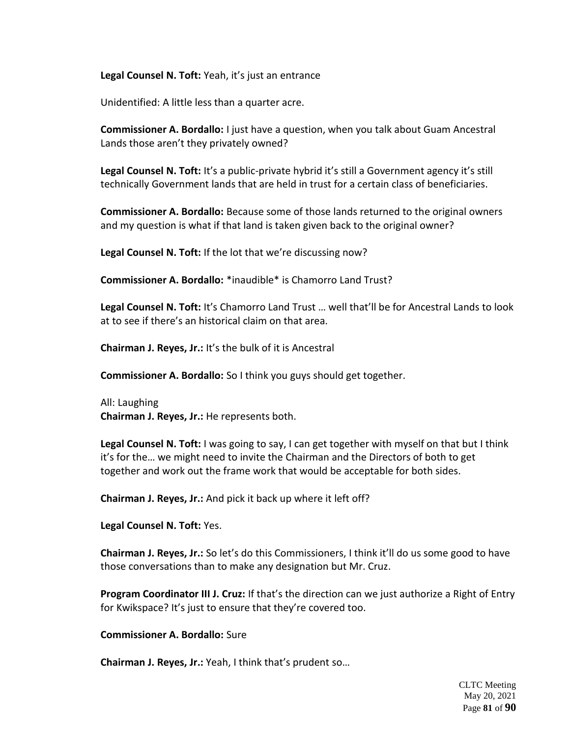**Legal Counsel N. Toft:** Yeah, it's just an entrance

Unidentified: A little less than a quarter acre.

**Commissioner A. Bordallo:** I just have a question, when you talk about Guam Ancestral Lands those aren't they privately owned?

**Legal Counsel N. Toft:** It's a public-private hybrid it's still a Government agency it's still technically Government lands that are held in trust for a certain class of beneficiaries.

**Commissioner A. Bordallo:** Because some of those lands returned to the original owners and my question is what if that land is taken given back to the original owner?

**Legal Counsel N. Toft:** If the lot that we're discussing now?

**Commissioner A. Bordallo:** *inaudible* is Chamorro Land Trust?

**Legal Counsel N. Toft:** It's Chamorro Land Trust … well that'll be for Ancestral Lands to look at to see if there's an historical claim on that area.

**Chairman J. Reyes, Jr.:** It's the bulk of it is Ancestral

**Commissioner A. Bordallo:** So I think you guys should get together.

All: Laughing
**Chairman J. Reyes, Jr.:** He represents both.

**Legal Counsel N. Toft:** I was going to say, I can get together with myself on that but I think it's for the… we might need to invite the Chairman and the Directors of both to get together and work out the frame work that would be acceptable for both sides.

**Chairman J. Reyes, Jr.:** And pick it back up where it left off?

**Legal Counsel N. Toft:** Yes.

**Chairman J. Reyes, Jr.:** So let's do this Commissioners, I think it'll do us some good to have those conversations than to make any designation but Mr. Cruz.

**Program Coordinator III J. Cruz:** If that's the direction can we just authorize a Right of Entry for Kwikspace? It's just to ensure that they're covered too.

**Commissioner A. Bordallo:** Sure

**Chairman J. Reyes, Jr.:** Yeah, I think that's prudent so…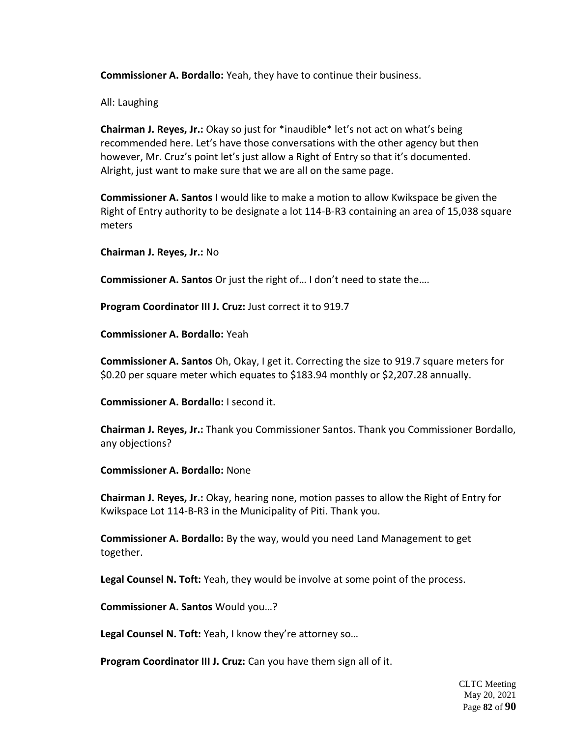**Commissioner A. Bordallo:** Yeah, they have to continue their business.

All: Laughing

**Chairman J. Reyes, Jr.:** Okay so just for *inaudible* let's not act on what's being recommended here. Let's have those conversations with the other agency but then however, Mr. Cruz's point let's just allow a Right of Entry so that it's documented. Alright, just want to make sure that we are all on the same page.

**Commissioner A. Santos** I would like to make a motion to allow Kwikspace be given the Right of Entry authority to be designate a lot 114-B-R3 containing an area of 15,038 square meters

**Chairman J. Reyes, Jr.:** No

**Commissioner A. Santos** Or just the right of… I don't need to state the….

**Program Coordinator III J. Cruz:** Just correct it to 919.7

**Commissioner A. Bordallo:** Yeah

**Commissioner A. Santos** Oh, Okay, I get it. Correcting the size to 919.7 square meters for $0.20 per square meter which equates to $183.94 monthly or $2,207.28 annually.

**Commissioner A. Bordallo:** I second it.

**Chairman J. Reyes, Jr.:** Thank you Commissioner Santos. Thank you Commissioner Bordallo, any objections?

**Commissioner A. Bordallo:** None

**Chairman J. Reyes, Jr.:** Okay, hearing none, motion passes to allow the Right of Entry for Kwikspace Lot 114-B-R3 in the Municipality of Piti. Thank you.

**Commissioner A. Bordallo:** By the way, would you need Land Management to get together.

**Legal Counsel N. Toft:** Yeah, they would be involve at some point of the process.

**Commissioner A. Santos** Would you…?

**Legal Counsel N. Toft:** Yeah, I know they're attorney so…

**Program Coordinator III J. Cruz:** Can you have them sign all of it.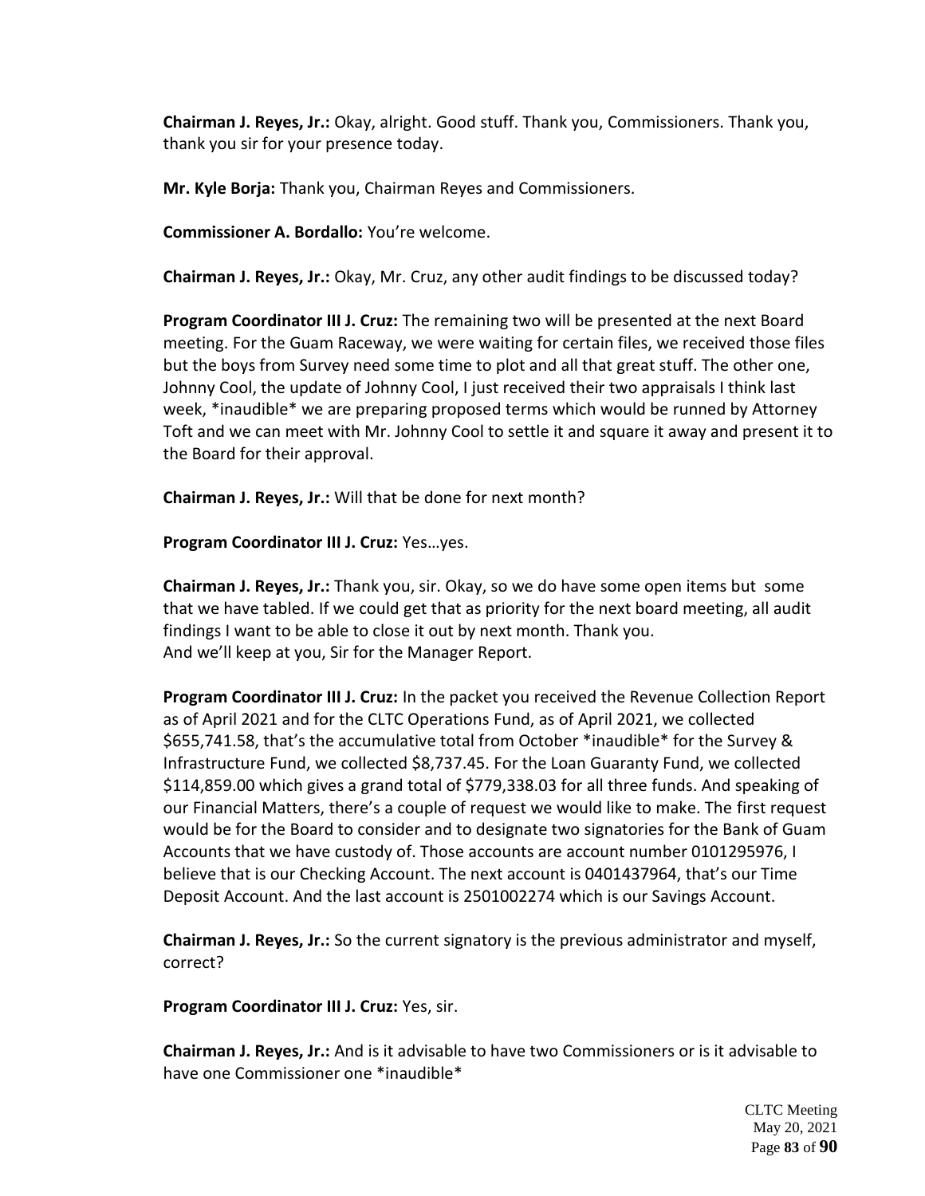**Chairman J. Reyes, Jr.:** Okay, alright. Good stuff. Thank you, Commissioners. Thank you, thank you sir for your presence today.

**Mr. Kyle Borja:** Thank you, Chairman Reyes and Commissioners.

**Commissioner A. Bordallo:** You're welcome.

**Chairman J. Reyes, Jr.:** Okay, Mr. Cruz, any other audit findings to be discussed today?

**Program Coordinator III J. Cruz:** The remaining two will be presented at the next Board meeting. For the Guam Raceway, we were waiting for certain files, we received those files but the boys from Survey need some time to plot and all that great stuff. The other one, Johnny Cool, the update of Johnny Cool, I just received their two appraisals I think last week, *inaudible* we are preparing proposed terms which would be runned by Attorney Toft and we can meet with Mr. Johnny Cool to settle it and square it away and present it to the Board for their approval.

**Chairman J. Reyes, Jr.:** Will that be done for next month?

**Program Coordinator III J. Cruz:** Yes…yes.

**Chairman J. Reyes, Jr.:** Thank you, sir. Okay, so we do have some open items but some that we have tabled. If we could get that as priority for the next board meeting, all audit findings I want to be able to close it out by next month. Thank you.
And we'll keep at you, Sir for the Manager Report.

**Program Coordinator III J. Cruz:** In the packet you received the Revenue Collection Report as of April 2021 and for the CLTC Operations Fund, as of April 2021, we collected $655,741.58, that's the accumulative total from October *inaudible* for the Survey & Infrastructure Fund, we collected $8,737.45. For the Loan Guaranty Fund, we collected $114,859.00 which gives a grand total of $779,338.03 for all three funds. And speaking of our Financial Matters, there's a couple of request we would like to make. The first request would be for the Board to consider and to designate two signatories for the Bank of Guam Accounts that we have custody of. Those accounts are account number 0101295976, I believe that is our Checking Account. The next account is 0401437964, that's our Time Deposit Account. And the last account is 2501002274 which is our Savings Account.

**Chairman J. Reyes, Jr.:** So the current signatory is the previous administrator and myself, correct?

**Program Coordinator III J. Cruz:** Yes, sir.

**Chairman J. Reyes, Jr.:** And is it advisable to have two Commissioners or is it advisable to have one Commissioner one *inaudible*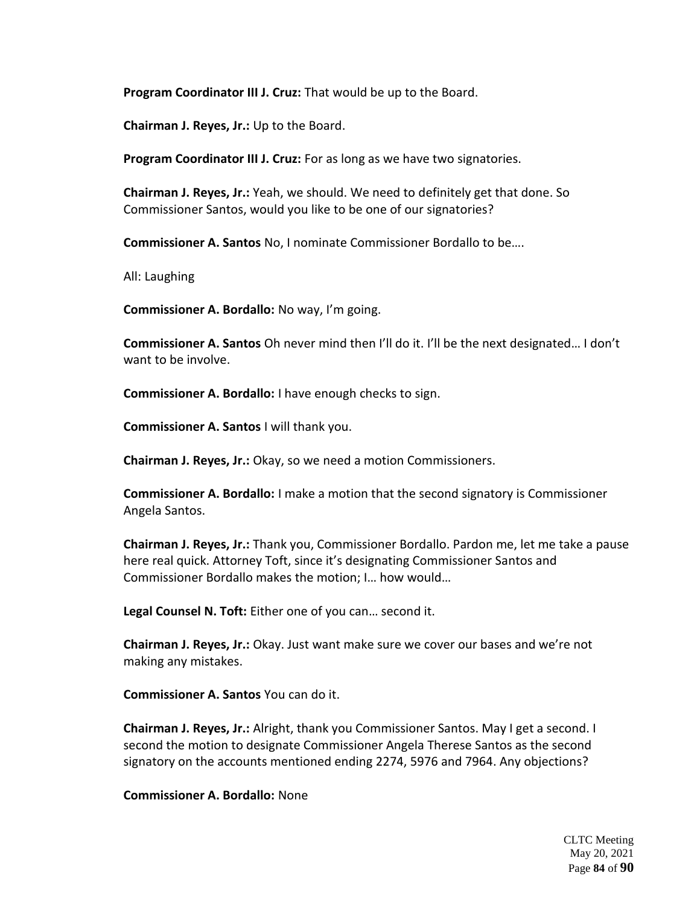**Program Coordinator III J. Cruz:** That would be up to the Board.

**Chairman J. Reyes, Jr.:** Up to the Board.

**Program Coordinator III J. Cruz:** For as long as we have two signatories.

**Chairman J. Reyes, Jr.:** Yeah, we should. We need to definitely get that done. So Commissioner Santos, would you like to be one of our signatories?

**Commissioner A. Santos** No, I nominate Commissioner Bordallo to be….

All: Laughing

**Commissioner A. Bordallo:** No way, I'm going.

**Commissioner A. Santos** Oh never mind then I'll do it. I'll be the next designated… I don't want to be involve.

**Commissioner A. Bordallo:** I have enough checks to sign.

**Commissioner A. Santos** I will thank you.

**Chairman J. Reyes, Jr.:** Okay, so we need a motion Commissioners.

**Commissioner A. Bordallo:** I make a motion that the second signatory is Commissioner Angela Santos.

**Chairman J. Reyes, Jr.:** Thank you, Commissioner Bordallo. Pardon me, let me take a pause here real quick. Attorney Toft, since it's designating Commissioner Santos and Commissioner Bordallo makes the motion; I… how would…

**Legal Counsel N. Toft:** Either one of you can… second it.

**Chairman J. Reyes, Jr.:** Okay. Just want make sure we cover our bases and we're not making any mistakes.

**Commissioner A. Santos** You can do it.

**Chairman J. Reyes, Jr.:** Alright, thank you Commissioner Santos. May I get a second. I second the motion to designate Commissioner Angela Therese Santos as the second signatory on the accounts mentioned ending 2274, 5976 and 7964. Any objections?

**Commissioner A. Bordallo:** None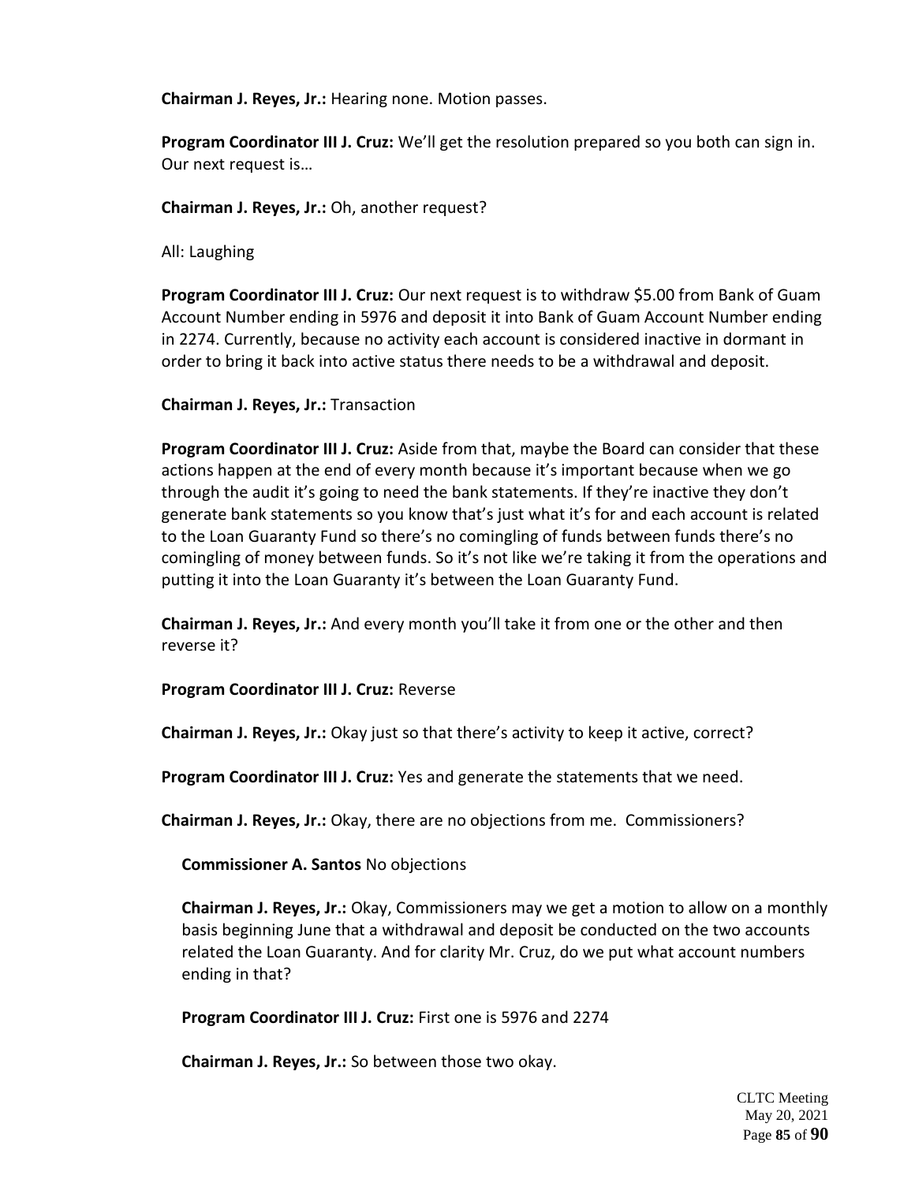**Chairman J. Reyes, Jr.:** Hearing none. Motion passes.

**Program Coordinator III J. Cruz:** We'll get the resolution prepared so you both can sign in. Our next request is…

**Chairman J. Reyes, Jr.:** Oh, another request?

All: Laughing

**Program Coordinator III J. Cruz:** Our next request is to withdraw $5.00 from Bank of Guam Account Number ending in 5976 and deposit it into Bank of Guam Account Number ending in 2274. Currently, because no activity each account is considered inactive in dormant in order to bring it back into active status there needs to be a withdrawal and deposit.

**Chairman J. Reyes, Jr.:** Transaction

**Program Coordinator III J. Cruz:** Aside from that, maybe the Board can consider that these actions happen at the end of every month because it's important because when we go through the audit it's going to need the bank statements. If they're inactive they don't generate bank statements so you know that's just what it's for and each account is related to the Loan Guaranty Fund so there's no comingling of funds between funds there's no comingling of money between funds. So it's not like we're taking it from the operations and putting it into the Loan Guaranty it's between the Loan Guaranty Fund.

**Chairman J. Reyes, Jr.:** And every month you'll take it from one or the other and then reverse it?

**Program Coordinator III J. Cruz:** Reverse

**Chairman J. Reyes, Jr.:** Okay just so that there's activity to keep it active, correct?

**Program Coordinator III J. Cruz:** Yes and generate the statements that we need.

**Chairman J. Reyes, Jr.:** Okay, there are no objections from me. Commissioners?

**Commissioner A. Santos** No objections

**Chairman J. Reyes, Jr.:** Okay, Commissioners may we get a motion to allow on a monthly basis beginning June that a withdrawal and deposit be conducted on the two accounts related the Loan Guaranty. And for clarity Mr. Cruz, do we put what account numbers ending in that?

**Program Coordinator III J. Cruz:** First one is 5976 and 2274

**Chairman J. Reyes, Jr.:** So between those two okay.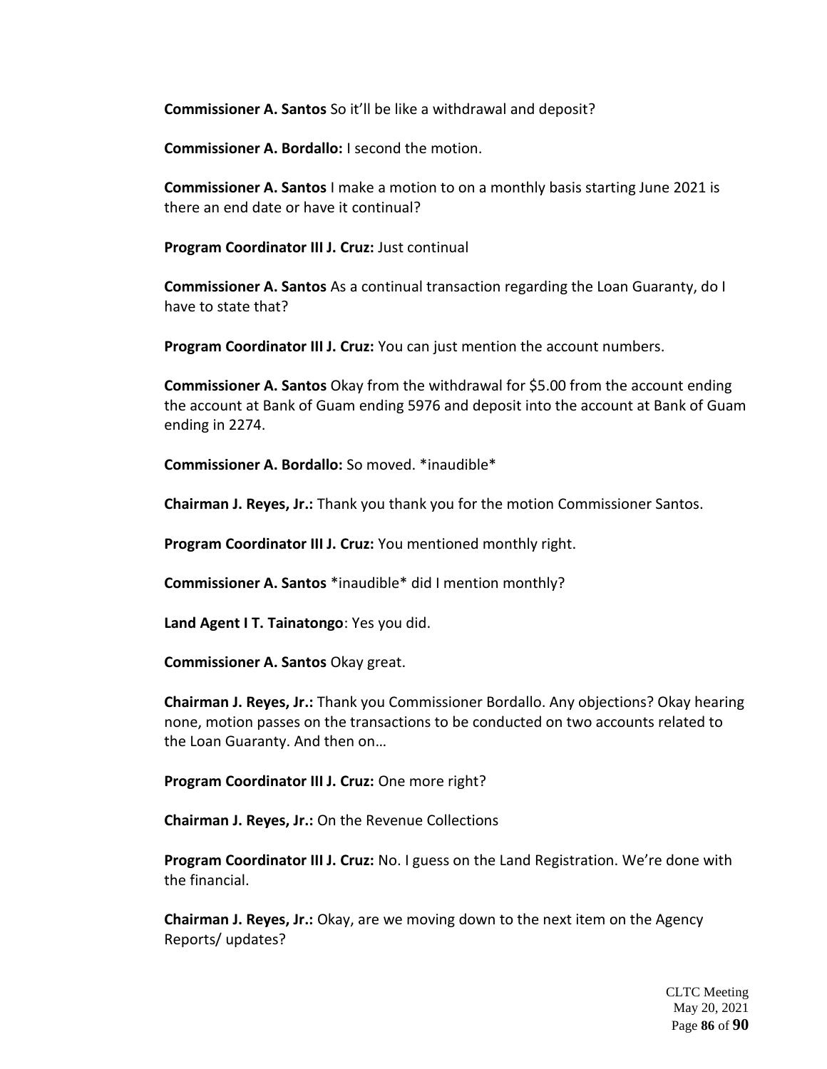**Commissioner A. Santos** So it'll be like a withdrawal and deposit?

**Commissioner A. Bordallo:** I second the motion.

**Commissioner A. Santos** I make a motion to on a monthly basis starting June 2021 is there an end date or have it continual?

**Program Coordinator III J. Cruz:** Just continual

**Commissioner A. Santos** As a continual transaction regarding the Loan Guaranty, do I have to state that?

**Program Coordinator III J. Cruz:** You can just mention the account numbers.

**Commissioner A. Santos** Okay from the withdrawal for $5.00 from the account ending the account at Bank of Guam ending 5976 and deposit into the account at Bank of Guam ending in 2274.

**Commissioner A. Bordallo:** So moved. *inaudible*

**Chairman J. Reyes, Jr.:** Thank you thank you for the motion Commissioner Santos.

**Program Coordinator III J. Cruz:** You mentioned monthly right.

**Commissioner A. Santos** *inaudible* did I mention monthly?

**Land Agent I T. Tainatongo**: Yes you did.

**Commissioner A. Santos** Okay great.

**Chairman J. Reyes, Jr.:** Thank you Commissioner Bordallo. Any objections? Okay hearing none, motion passes on the transactions to be conducted on two accounts related to the Loan Guaranty. And then on…

**Program Coordinator III J. Cruz:** One more right?

**Chairman J. Reyes, Jr.:** On the Revenue Collections

**Program Coordinator III J. Cruz:** No. I guess on the Land Registration. We're done with the financial.

**Chairman J. Reyes, Jr.:** Okay, are we moving down to the next item on the Agency Reports/ updates?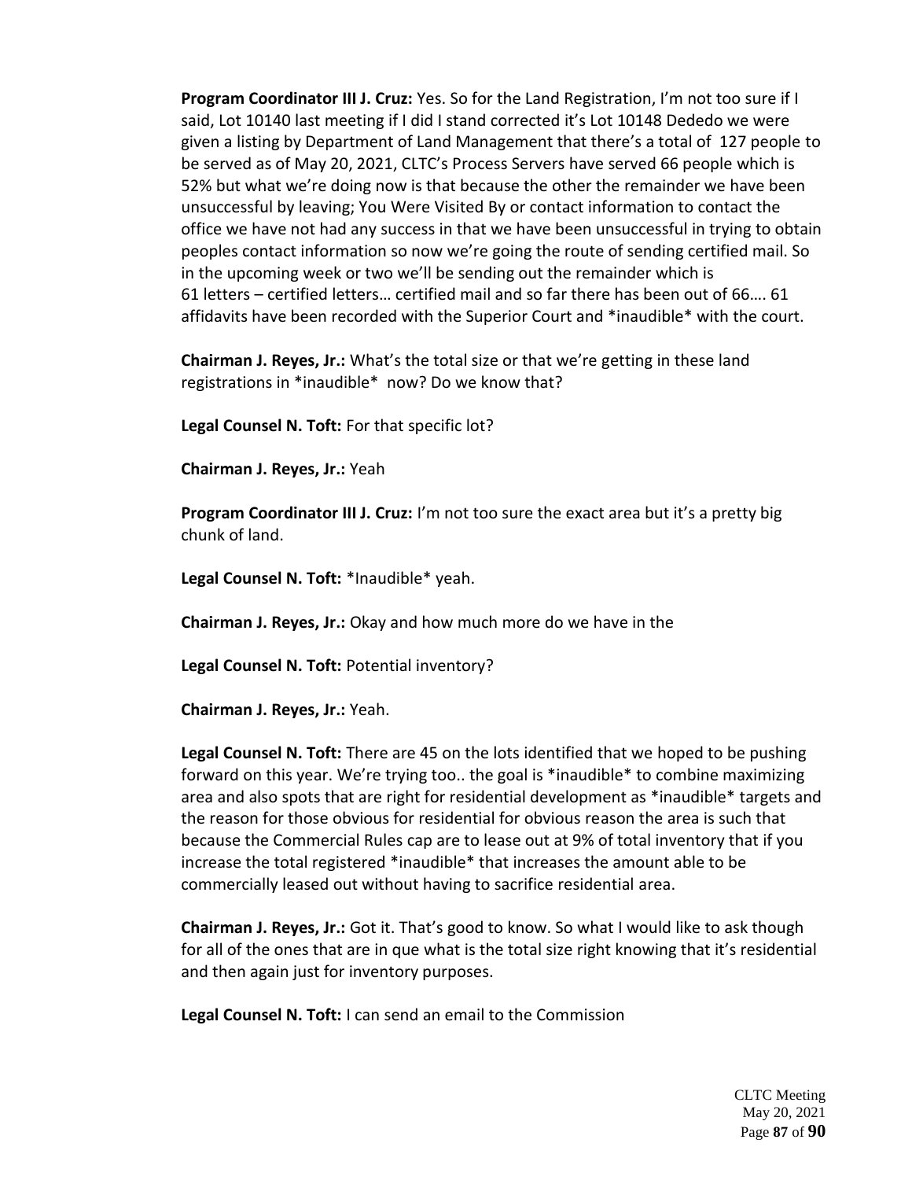**Program Coordinator III J. Cruz:** Yes. So for the Land Registration, I'm not too sure if I said, Lot 10140 last meeting if I did I stand corrected it's Lot 10148 Dededo we were given a listing by Department of Land Management that there's a total of 127 people to be served as of May 20, 2021, CLTC's Process Servers have served 66 people which is 52% but what we're doing now is that because the other the remainder we have been unsuccessful by leaving; You Were Visited By or contact information to contact the office we have not had any success in that we have been unsuccessful in trying to obtain peoples contact information so now we're going the route of sending certified mail. So in the upcoming week or two we'll be sending out the remainder which is 61 letters – certified letters… certified mail and so far there has been out of 66…. 61 affidavits have been recorded with the Superior Court and *inaudible* with the court.

**Chairman J. Reyes, Jr.:** What's the total size or that we're getting in these land registrations in *inaudible* now? Do we know that?

**Legal Counsel N. Toft:** For that specific lot?

**Chairman J. Reyes, Jr.:** Yeah

**Program Coordinator III J. Cruz:** I'm not too sure the exact area but it's a pretty big chunk of land.

**Legal Counsel N. Toft:** *Inaudible* yeah.

**Chairman J. Reyes, Jr.:** Okay and how much more do we have in the

**Legal Counsel N. Toft:** Potential inventory?

**Chairman J. Reyes, Jr.:** Yeah.

**Legal Counsel N. Toft:** There are 45 on the lots identified that we hoped to be pushing forward on this year. We're trying too.. the goal is *inaudible* to combine maximizing area and also spots that are right for residential development as *inaudible* targets and the reason for those obvious for residential for obvious reason the area is such that because the Commercial Rules cap are to lease out at 9% of total inventory that if you increase the total registered *inaudible* that increases the amount able to be commercially leased out without having to sacrifice residential area.

**Chairman J. Reyes, Jr.:** Got it. That's good to know. So what I would like to ask though for all of the ones that are in que what is the total size right knowing that it's residential and then again just for inventory purposes.

**Legal Counsel N. Toft:** I can send an email to the Commission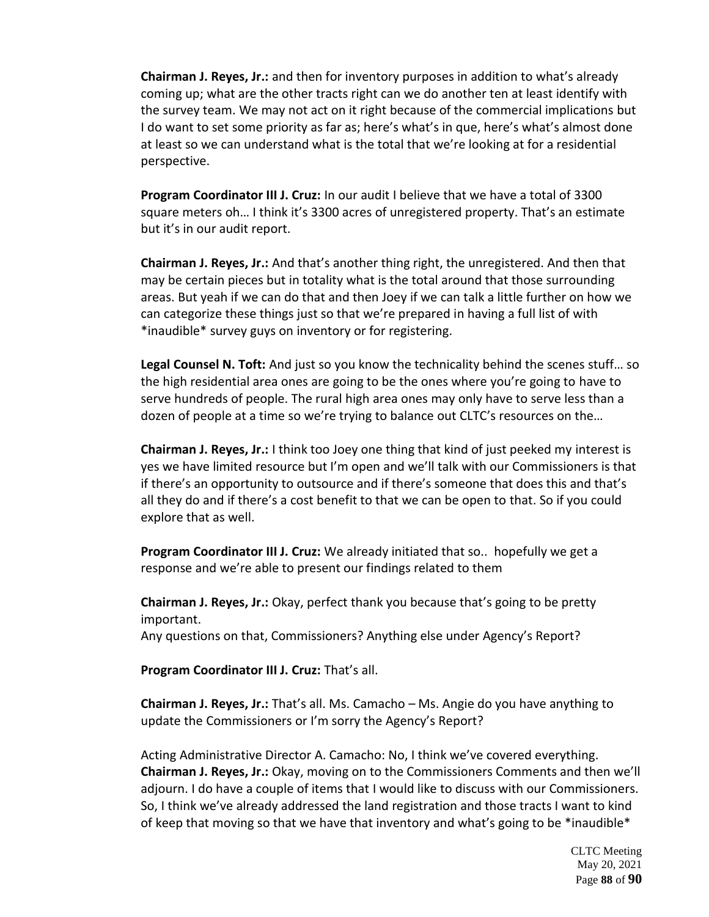**Chairman J. Reyes, Jr.:** and then for inventory purposes in addition to what's already coming up; what are the other tracts right can we do another ten at least identify with the survey team. We may not act on it right because of the commercial implications but I do want to set some priority as far as; here's what's in que, here's what's almost done at least so we can understand what is the total that we're looking at for a residential perspective.

**Program Coordinator III J. Cruz:** In our audit I believe that we have a total of 3300 square meters oh… I think it's 3300 acres of unregistered property. That's an estimate but it's in our audit report.

**Chairman J. Reyes, Jr.:** And that's another thing right, the unregistered. And then that may be certain pieces but in totality what is the total around that those surrounding areas. But yeah if we can do that and then Joey if we can talk a little further on how we can categorize these things just so that we're prepared in having a full list of with *inaudible* survey guys on inventory or for registering.

**Legal Counsel N. Toft:** And just so you know the technicality behind the scenes stuff… so the high residential area ones are going to be the ones where you're going to have to serve hundreds of people. The rural high area ones may only have to serve less than a dozen of people at a time so we're trying to balance out CLTC's resources on the…

**Chairman J. Reyes, Jr.:** I think too Joey one thing that kind of just peeked my interest is yes we have limited resource but I'm open and we'll talk with our Commissioners is that if there's an opportunity to outsource and if there's someone that does this and that's all they do and if there's a cost benefit to that we can be open to that. So if you could explore that as well.

**Program Coordinator III J. Cruz:** We already initiated that so.. hopefully we get a response and we're able to present our findings related to them

**Chairman J. Reyes, Jr.:** Okay, perfect thank you because that's going to be pretty important.
Any questions on that, Commissioners? Anything else under Agency's Report?

**Program Coordinator III J. Cruz:** That's all.

**Chairman J. Reyes, Jr.:** That's all. Ms. Camacho – Ms. Angie do you have anything to update the Commissioners or I'm sorry the Agency's Report?

Acting Administrative Director A. Camacho: No, I think we've covered everything.

**Chairman J. Reyes, Jr.:** Okay, moving on to the Commissioners Comments and then we'll adjourn. I do have a couple of items that I would like to discuss with our Commissioners. So, I think we've already addressed the land registration and those tracts I want to kind of keep that moving so that we have that inventory and what's going to be *inaudible*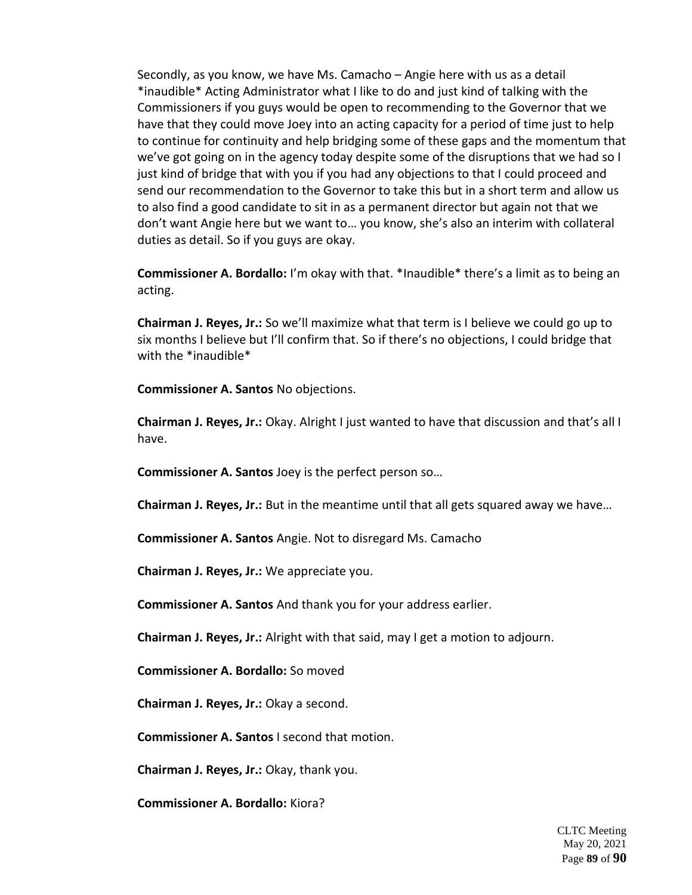Secondly, as you know, we have Ms. Camacho – Angie here with us as a detail *inaudible* Acting Administrator what I like to do and just kind of talking with the Commissioners if you guys would be open to recommending to the Governor that we have that they could move Joey into an acting capacity for a period of time just to help to continue for continuity and help bridging some of these gaps and the momentum that we've got going on in the agency today despite some of the disruptions that we had so I just kind of bridge that with you if you had any objections to that I could proceed and send our recommendation to the Governor to take this but in a short term and allow us to also find a good candidate to sit in as a permanent director but again not that we don't want Angie here but we want to… you know, she's also an interim with collateral duties as detail. So if you guys are okay.

**Commissioner A. Bordallo:** I'm okay with that. *Inaudible* there's a limit as to being an acting.

**Chairman J. Reyes, Jr.:** So we'll maximize what that term is I believe we could go up to six months I believe but I'll confirm that. So if there's no objections, I could bridge that with the *inaudible*

**Commissioner A. Santos** No objections.

**Chairman J. Reyes, Jr.:** Okay. Alright I just wanted to have that discussion and that's all I have.

**Commissioner A. Santos** Joey is the perfect person so…

**Chairman J. Reyes, Jr.:** But in the meantime until that all gets squared away we have…

**Commissioner A. Santos** Angie. Not to disregard Ms. Camacho

**Chairman J. Reyes, Jr.:** We appreciate you.

**Commissioner A. Santos** And thank you for your address earlier.

**Chairman J. Reyes, Jr.:** Alright with that said, may I get a motion to adjourn.

**Commissioner A. Bordallo:** So moved

**Chairman J. Reyes, Jr.:** Okay a second.

**Commissioner A. Santos** I second that motion.

**Chairman J. Reyes, Jr.:** Okay, thank you.

**Commissioner A. Bordallo:** Kiora?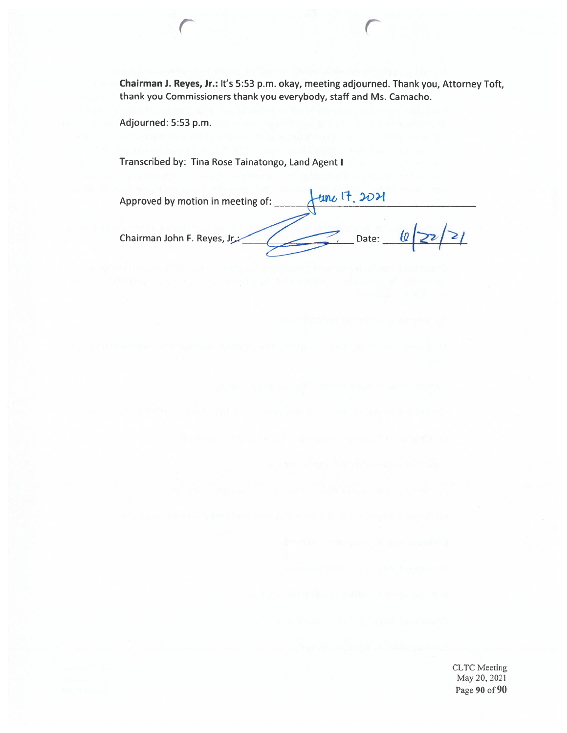**Chairman J. Reyes, Jr.:** It's 5:53 p.m. okay, meeting adjourned. Thank you, Attorney Toft, thank you Commissioners thank you everybody, staff and Ms. Camacho.

Adjourned: 5:53 p.m.

Transcribed by: Tina Rose Tainatongo, Land Agent I

Approved by motion in meeting of: June 17, 2021

Chairman John F. Reyes, Jr.: ______________ Date: 6/22/21